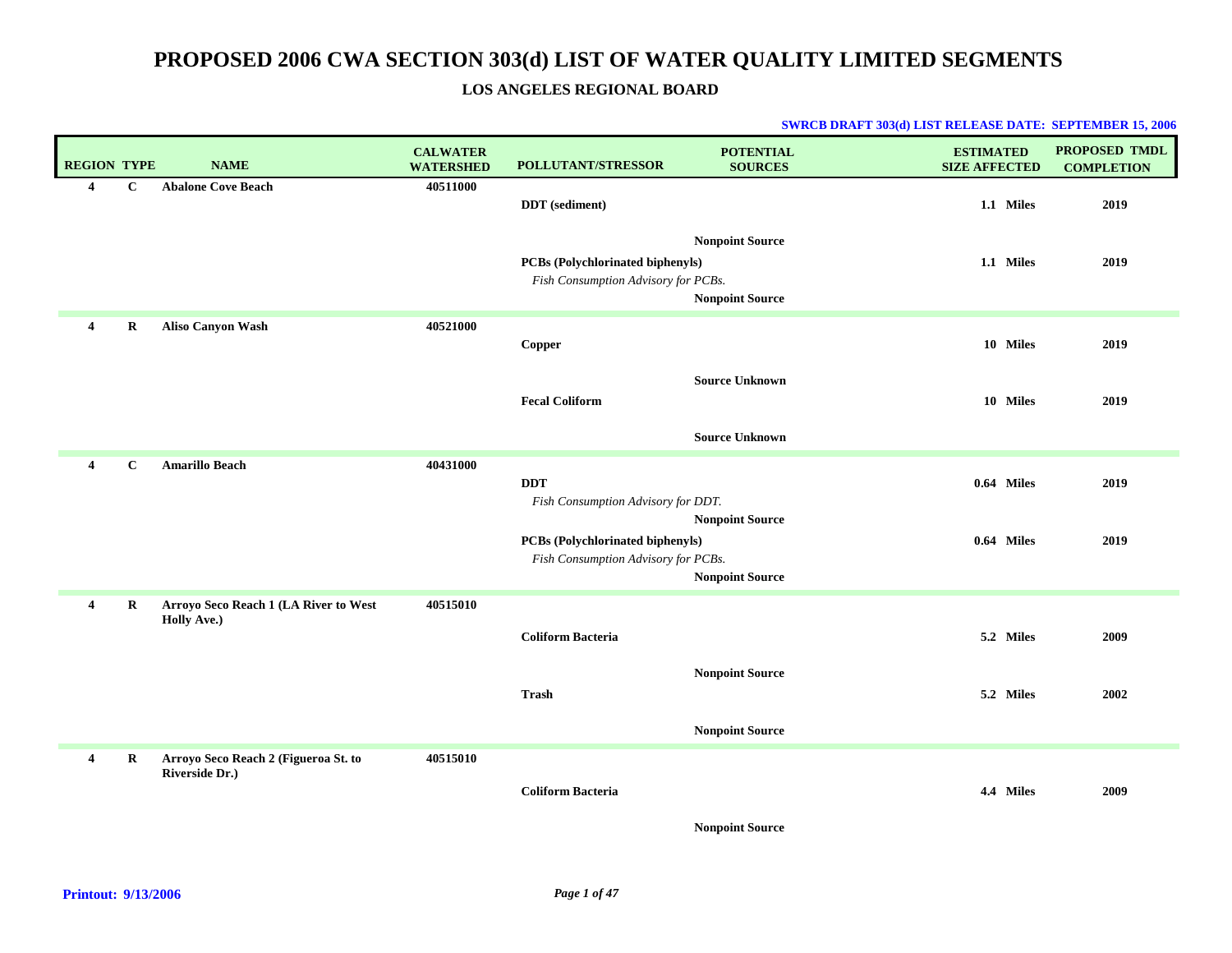# PROPOSED 2006 CWA SECTION 303(d) LIST OF WATER QUALITY LIMITED SEGMENTS

## LOS ANGELES REGIONAL BOARD

**SWRCB DRAFT 303(d) LIST RELEASE DATE: SEPTEMBER 15, 2006**

| REGION | TYPE | NAME | CALWATER WATERSHED | POLLUTANT/STRESSOR | POTENTIAL SOURCES | ESTIMATED SIZE AFFECTED | PROPOSED TMDL COMPLETION |
|---|---|---|---|---|---|---|---|
| **4** | **C** | **Abalone Cove Beach** | **40511000** | | | | |
| | | | | **DDT (sediment)** | | **1.1 Miles** | **2019** |
| | | | | | **Nonpoint Source** | | |
| | | | | **PCBs (Polychlorinated biphenyls)** | | **1.1 Miles** | **2019** |
| | | | | *Fish Consumption Advisory for PCBs.* | | | |
| | | | | | **Nonpoint Source** | | |
| **4** | **R** | **Aliso Canyon Wash** | **40521000** | | | | |
| | | | | **Copper** | | **10 Miles** | **2019** |
| | | | | | **Source Unknown** | | |
| | | | | **Fecal Coliform** | | **10 Miles** | **2019** |
| | | | | | **Source Unknown** | | |
| **4** | **C** | **Amarillo Beach** | **40431000** | | | | |
| | | | | **DDT** | | **0.64 Miles** | **2019** |
| | | | | *Fish Consumption Advisory for DDT.* | | | |
| | | | | | **Nonpoint Source** | | |
| | | | | **PCBs (Polychlorinated biphenyls)** | | **0.64 Miles** | **2019** |
| | | | | *Fish Consumption Advisory for PCBs.* | | | |
| | | | | | **Nonpoint Source** | | |
| **4** | **R** | **Arroyo Seco Reach 1 (LA River to West Holly Ave.)** | **40515010** | | | | |
| | | | | **Coliform Bacteria** | | **5.2 Miles** | **2009** |
| | | | | | **Nonpoint Source** | | |
| | | | | **Trash** | | **5.2 Miles** | **2002** |
| | | | | | **Nonpoint Source** | | |
| **4** | **R** | **Arroyo Seco Reach 2 (Figueroa St. to Riverside Dr.)** | **40515010** | | | | |
| | | | | **Coliform Bacteria** | | **4.4 Miles** | **2009** |
| | | | | | **Nonpoint Source** | | |

**Printout: 9/13/2006**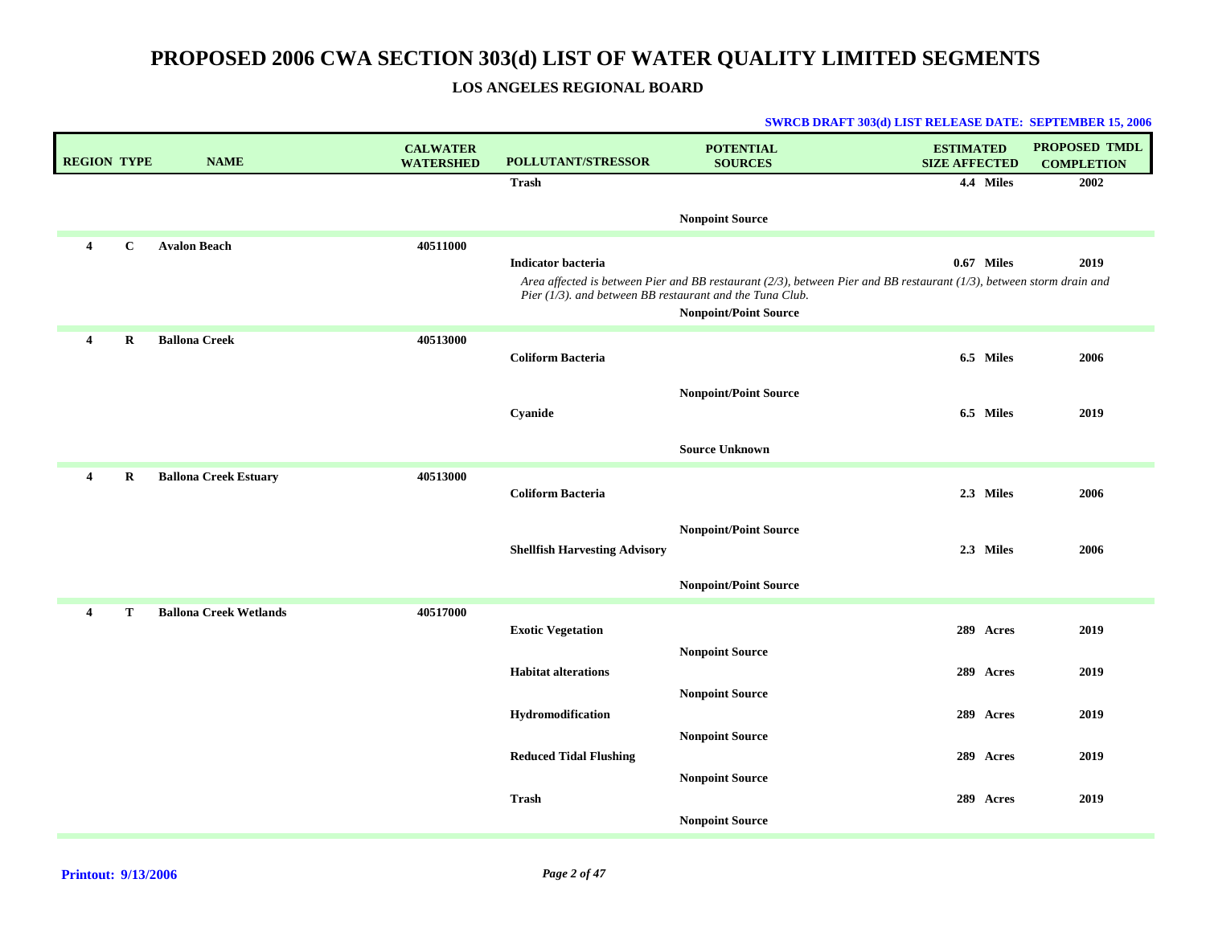# PROPOSED 2006 CWA SECTION 303(d) LIST OF WATER QUALITY LIMITED SEGMENTS

## LOS ANGELES REGIONAL BOARD

**SWRCB DRAFT 303(d) LIST RELEASE DATE: SEPTEMBER 15, 2006**

| REGION | TYPE | NAME | CALWATER WATERSHED | POLLUTANT/STRESSOR | POTENTIAL SOURCES | ESTIMATED SIZE AFFECTED | PROPOSED TMDL COMPLETION |
|---|---|---|---|---|---|---|---|
| | | | | **Trash** | | **4.4 Miles** | **2002** |
| | | | | | **Nonpoint Source** | | |
| **4** | **C** | **Avalon Beach** | **40511000** | | | | |
| | | | | **Indicator bacteria** | | **0.67 Miles** | **2019** |
| | | | | *Area affected is between Pier and BB restaurant (2/3), between Pier and BB restaurant (1/3), between storm drain and Pier (1/3). and between BB restaurant and the Tuna Club.* | | | |
| | | | | | **Nonpoint/Point Source** | | |
| **4** | **R** | **Ballona Creek** | **40513000** | | | | |
| | | | | **Coliform Bacteria** | | **6.5 Miles** | **2006** |
| | | | | | **Nonpoint/Point Source** | | |
| | | | | **Cyanide** | | **6.5 Miles** | **2019** |
| | | | | | **Source Unknown** | | |
| **4** | **R** | **Ballona Creek Estuary** | **40513000** | | | | |
| | | | | **Coliform Bacteria** | | **2.3 Miles** | **2006** |
| | | | | | **Nonpoint/Point Source** | | |
| | | | | **Shellfish Harvesting Advisory** | | **2.3 Miles** | **2006** |
| | | | | | **Nonpoint/Point Source** | | |
| **4** | **T** | **Ballona Creek Wetlands** | **40517000** | | | | |
| | | | | **Exotic Vegetation** | | **289 Acres** | **2019** |
| | | | | | **Nonpoint Source** | | |
| | | | | **Habitat alterations** | | **289 Acres** | **2019** |
| | | | | | **Nonpoint Source** | | |
| | | | | **Hydromodification** | | **289 Acres** | **2019** |
| | | | | | **Nonpoint Source** | | |
| | | | | **Reduced Tidal Flushing** | | **289 Acres** | **2019** |
| | | | | | **Nonpoint Source** | | |
| | | | | **Trash** | | **289 Acres** | **2019** |
| | | | | | **Nonpoint Source** | | |

**Printout: 9/13/2006**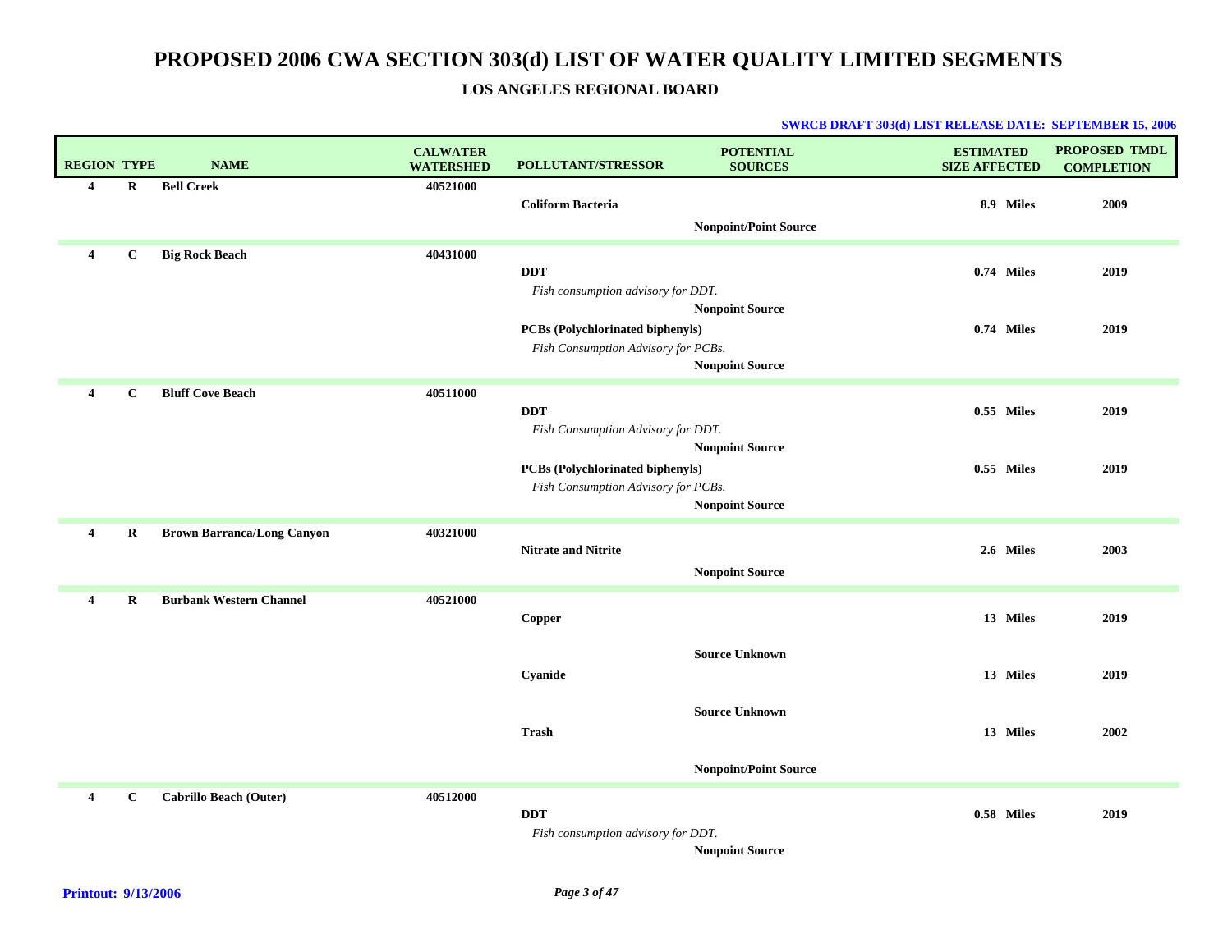# PROPOSED 2006 CWA SECTION 303(d) LIST OF WATER QUALITY LIMITED SEGMENTS

## LOS ANGELES REGIONAL BOARD

**SWRCB DRAFT 303(d) LIST RELEASE DATE: SEPTEMBER 15, 2006**

| REGION | TYPE | NAME | CALWATER WATERSHED | POLLUTANT/STRESSOR | POTENTIAL SOURCES | ESTIMATED SIZE AFFECTED | PROPOSED TMDL COMPLETION |
|---|---|---|---|---|---|---|---|
| 4 | R | **Bell Creek** | 40521000 | | | | |
| | | | | **Coliform Bacteria** | | 8.9 Miles | 2009 |
| | | | | | **Nonpoint/Point Source** | | |
| 4 | C | **Big Rock Beach** | 40431000 | | | | |
| | | | | **DDT** | | 0.74 Miles | 2019 |
| | | | | *Fish consumption advisory for DDT.* | | | |
| | | | | | **Nonpoint Source** | | |
| | | | | **PCBs (Polychlorinated biphenyls)** | | 0.74 Miles | 2019 |
| | | | | *Fish Consumption Advisory for PCBs.* | | | |
| | | | | | **Nonpoint Source** | | |
| 4 | C | **Bluff Cove Beach** | 40511000 | | | | |
| | | | | **DDT** | | 0.55 Miles | 2019 |
| | | | | *Fish Consumption Advisory for DDT.* | | | |
| | | | | | **Nonpoint Source** | | |
| | | | | **PCBs (Polychlorinated biphenyls)** | | 0.55 Miles | 2019 |
| | | | | *Fish Consumption Advisory for PCBs.* | | | |
| | | | | | **Nonpoint Source** | | |
| 4 | R | **Brown Barranca/Long Canyon** | 40321000 | | | | |
| | | | | **Nitrate and Nitrite** | | 2.6 Miles | 2003 |
| | | | | | **Nonpoint Source** | | |
| 4 | R | **Burbank Western Channel** | 40521000 | | | | |
| | | | | **Copper** | | 13 Miles | 2019 |
| | | | | | **Source Unknown** | | |
| | | | | **Cyanide** | | 13 Miles | 2019 |
| | | | | | **Source Unknown** | | |
| | | | | **Trash** | | 13 Miles | 2002 |
| | | | | | **Nonpoint/Point Source** | | |
| 4 | C | **Cabrillo Beach (Outer)** | 40512000 | | | | |
| | | | | **DDT** | | 0.58 Miles | 2019 |
| | | | | *Fish consumption advisory for DDT.* | | | |
| | | | | | **Nonpoint Source** | | |

**Printout: 9/13/2006**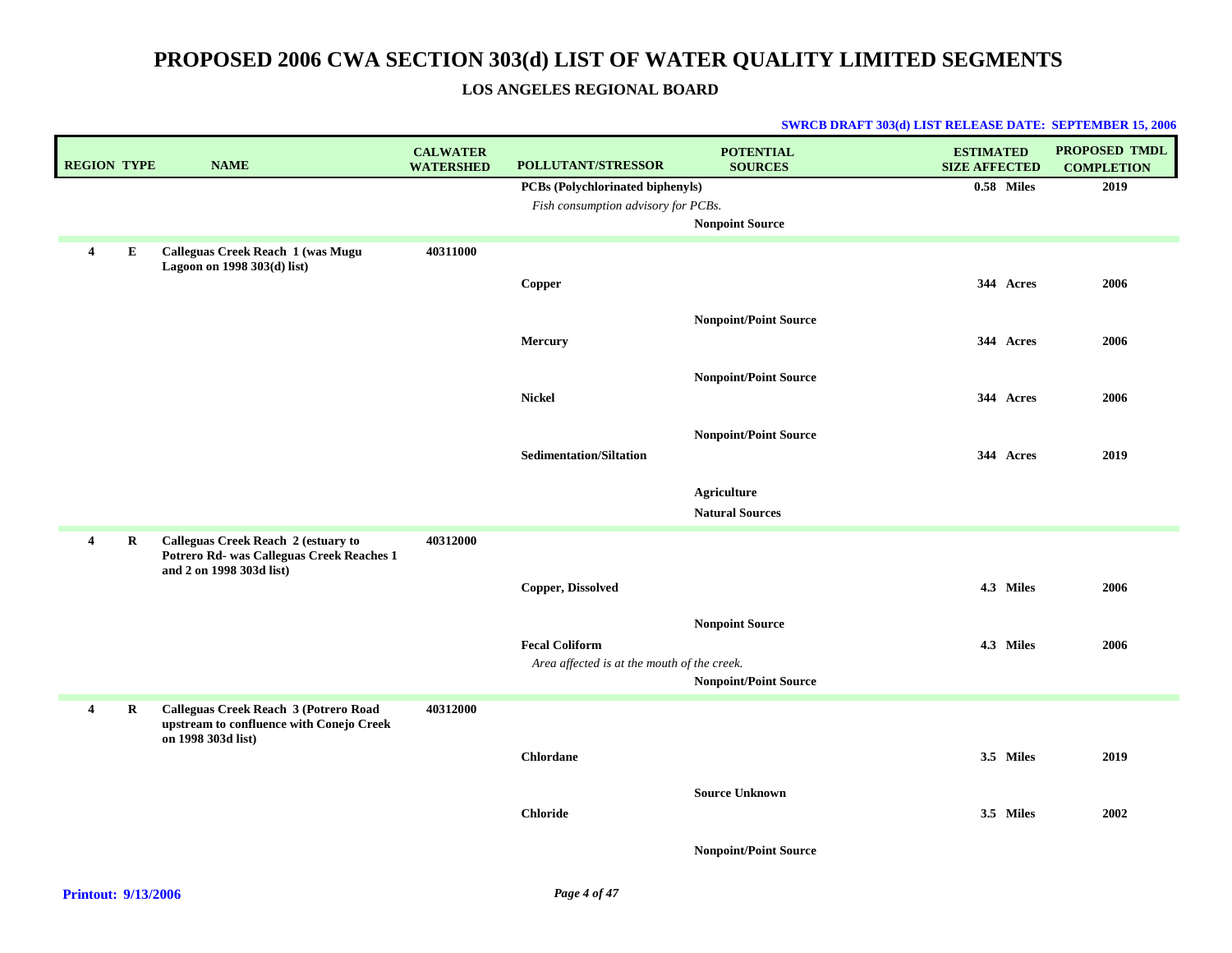# PROPOSED 2006 CWA SECTION 303(d) LIST OF WATER QUALITY LIMITED SEGMENTS

## LOS ANGELES REGIONAL BOARD

**SWRCB DRAFT 303(d) LIST RELEASE DATE: SEPTEMBER 15, 2006**

| REGION | TYPE | NAME | CALWATER WATERSHED | POLLUTANT/STRESSOR | POTENTIAL SOURCES | ESTIMATED SIZE AFFECTED | PROPOSED TMDL COMPLETION |
|---|---|---|---|---|---|---|---|
| | | | | **PCBs (Polychlorinated biphenyls)** | | **0.58 Miles** | **2019** |
| | | | | *Fish consumption advisory for PCBs.* | | | |
| | | | | | **Nonpoint Source** | | |
| **4** | **E** | **Calleguas Creek Reach 1 (was Mugu Lagoon on 1998 303(d) list)** | **40311000** | | | | |
| | | | | **Copper** | | **344 Acres** | **2006** |
| | | | | | **Nonpoint/Point Source** | | |
| | | | | **Mercury** | | **344 Acres** | **2006** |
| | | | | | **Nonpoint/Point Source** | | |
| | | | | **Nickel** | | **344 Acres** | **2006** |
| | | | | | **Nonpoint/Point Source** | | |
| | | | | **Sedimentation/Siltation** | | **344 Acres** | **2019** |
| | | | | | **Agriculture** | | |
| | | | | | **Natural Sources** | | |
| **4** | **R** | **Calleguas Creek Reach 2 (estuary to Potrero Rd- was Calleguas Creek Reaches 1 and 2 on 1998 303d list)** | **40312000** | | | | |
| | | | | **Copper, Dissolved** | | **4.3 Miles** | **2006** |
| | | | | | **Nonpoint Source** | | |
| | | | | **Fecal Coliform** | | **4.3 Miles** | **2006** |
| | | | | *Area affected is at the mouth of the creek.* | | | |
| | | | | | **Nonpoint/Point Source** | | |
| **4** | **R** | **Calleguas Creek Reach 3 (Potrero Road upstream to confluence with Conejo Creek on 1998 303d list)** | **40312000** | | | | |
| | | | | **Chlordane** | | **3.5 Miles** | **2019** |
| | | | | | **Source Unknown** | | |
| | | | | **Chloride** | | **3.5 Miles** | **2002** |
| | | | | | **Nonpoint/Point Source** | | |

**Printout: 9/13/2006**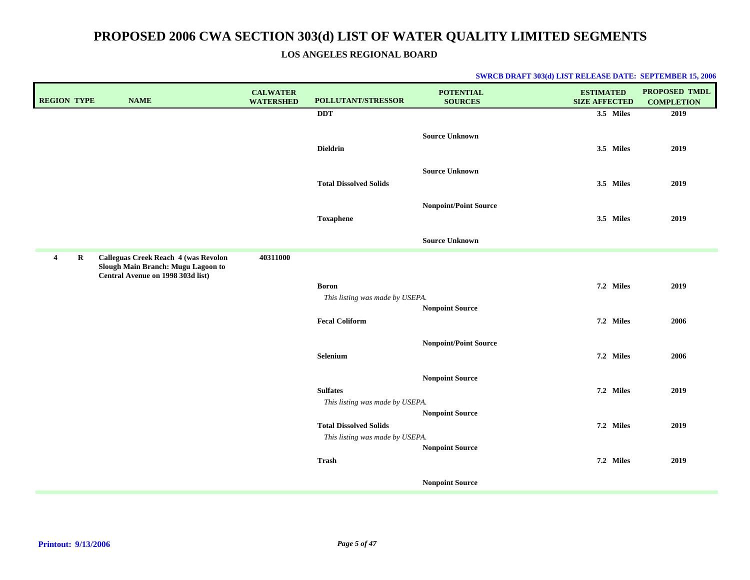# PROPOSED 2006 CWA SECTION 303(d) LIST OF WATER QUALITY LIMITED SEGMENTS

## LOS ANGELES REGIONAL BOARD

**SWRCB DRAFT 303(d) LIST RELEASE DATE: SEPTEMBER 15, 2006**

| REGION | TYPE | NAME | CALWATER WATERSHED | POLLUTANT/STRESSOR | POTENTIAL SOURCES | ESTIMATED SIZE AFFECTED | PROPOSED TMDL COMPLETION |
|---|---|---|---|---|---|---|---|
| | | | | **DDT** | | 3.5 Miles | 2019 |
| | | | | | Source Unknown | | |
| | | | | **Dieldrin** | | 3.5 Miles | 2019 |
| | | | | | Source Unknown | | |
| | | | | **Total Dissolved Solids** | | 3.5 Miles | 2019 |
| | | | | | Nonpoint/Point Source | | |
| | | | | **Toxaphene** | | 3.5 Miles | 2019 |
| | | | | | Source Unknown | | |
| 4 | R | **Calleguas Creek Reach 4 (was Revolon Slough Main Branch: Mugu Lagoon to Central Avenue on 1998 303d list)** | 40311000 | | | | |
| | | | | **Boron** | | 7.2 Miles | 2019 |
| | | | | *This listing was made by USEPA.* | Nonpoint Source | | |
| | | | | **Fecal Coliform** | | 7.2 Miles | 2006 |
| | | | | | Nonpoint/Point Source | | |
| | | | | **Selenium** | | 7.2 Miles | 2006 |
| | | | | | Nonpoint Source | | |
| | | | | **Sulfates** | | 7.2 Miles | 2019 |
| | | | | *This listing was made by USEPA.* | Nonpoint Source | | |
| | | | | **Total Dissolved Solids** | | 7.2 Miles | 2019 |
| | | | | *This listing was made by USEPA.* | Nonpoint Source | | |
| | | | | **Trash** | | 7.2 Miles | 2019 |
| | | | | | Nonpoint Source | | |

Printout: 9/13/2006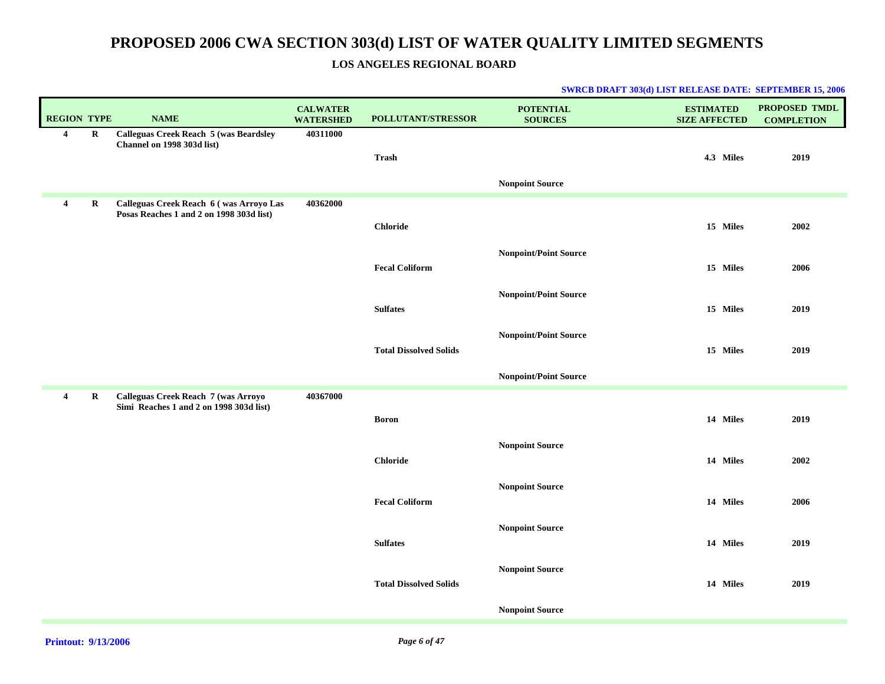# PROPOSED 2006 CWA SECTION 303(d) LIST OF WATER QUALITY LIMITED SEGMENTS

## LOS ANGELES REGIONAL BOARD

**SWRCB DRAFT 303(d) LIST RELEASE DATE: SEPTEMBER 15, 2006**

| REGION | TYPE | NAME | CALWATER WATERSHED | POLLUTANT/STRESSOR | POTENTIAL SOURCES | ESTIMATED SIZE AFFECTED | PROPOSED TMDL COMPLETION |
|---|---|---|---|---|---|---|---|
| 4 | R | Calleguas Creek Reach 5 (was Beardsley Channel on 1998 303d list) | 40311000 | | | | |
| | | | | Trash | | 4.3 Miles | 2019 |
| | | | | | Nonpoint Source | | |
| 4 | R | Calleguas Creek Reach 6 ( was Arroyo Las Posas Reaches 1 and 2 on 1998 303d list) | 40362000 | | | | |
| | | | | Chloride | | 15 Miles | 2002 |
| | | | | | Nonpoint/Point Source | | |
| | | | | Fecal Coliform | | 15 Miles | 2006 |
| | | | | | Nonpoint/Point Source | | |
| | | | | Sulfates | | 15 Miles | 2019 |
| | | | | | Nonpoint/Point Source | | |
| | | | | Total Dissolved Solids | | 15 Miles | 2019 |
| | | | | | Nonpoint/Point Source | | |
| 4 | R | Calleguas Creek Reach 7 (was Arroyo Simi Reaches 1 and 2 on 1998 303d list) | 40367000 | | | | |
| | | | | Boron | | 14 Miles | 2019 |
| | | | | | Nonpoint Source | | |
| | | | | Chloride | | 14 Miles | 2002 |
| | | | | | Nonpoint Source | | |
| | | | | Fecal Coliform | | 14 Miles | 2006 |
| | | | | | Nonpoint Source | | |
| | | | | Sulfates | | 14 Miles | 2019 |
| | | | | | Nonpoint Source | | |
| | | | | Total Dissolved Solids | | 14 Miles | 2019 |
| | | | | | Nonpoint Source | | |

**Printout: 9/13/2006**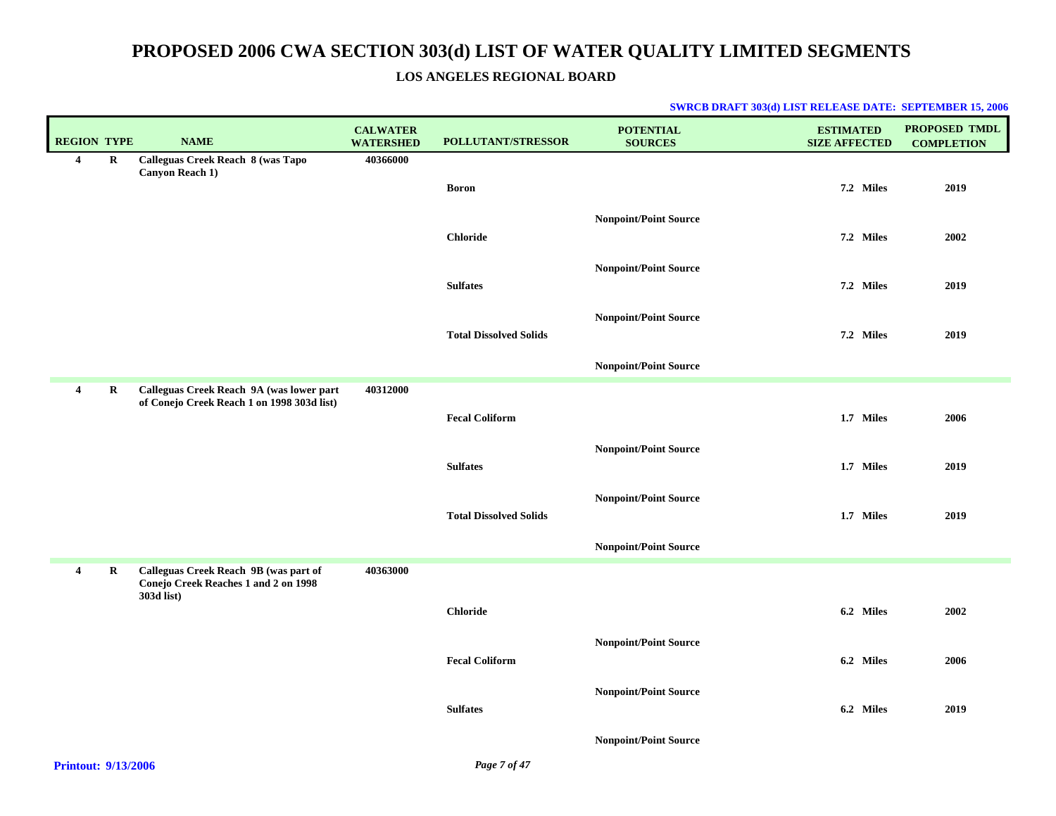# PROPOSED 2006 CWA SECTION 303(d) LIST OF WATER QUALITY LIMITED SEGMENTS

## LOS ANGELES REGIONAL BOARD

**SWRCB DRAFT 303(d) LIST RELEASE DATE: SEPTEMBER 15, 2006**

| REGION | TYPE | NAME | CALWATER WATERSHED | POLLUTANT/STRESSOR | POTENTIAL SOURCES | ESTIMATED SIZE AFFECTED | PROPOSED TMDL COMPLETION |
|---|---|---|---|---|---|---|---|
| 4 | R | Calleguas Creek Reach 8 (was Tapo Canyon Reach 1) | 40366000 | | | | |
| | | | | Boron | | 7.2 Miles | 2019 |
| | | | | | Nonpoint/Point Source | | |
| | | | | Chloride | | 7.2 Miles | 2002 |
| | | | | | Nonpoint/Point Source | | |
| | | | | Sulfates | | 7.2 Miles | 2019 |
| | | | | | Nonpoint/Point Source | | |
| | | | | Total Dissolved Solids | | 7.2 Miles | 2019 |
| | | | | | Nonpoint/Point Source | | |
| 4 | R | Calleguas Creek Reach 9A (was lower part of Conejo Creek Reach 1 on 1998 303d list) | 40312000 | | | | |
| | | | | Fecal Coliform | | 1.7 Miles | 2006 |
| | | | | | Nonpoint/Point Source | | |
| | | | | Sulfates | | 1.7 Miles | 2019 |
| | | | | | Nonpoint/Point Source | | |
| | | | | Total Dissolved Solids | | 1.7 Miles | 2019 |
| | | | | | Nonpoint/Point Source | | |
| 4 | R | Calleguas Creek Reach 9B (was part of Conejo Creek Reaches 1 and 2 on 1998 303d list) | 40363000 | | | | |
| | | | | Chloride | | 6.2 Miles | 2002 |
| | | | | | Nonpoint/Point Source | | |
| | | | | Fecal Coliform | | 6.2 Miles | 2006 |
| | | | | | Nonpoint/Point Source | | |
| | | | | Sulfates | | 6.2 Miles | 2019 |
| | | | | | Nonpoint/Point Source | | |

**Printout: 9/13/2006**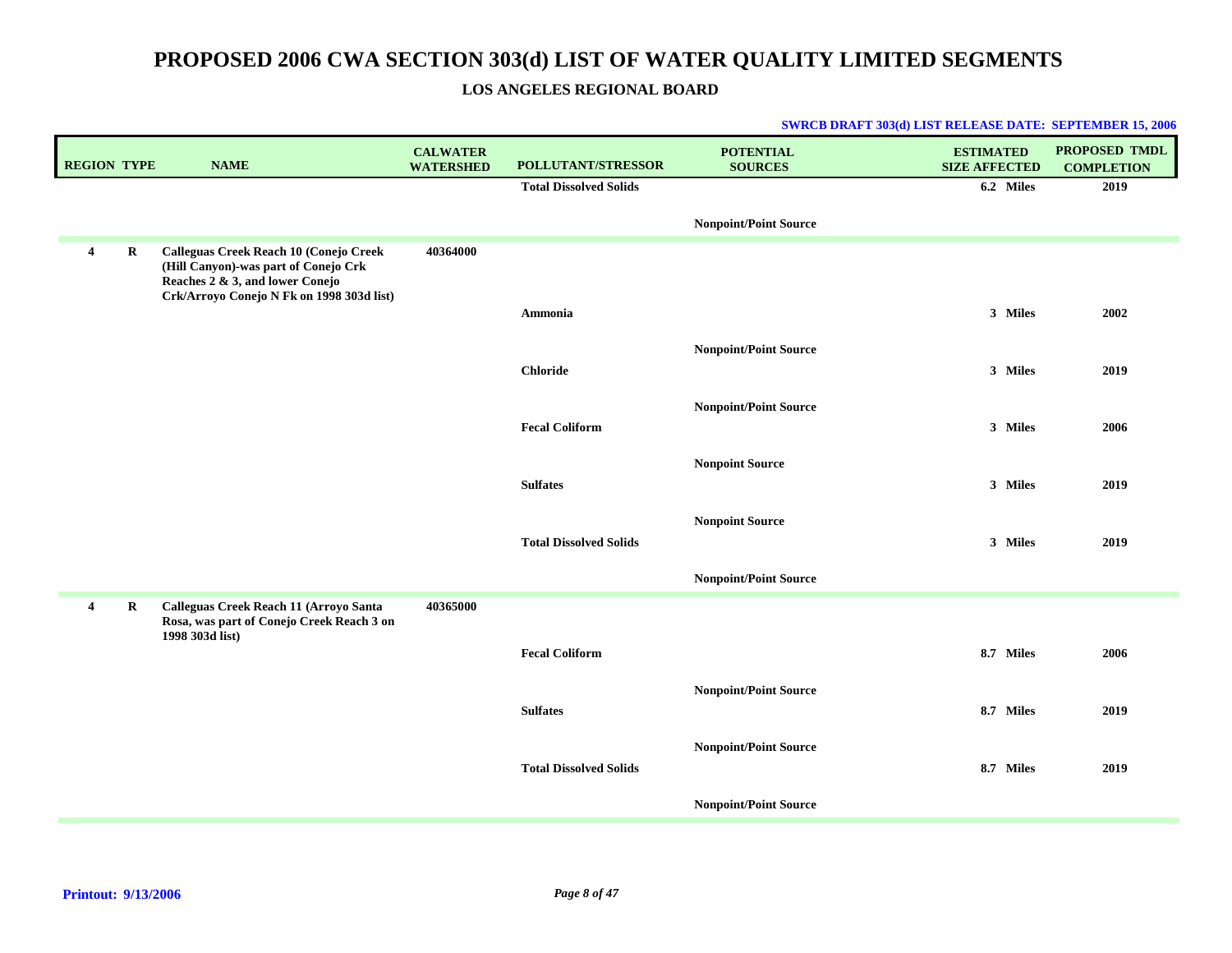# PROPOSED 2006 CWA SECTION 303(d) LIST OF WATER QUALITY LIMITED SEGMENTS

## LOS ANGELES REGIONAL BOARD

**SWRCB DRAFT 303(d) LIST RELEASE DATE: SEPTEMBER 15, 2006**

| REGION | TYPE | NAME | CALWATER WATERSHED | POLLUTANT/STRESSOR | POTENTIAL SOURCES | ESTIMATED SIZE AFFECTED | PROPOSED TMDL COMPLETION |
|---|---|---|---|---|---|---|---|
| | | | | Total Dissolved Solids | | 6.2 Miles | 2019 |
| | | | | | Nonpoint/Point Source | | |
| 4 | R | Calleguas Creek Reach 10 (Conejo Creek (Hill Canyon)-was part of Conejo Crk Reaches 2 & 3, and lower Conejo Crk/Arroyo Conejo N Fk on 1998 303d list) | 40364000 | | | | |
| | | | | Ammonia | | 3 Miles | 2002 |
| | | | | | Nonpoint/Point Source | | |
| | | | | Chloride | | 3 Miles | 2019 |
| | | | | | Nonpoint/Point Source | | |
| | | | | Fecal Coliform | | 3 Miles | 2006 |
| | | | | | Nonpoint Source | | |
| | | | | Sulfates | | 3 Miles | 2019 |
| | | | | | Nonpoint Source | | |
| | | | | Total Dissolved Solids | | 3 Miles | 2019 |
| | | | | | Nonpoint/Point Source | | |
| 4 | R | Calleguas Creek Reach 11 (Arroyo Santa Rosa, was part of Conejo Creek Reach 3 on 1998 303d list) | 40365000 | | | | |
| | | | | Fecal Coliform | | 8.7 Miles | 2006 |
| | | | | | Nonpoint/Point Source | | |
| | | | | Sulfates | | 8.7 Miles | 2019 |
| | | | | | Nonpoint/Point Source | | |
| | | | | Total Dissolved Solids | | 8.7 Miles | 2019 |
| | | | | | Nonpoint/Point Source | | |

**Printout: 9/13/2006**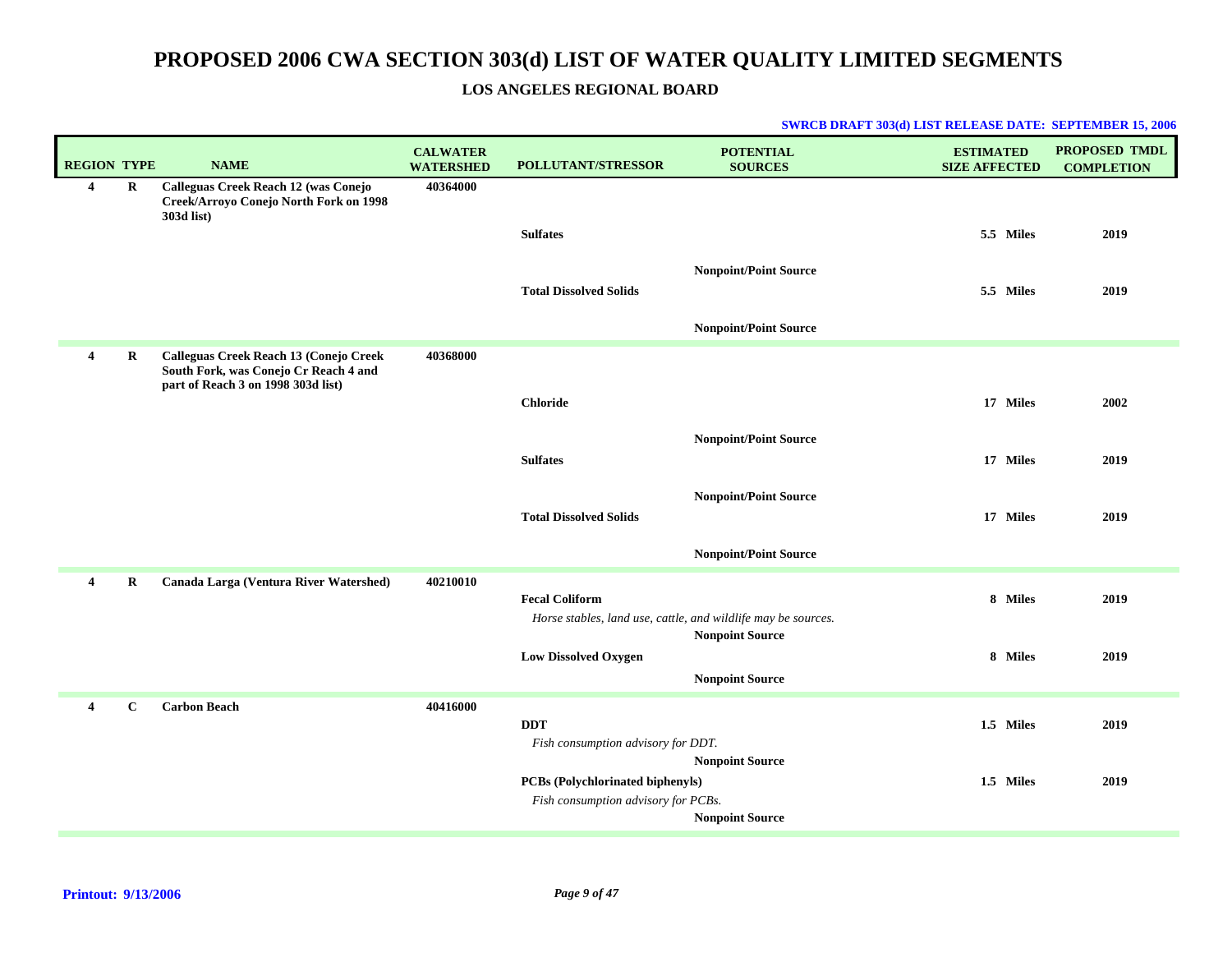# PROPOSED 2006 CWA SECTION 303(d) LIST OF WATER QUALITY LIMITED SEGMENTS

## LOS ANGELES REGIONAL BOARD

**SWRCB DRAFT 303(d) LIST RELEASE DATE: SEPTEMBER 15, 2006**

| REGION | TYPE | NAME | CALWATER WATERSHED | POLLUTANT/STRESSOR | POTENTIAL SOURCES | ESTIMATED SIZE AFFECTED | PROPOSED TMDL COMPLETION |
|---|---|---|---|---|---|---|---|
| 4 | R | Calleguas Creek Reach 12 (was Conejo Creek/Arroyo Conejo North Fork on 1998 303d list) | 40364000 | | | | |
| | | | | Sulfates | | 5.5 Miles | 2019 |
| | | | | | Nonpoint/Point Source | | |
| | | | | Total Dissolved Solids | | 5.5 Miles | 2019 |
| | | | | | Nonpoint/Point Source | | |
| 4 | R | Calleguas Creek Reach 13 (Conejo Creek South Fork, was Conejo Cr Reach 4 and part of Reach 3 on 1998 303d list) | 40368000 | | | | |
| | | | | Chloride | | 17 Miles | 2002 |
| | | | | | Nonpoint/Point Source | | |
| | | | | Sulfates | | 17 Miles | 2019 |
| | | | | | Nonpoint/Point Source | | |
| | | | | Total Dissolved Solids | | 17 Miles | 2019 |
| | | | | | Nonpoint/Point Source | | |
| 4 | R | Canada Larga (Ventura River Watershed) | 40210010 | | | | |
| | | | | Fecal Coliform<br>*Horse stables, land use, cattle, and wildlife may be sources.* | | 8 Miles | 2019 |
| | | | | | Nonpoint Source | | |
| | | | | Low Dissolved Oxygen | | 8 Miles | 2019 |
| | | | | | Nonpoint Source | | |
| 4 | C | Carbon Beach | 40416000 | | | | |
| | | | | DDT<br>*Fish consumption advisory for DDT.* | | 1.5 Miles | 2019 |
| | | | | | Nonpoint Source | | |
| | | | | PCBs (Polychlorinated biphenyls)<br>*Fish consumption advisory for PCBs.* | | 1.5 Miles | 2019 |
| | | | | | Nonpoint Source | | |

**Printout: 9/13/2006**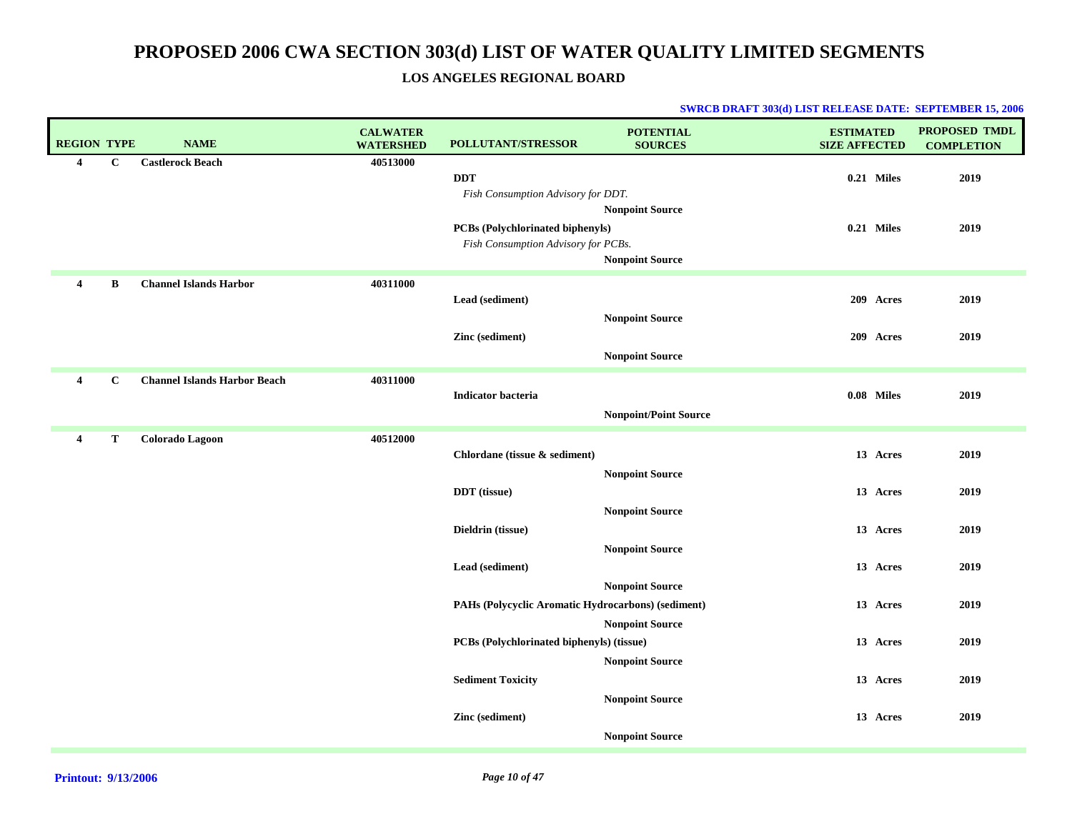# PROPOSED 2006 CWA SECTION 303(d) LIST OF WATER QUALITY LIMITED SEGMENTS

## LOS ANGELES REGIONAL BOARD

**SWRCB DRAFT 303(d) LIST RELEASE DATE: SEPTEMBER 15, 2006**

| REGION | TYPE | NAME | CALWATER WATERSHED | POLLUTANT/STRESSOR | POTENTIAL SOURCES | ESTIMATED SIZE AFFECTED | PROPOSED TMDL COMPLETION |
|---|---|---|---|---|---|---|---|
| **4** | **C** | **Castlerock Beach** | **40513000** | | | | |
| | | | | **DDT** | | **0.21 Miles** | **2019** |
| | | | | *Fish Consumption Advisory for DDT.* | | | |
| | | | | | **Nonpoint Source** | | |
| | | | | **PCBs (Polychlorinated biphenyls)** | | **0.21 Miles** | **2019** |
| | | | | *Fish Consumption Advisory for PCBs.* | | | |
| | | | | | **Nonpoint Source** | | |
| **4** | **B** | **Channel Islands Harbor** | **40311000** | | | | |
| | | | | **Lead (sediment)** | | **209 Acres** | **2019** |
| | | | | | **Nonpoint Source** | | |
| | | | | **Zinc (sediment)** | | **209 Acres** | **2019** |
| | | | | | **Nonpoint Source** | | |
| **4** | **C** | **Channel Islands Harbor Beach** | **40311000** | | | | |
| | | | | **Indicator bacteria** | | **0.08 Miles** | **2019** |
| | | | | | **Nonpoint/Point Source** | | |
| **4** | **T** | **Colorado Lagoon** | **40512000** | | | | |
| | | | | **Chlordane (tissue & sediment)** | | **13 Acres** | **2019** |
| | | | | | **Nonpoint Source** | | |
| | | | | **DDT (tissue)** | | **13 Acres** | **2019** |
| | | | | | **Nonpoint Source** | | |
| | | | | **Dieldrin (tissue)** | | **13 Acres** | **2019** |
| | | | | | **Nonpoint Source** | | |
| | | | | **Lead (sediment)** | | **13 Acres** | **2019** |
| | | | | | **Nonpoint Source** | | |
| | | | | **PAHs (Polycyclic Aromatic Hydrocarbons) (sediment)** | | **13 Acres** | **2019** |
| | | | | | **Nonpoint Source** | | |
| | | | | **PCBs (Polychlorinated biphenyls) (tissue)** | | **13 Acres** | **2019** |
| | | | | | **Nonpoint Source** | | |
| | | | | **Sediment Toxicity** | | **13 Acres** | **2019** |
| | | | | | **Nonpoint Source** | | |
| | | | | **Zinc (sediment)** | | **13 Acres** | **2019** |
| | | | | | **Nonpoint Source** | | |

**Printout: 9/13/2006**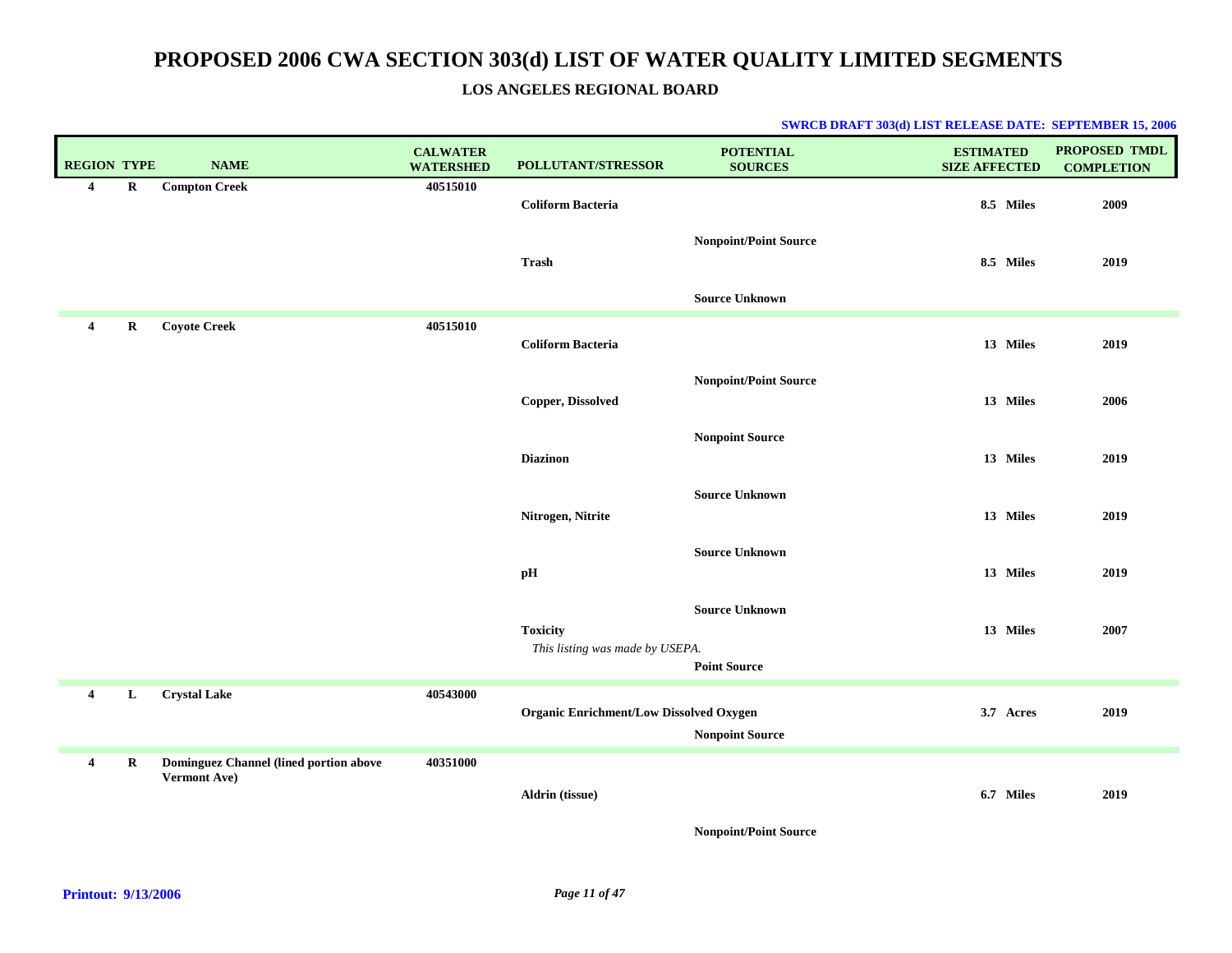# PROPOSED 2006 CWA SECTION 303(d) LIST OF WATER QUALITY LIMITED SEGMENTS

## LOS ANGELES REGIONAL BOARD

**SWRCB DRAFT 303(d) LIST RELEASE DATE: SEPTEMBER 15, 2006**

| REGION | TYPE | NAME | CALWATER WATERSHED | POLLUTANT/STRESSOR | POTENTIAL SOURCES | ESTIMATED SIZE AFFECTED | PROPOSED TMDL COMPLETION |
|---|---|---|---|---|---|---|---|
| **4** | **R** | **Compton Creek** | **40515010** | | | | |
| | | | | **Coliform Bacteria** | | **8.5 Miles** | **2009** |
| | | | | | **Nonpoint/Point Source** | | |
| | | | | **Trash** | | **8.5 Miles** | **2019** |
| | | | | | **Source Unknown** | | |
| **4** | **R** | **Coyote Creek** | **40515010** | | | | |
| | | | | **Coliform Bacteria** | | **13 Miles** | **2019** |
| | | | | | **Nonpoint/Point Source** | | |
| | | | | **Copper, Dissolved** | | **13 Miles** | **2006** |
| | | | | | **Nonpoint Source** | | |
| | | | | **Diazinon** | | **13 Miles** | **2019** |
| | | | | | **Source Unknown** | | |
| | | | | **Nitrogen, Nitrite** | | **13 Miles** | **2019** |
| | | | | | **Source Unknown** | | |
| | | | | **pH** | | **13 Miles** | **2019** |
| | | | | | **Source Unknown** | | |
| | | | | **Toxicity**<br>*This listing was made by USEPA.* | | **13 Miles** | **2007** |
| | | | | | **Point Source** | | |
| **4** | **L** | **Crystal Lake** | **40543000** | | | | |
| | | | | **Organic Enrichment/Low Dissolved Oxygen** | | **3.7 Acres** | **2019** |
| | | | | | **Nonpoint Source** | | |
| **4** | **R** | **Dominguez Channel (lined portion above Vermont Ave)** | **40351000** | | | | |
| | | | | **Aldrin (tissue)** | | **6.7 Miles** | **2019** |
| | | | | | **Nonpoint/Point Source** | | |

**Printout: 9/13/2006**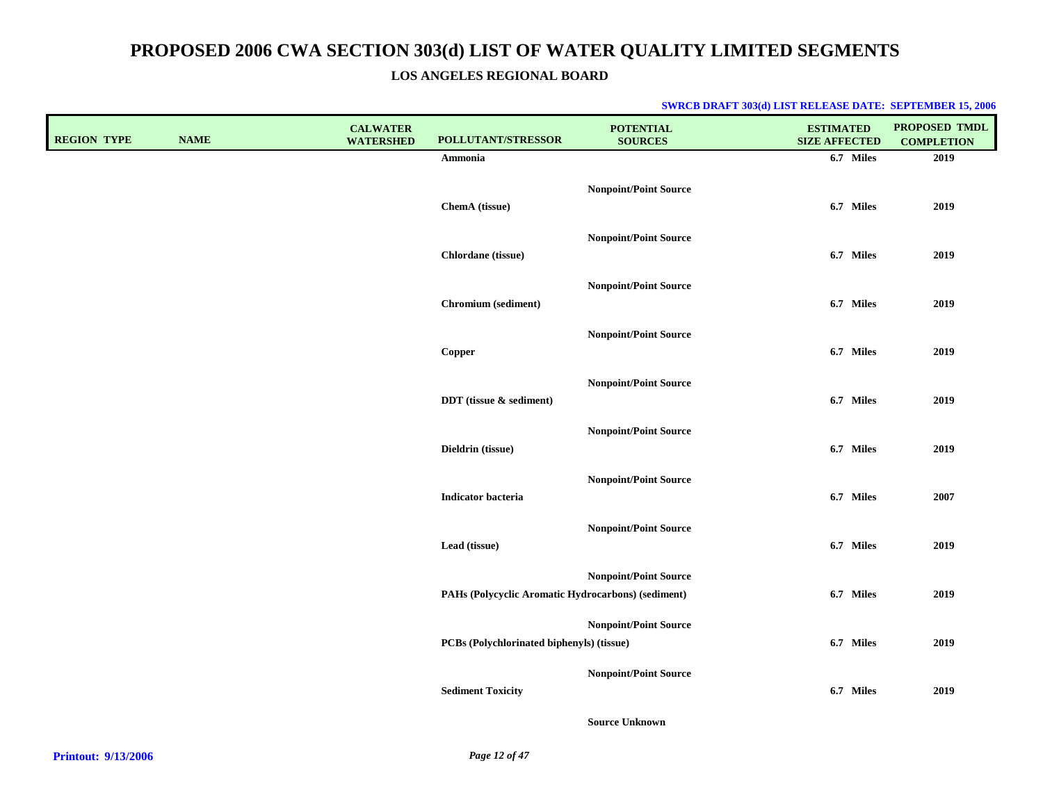# PROPOSED 2006 CWA SECTION 303(d) LIST OF WATER QUALITY LIMITED SEGMENTS

## LOS ANGELES REGIONAL BOARD

**SWRCB DRAFT 303(d) LIST RELEASE DATE: SEPTEMBER 15, 2006**

| REGION | TYPE | NAME | CALWATER WATERSHED | POLLUTANT/STRESSOR | POTENTIAL SOURCES | ESTIMATED SIZE AFFECTED | PROPOSED TMDL COMPLETION |
|---|---|---|---|---|---|---|---|
| | | | | Ammonia | | 6.7 Miles | 2019 |
| | | | | | Nonpoint/Point Source | | |
| | | | | ChemA (tissue) | | 6.7 Miles | 2019 |
| | | | | | Nonpoint/Point Source | | |
| | | | | Chlordane (tissue) | | 6.7 Miles | 2019 |
| | | | | | Nonpoint/Point Source | | |
| | | | | Chromium (sediment) | | 6.7 Miles | 2019 |
| | | | | | Nonpoint/Point Source | | |
| | | | | Copper | | 6.7 Miles | 2019 |
| | | | | | Nonpoint/Point Source | | |
| | | | | DDT (tissue & sediment) | | 6.7 Miles | 2019 |
| | | | | | Nonpoint/Point Source | | |
| | | | | Dieldrin (tissue) | | 6.7 Miles | 2019 |
| | | | | | Nonpoint/Point Source | | |
| | | | | Indicator bacteria | | 6.7 Miles | 2007 |
| | | | | | Nonpoint/Point Source | | |
| | | | | Lead (tissue) | | 6.7 Miles | 2019 |
| | | | | | Nonpoint/Point Source | | |
| | | | | PAHs (Polycyclic Aromatic Hydrocarbons) (sediment) | | 6.7 Miles | 2019 |
| | | | | | Nonpoint/Point Source | | |
| | | | | PCBs (Polychlorinated biphenyls) (tissue) | | 6.7 Miles | 2019 |
| | | | | | Nonpoint/Point Source | | |
| | | | | Sediment Toxicity | | 6.7 Miles | 2019 |
| | | | | | Source Unknown | | |

**Printout: 9/13/2006**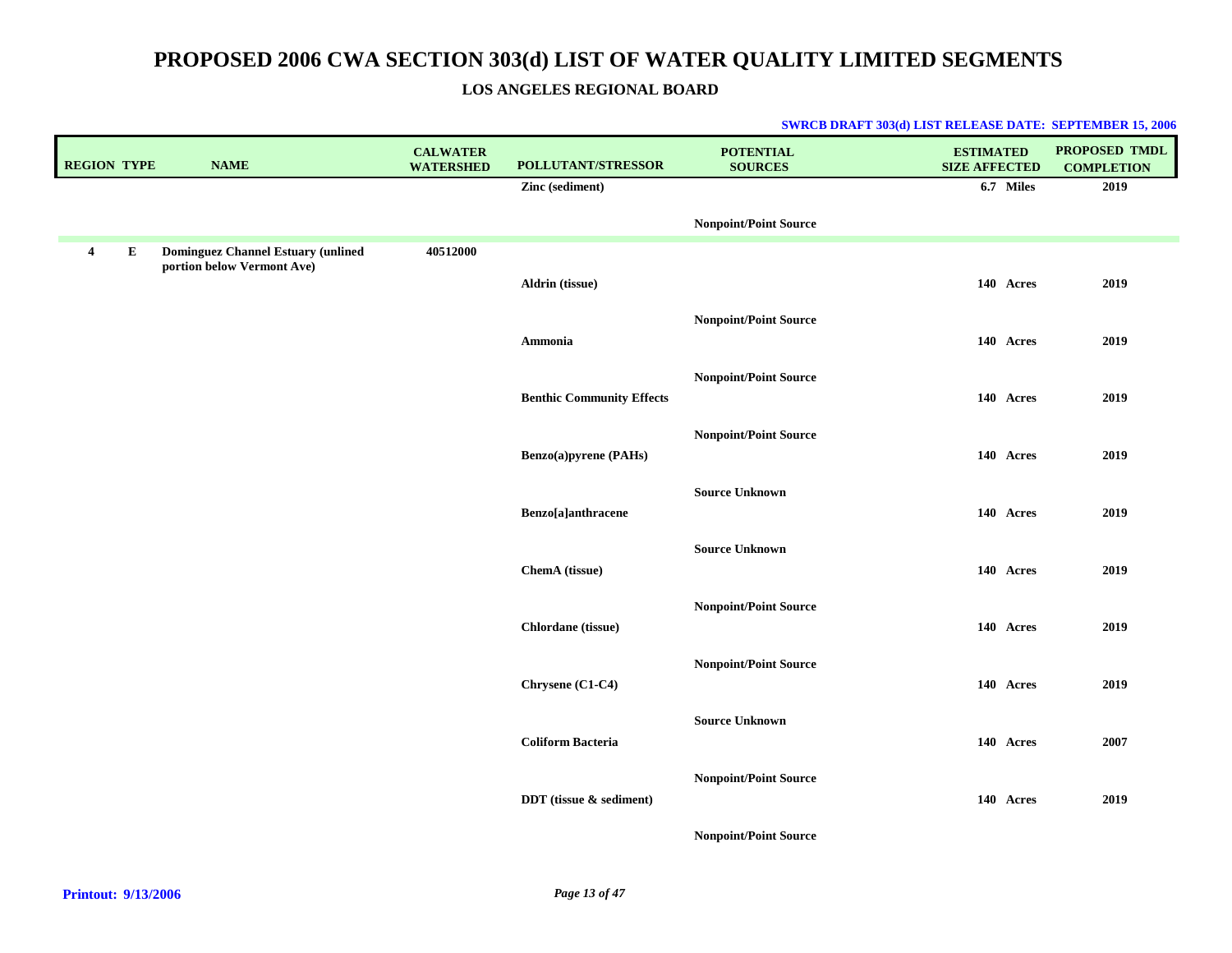# PROPOSED 2006 CWA SECTION 303(d) LIST OF WATER QUALITY LIMITED SEGMENTS

## LOS ANGELES REGIONAL BOARD

**SWRCB DRAFT 303(d) LIST RELEASE DATE: SEPTEMBER 15, 2006**

| REGION | TYPE | NAME | CALWATER WATERSHED | POLLUTANT/STRESSOR | POTENTIAL SOURCES | ESTIMATED SIZE AFFECTED | PROPOSED TMDL COMPLETION |
|---|---|---|---|---|---|---|---|
| | | | | Zinc (sediment) | | 6.7 Miles | 2019 |
| | | | | | Nonpoint/Point Source | | |
| 4 | E | Dominguez Channel Estuary (unlined portion below Vermont Ave) | 40512000 | | | | |
| | | | | Aldrin (tissue) | | 140 Acres | 2019 |
| | | | | | Nonpoint/Point Source | | |
| | | | | Ammonia | | 140 Acres | 2019 |
| | | | | | Nonpoint/Point Source | | |
| | | | | Benthic Community Effects | | 140 Acres | 2019 |
| | | | | | Nonpoint/Point Source | | |
| | | | | Benzo(a)pyrene (PAHs) | | 140 Acres | 2019 |
| | | | | | Source Unknown | | |
| | | | | Benzo[a]anthracene | | 140 Acres | 2019 |
| | | | | | Source Unknown | | |
| | | | | ChemA (tissue) | | 140 Acres | 2019 |
| | | | | | Nonpoint/Point Source | | |
| | | | | Chlordane (tissue) | | 140 Acres | 2019 |
| | | | | | Nonpoint/Point Source | | |
| | | | | Chrysene (C1-C4) | | 140 Acres | 2019 |
| | | | | | Source Unknown | | |
| | | | | Coliform Bacteria | | 140 Acres | 2007 |
| | | | | | Nonpoint/Point Source | | |
| | | | | DDT (tissue & sediment) | | 140 Acres | 2019 |
| | | | | | Nonpoint/Point Source | | |

**Printout: 9/13/2006**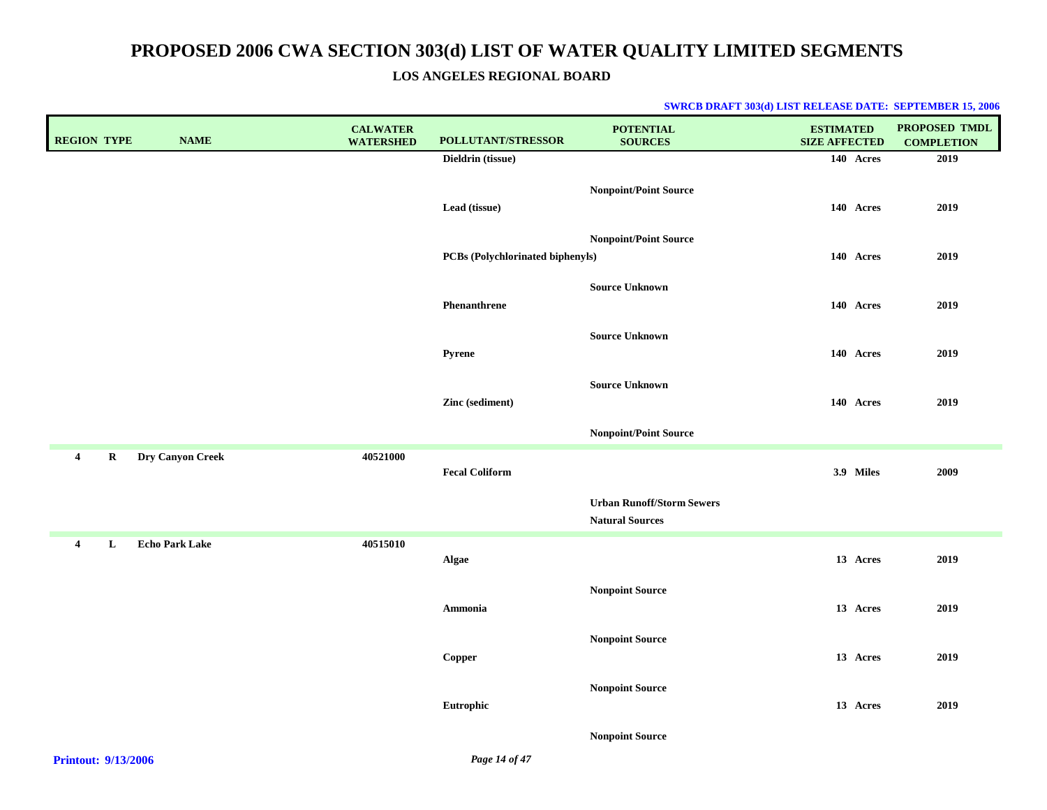# PROPOSED 2006 CWA SECTION 303(d) LIST OF WATER QUALITY LIMITED SEGMENTS

## LOS ANGELES REGIONAL BOARD

**SWRCB DRAFT 303(d) LIST RELEASE DATE: SEPTEMBER 15, 2006**

| REGION | TYPE | NAME | CALWATER WATERSHED | POLLUTANT/STRESSOR | POTENTIAL SOURCES | ESTIMATED SIZE AFFECTED | PROPOSED TMDL COMPLETION |
|---|---|---|---|---|---|---|---|
| | | | | Dieldrin (tissue) | | 140 Acres | 2019 |
| | | | | | Nonpoint/Point Source | | |
| | | | | Lead (tissue) | | 140 Acres | 2019 |
| | | | | | Nonpoint/Point Source | | |
| | | | | PCBs (Polychlorinated biphenyls) | | 140 Acres | 2019 |
| | | | | | Source Unknown | | |
| | | | | Phenanthrene | | 140 Acres | 2019 |
| | | | | | Source Unknown | | |
| | | | | Pyrene | | 140 Acres | 2019 |
| | | | | | Source Unknown | | |
| | | | | Zinc (sediment) | | 140 Acres | 2019 |
| | | | | | Nonpoint/Point Source | | |
| 4 | R | Dry Canyon Creek | 40521000 | | | | |
| | | | | Fecal Coliform | | 3.9 Miles | 2009 |
| | | | | | Urban Runoff/Storm Sewers | | |
| | | | | | Natural Sources | | |
| 4 | L | Echo Park Lake | 40515010 | | | | |
| | | | | Algae | | 13 Acres | 2019 |
| | | | | | Nonpoint Source | | |
| | | | | Ammonia | | 13 Acres | 2019 |
| | | | | | Nonpoint Source | | |
| | | | | Copper | | 13 Acres | 2019 |
| | | | | | Nonpoint Source | | |
| | | | | Eutrophic | | 13 Acres | 2019 |
| | | | | | Nonpoint Source | | |

**Printout: 9/13/2006**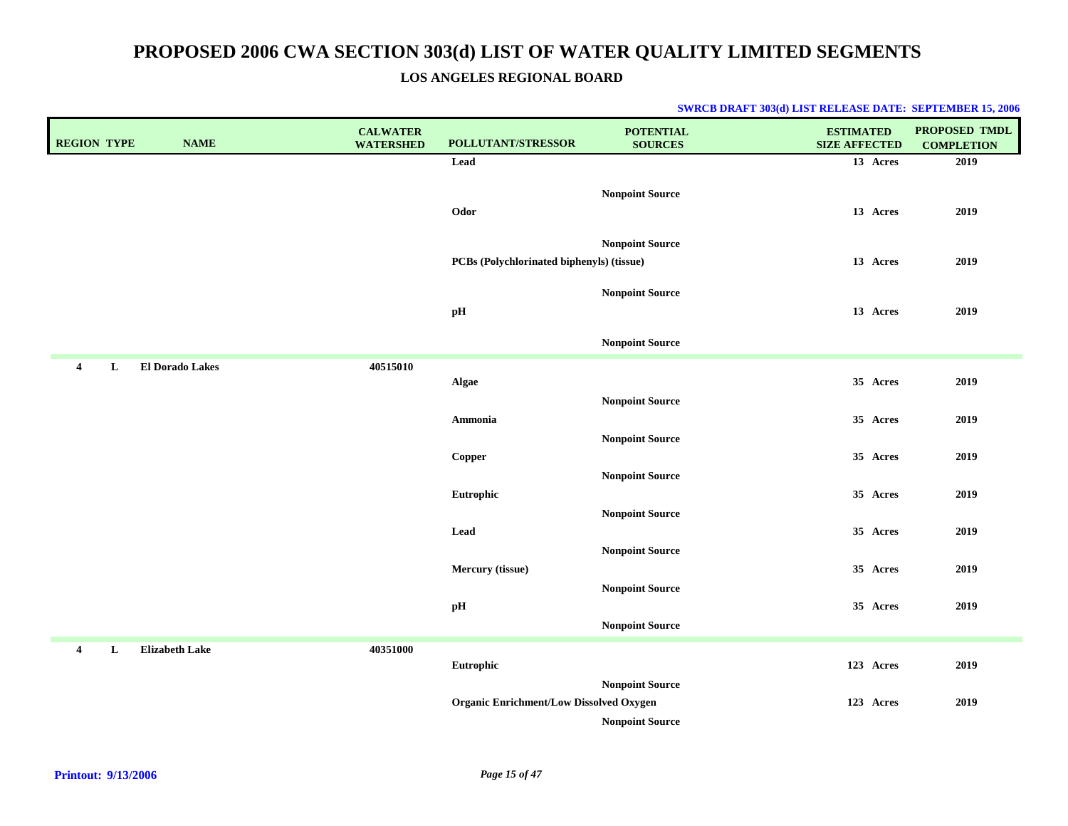# PROPOSED 2006 CWA SECTION 303(d) LIST OF WATER QUALITY LIMITED SEGMENTS

## LOS ANGELES REGIONAL BOARD

**SWRCB DRAFT 303(d) LIST RELEASE DATE: SEPTEMBER 15, 2006**

| REGION | TYPE | NAME | CALWATER WATERSHED | POLLUTANT/STRESSOR | POTENTIAL SOURCES | ESTIMATED SIZE AFFECTED | PROPOSED TMDL COMPLETION |
|---|---|---|---|---|---|---|---|
| | | | | Lead | | 13 Acres | 2019 |
| | | | | | Nonpoint Source | | |
| | | | | Odor | | 13 Acres | 2019 |
| | | | | | Nonpoint Source | | |
| | | | | PCBs (Polychlorinated biphenyls) (tissue) | | 13 Acres | 2019 |
| | | | | | Nonpoint Source | | |
| | | | | pH | | 13 Acres | 2019 |
| | | | | | Nonpoint Source | | |
| 4 | L | El Dorado Lakes | 40515010 | | | | |
| | | | | Algae | | 35 Acres | 2019 |
| | | | | | Nonpoint Source | | |
| | | | | Ammonia | | 35 Acres | 2019 |
| | | | | | Nonpoint Source | | |
| | | | | Copper | | 35 Acres | 2019 |
| | | | | | Nonpoint Source | | |
| | | | | Eutrophic | | 35 Acres | 2019 |
| | | | | | Nonpoint Source | | |
| | | | | Lead | | 35 Acres | 2019 |
| | | | | | Nonpoint Source | | |
| | | | | Mercury (tissue) | | 35 Acres | 2019 |
| | | | | | Nonpoint Source | | |
| | | | | pH | | 35 Acres | 2019 |
| | | | | | Nonpoint Source | | |
| 4 | L | Elizabeth Lake | 40351000 | | | | |
| | | | | Eutrophic | | 123 Acres | 2019 |
| | | | | | Nonpoint Source | | |
| | | | | Organic Enrichment/Low Dissolved Oxygen | | 123 Acres | 2019 |
| | | | | | Nonpoint Source | | |

**Printout: 9/13/2006**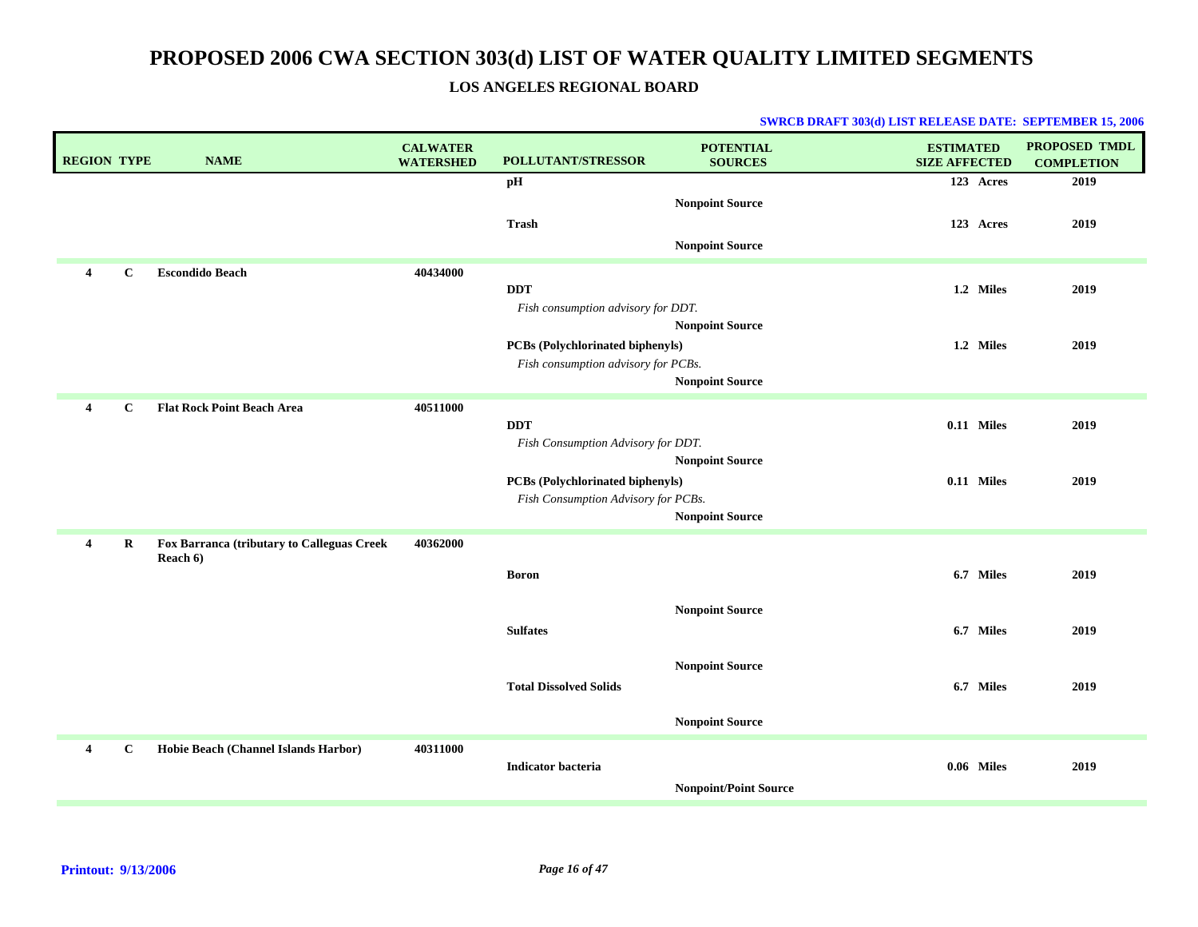# PROPOSED 2006 CWA SECTION 303(d) LIST OF WATER QUALITY LIMITED SEGMENTS

## LOS ANGELES REGIONAL BOARD

**SWRCB DRAFT 303(d) LIST RELEASE DATE: SEPTEMBER 15, 2006**

| REGION | TYPE | NAME | CALWATER WATERSHED | POLLUTANT/STRESSOR | POTENTIAL SOURCES | ESTIMATED SIZE AFFECTED | PROPOSED TMDL COMPLETION |
|---|---|---|---|---|---|---|---|
| | | | | **pH** | | **123 Acres** | **2019** |
| | | | | | **Nonpoint Source** | | |
| | | | | **Trash** | | **123 Acres** | **2019** |
| | | | | | **Nonpoint Source** | | |
| **4** | **C** | **Escondido Beach** | **40434000** | | | | |
| | | | | **DDT** | | **1.2 Miles** | **2019** |
| | | | | *Fish consumption advisory for DDT.* | | | |
| | | | | | **Nonpoint Source** | | |
| | | | | **PCBs (Polychlorinated biphenyls)** | | **1.2 Miles** | **2019** |
| | | | | *Fish consumption advisory for PCBs.* | | | |
| | | | | | **Nonpoint Source** | | |
| **4** | **C** | **Flat Rock Point Beach Area** | **40511000** | | | | |
| | | | | **DDT** | | **0.11 Miles** | **2019** |
| | | | | *Fish Consumption Advisory for DDT.* | | | |
| | | | | | **Nonpoint Source** | | |
| | | | | **PCBs (Polychlorinated biphenyls)** | | **0.11 Miles** | **2019** |
| | | | | *Fish Consumption Advisory for PCBs.* | | | |
| | | | | | **Nonpoint Source** | | |
| **4** | **R** | **Fox Barranca (tributary to Calleguas Creek Reach 6)** | **40362000** | | | | |
| | | | | **Boron** | | **6.7 Miles** | **2019** |
| | | | | | **Nonpoint Source** | | |
| | | | | **Sulfates** | | **6.7 Miles** | **2019** |
| | | | | | **Nonpoint Source** | | |
| | | | | **Total Dissolved Solids** | | **6.7 Miles** | **2019** |
| | | | | | **Nonpoint Source** | | |
| **4** | **C** | **Hobie Beach (Channel Islands Harbor)** | **40311000** | | | | |
| | | | | **Indicator bacteria** | | **0.06 Miles** | **2019** |
| | | | | | **Nonpoint/Point Source** | | |

**Printout: 9/13/2006**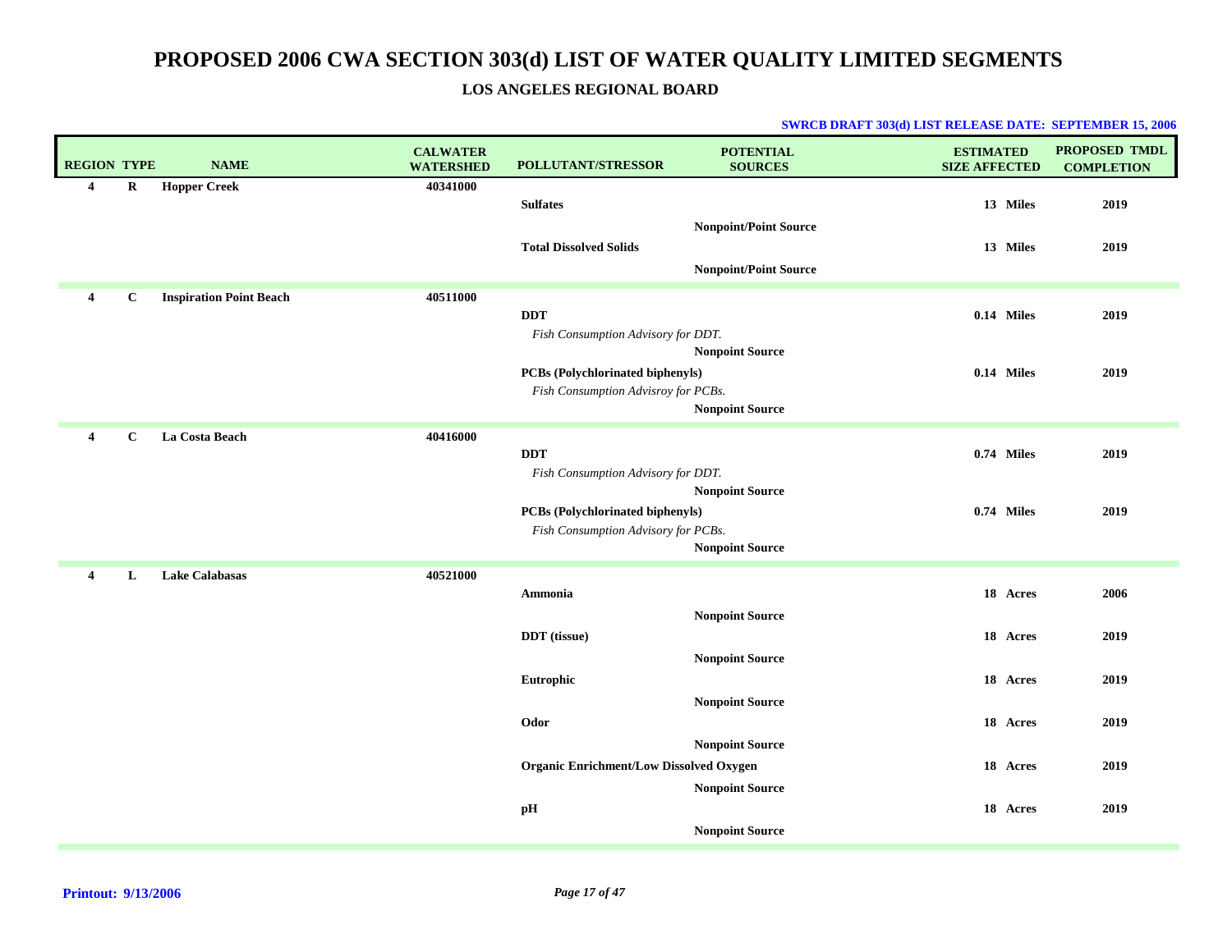# PROPOSED 2006 CWA SECTION 303(d) LIST OF WATER QUALITY LIMITED SEGMENTS

## LOS ANGELES REGIONAL BOARD

**SWRCB DRAFT 303(d) LIST RELEASE DATE: SEPTEMBER 15, 2006**

| REGION | TYPE | NAME | CALWATER WATERSHED | POLLUTANT/STRESSOR | POTENTIAL SOURCES | ESTIMATED SIZE AFFECTED | PROPOSED TMDL COMPLETION |
|---|---|---|---|---|---|---|---|
| **4** | **R** | **Hopper Creek** | **40341000** | | | | |
| | | | | **Sulfates** | | **13 Miles** | **2019** |
| | | | | | **Nonpoint/Point Source** | | |
| | | | | **Total Dissolved Solids** | | **13 Miles** | **2019** |
| | | | | | **Nonpoint/Point Source** | | |
| **4** | **C** | **Inspiration Point Beach** | **40511000** | | | | |
| | | | | **DDT** <br> *Fish Consumption Advisory for DDT.* | | **0.14 Miles** | **2019** |
| | | | | | **Nonpoint Source** | | |
| | | | | **PCBs (Polychlorinated biphenyls)** <br> *Fish Consumption Advisroy for PCBs.* | | **0.14 Miles** | **2019** |
| | | | | | **Nonpoint Source** | | |
| **4** | **C** | **La Costa Beach** | **40416000** | | | | |
| | | | | **DDT** <br> *Fish Consumption Advisory for DDT.* | | **0.74 Miles** | **2019** |
| | | | | | **Nonpoint Source** | | |
| | | | | **PCBs (Polychlorinated biphenyls)** <br> *Fish Consumption Advisory for PCBs.* | | **0.74 Miles** | **2019** |
| | | | | | **Nonpoint Source** | | |
| **4** | **L** | **Lake Calabasas** | **40521000** | | | | |
| | | | | **Ammonia** | | **18 Acres** | **2006** |
| | | | | | **Nonpoint Source** | | |
| | | | | **DDT (tissue)** | | **18 Acres** | **2019** |
| | | | | | **Nonpoint Source** | | |
| | | | | **Eutrophic** | | **18 Acres** | **2019** |
| | | | | | **Nonpoint Source** | | |
| | | | | **Odor** | | **18 Acres** | **2019** |
| | | | | | **Nonpoint Source** | | |
| | | | | **Organic Enrichment/Low Dissolved Oxygen** | | **18 Acres** | **2019** |
| | | | | | **Nonpoint Source** | | |
| | | | | **pH** | | **18 Acres** | **2019** |
| | | | | | **Nonpoint Source** | | |

**Printout: 9/13/2006**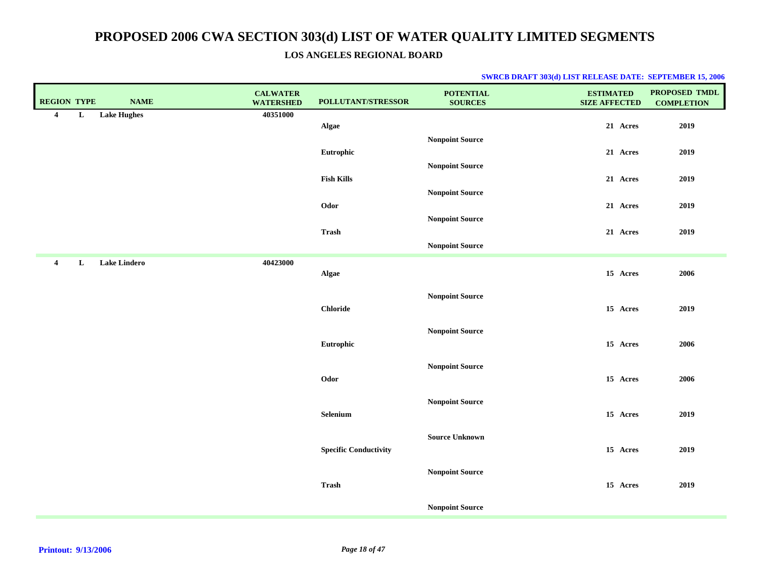# PROPOSED 2006 CWA SECTION 303(d) LIST OF WATER QUALITY LIMITED SEGMENTS

## LOS ANGELES REGIONAL BOARD

**SWRCB DRAFT 303(d) LIST RELEASE DATE: SEPTEMBER 15, 2006**

| REGION | TYPE | NAME | CALWATER WATERSHED | POLLUTANT/STRESSOR | POTENTIAL SOURCES | ESTIMATED SIZE AFFECTED | PROPOSED TMDL COMPLETION |
|---|---|---|---|---|---|---|---|
| 4 | L | Lake Hughes | 40351000 | | | | |
| | | | | Algae | | 21 Acres | 2019 |
| | | | | | Nonpoint Source | | |
| | | | | Eutrophic | | 21 Acres | 2019 |
| | | | | | Nonpoint Source | | |
| | | | | Fish Kills | | 21 Acres | 2019 |
| | | | | | Nonpoint Source | | |
| | | | | Odor | | 21 Acres | 2019 |
| | | | | | Nonpoint Source | | |
| | | | | Trash | | 21 Acres | 2019 |
| | | | | | Nonpoint Source | | |
| 4 | L | Lake Lindero | 40423000 | | | | |
| | | | | Algae | | 15 Acres | 2006 |
| | | | | | Nonpoint Source | | |
| | | | | Chloride | | 15 Acres | 2019 |
| | | | | | Nonpoint Source | | |
| | | | | Eutrophic | | 15 Acres | 2006 |
| | | | | | Nonpoint Source | | |
| | | | | Odor | | 15 Acres | 2006 |
| | | | | | Nonpoint Source | | |
| | | | | Selenium | | 15 Acres | 2019 |
| | | | | | Source Unknown | | |
| | | | | Specific Conductivity | | 15 Acres | 2019 |
| | | | | | Nonpoint Source | | |
| | | | | Trash | | 15 Acres | 2019 |
| | | | | | Nonpoint Source | | |

**Printout: 9/13/2006**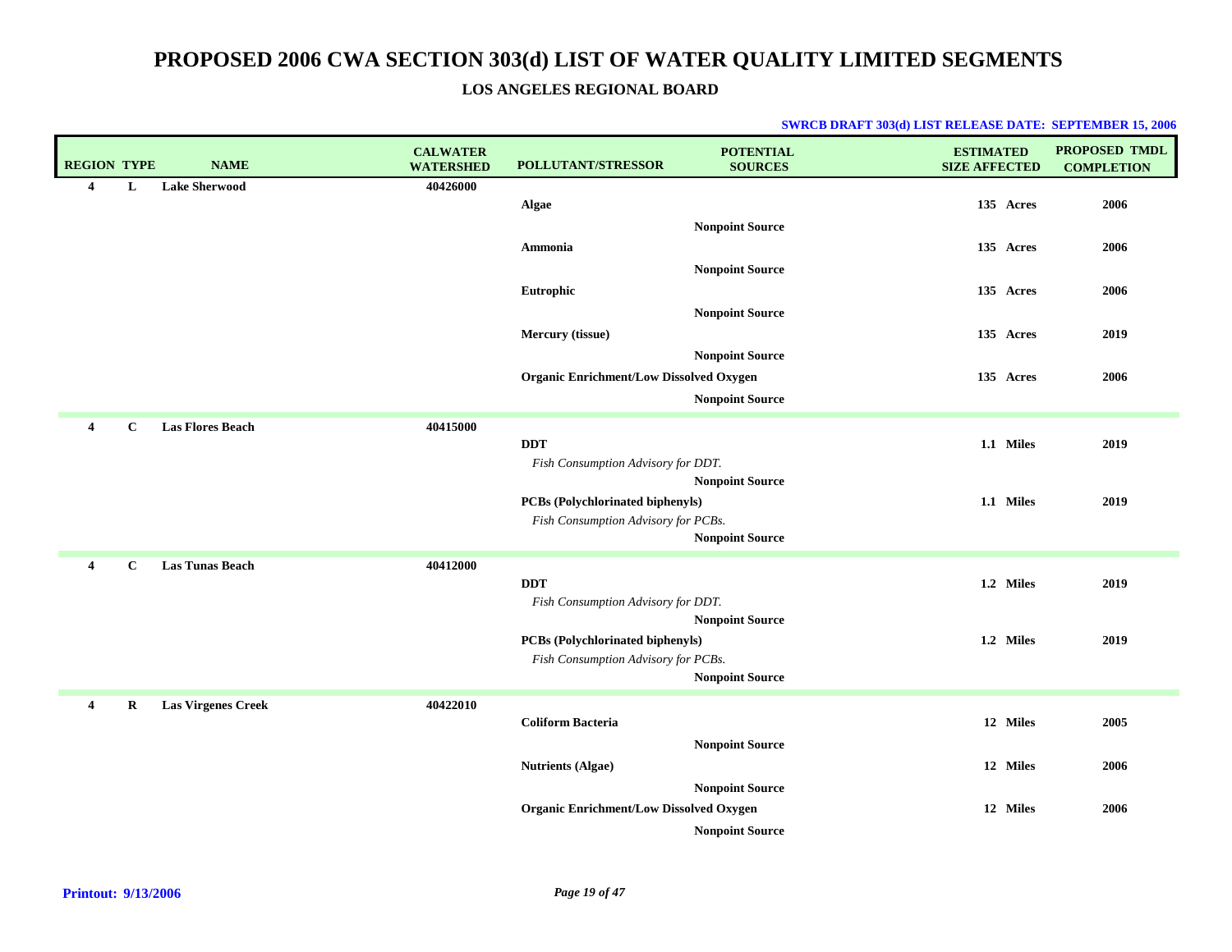# PROPOSED 2006 CWA SECTION 303(d) LIST OF WATER QUALITY LIMITED SEGMENTS

## LOS ANGELES REGIONAL BOARD

**SWRCB DRAFT 303(d) LIST RELEASE DATE: SEPTEMBER 15, 2006**

| REGION | TYPE | NAME | CALWATER WATERSHED | POLLUTANT/STRESSOR | POTENTIAL SOURCES | ESTIMATED SIZE AFFECTED | PROPOSED TMDL COMPLETION |
|---|---|---|---|---|---|---|---|
| 4 | L | Lake Sherwood | 40426000 | | | | |
| | | | | Algae | | 135 Acres | 2006 |
| | | | | | Nonpoint Source | | |
| | | | | Ammonia | | 135 Acres | 2006 |
| | | | | | Nonpoint Source | | |
| | | | | Eutrophic | | 135 Acres | 2006 |
| | | | | | Nonpoint Source | | |
| | | | | Mercury (tissue) | | 135 Acres | 2019 |
| | | | | | Nonpoint Source | | |
| | | | | Organic Enrichment/Low Dissolved Oxygen | | 135 Acres | 2006 |
| | | | | | Nonpoint Source | | |
| 4 | C | Las Flores Beach | 40415000 | | | | |
| | | | | DDT<br>*Fish Consumption Advisory for DDT.* | | 1.1 Miles | 2019 |
| | | | | | Nonpoint Source | | |
| | | | | PCBs (Polychlorinated biphenyls)<br>*Fish Consumption Advisory for PCBs.* | | 1.1 Miles | 2019 |
| | | | | | Nonpoint Source | | |
| 4 | C | Las Tunas Beach | 40412000 | | | | |
| | | | | DDT<br>*Fish Consumption Advisory for DDT.* | | 1.2 Miles | 2019 |
| | | | | | Nonpoint Source | | |
| | | | | PCBs (Polychlorinated biphenyls)<br>*Fish Consumption Advisory for PCBs.* | | 1.2 Miles | 2019 |
| | | | | | Nonpoint Source | | |
| 4 | R | Las Virgenes Creek | 40422010 | | | | |
| | | | | Coliform Bacteria | | 12 Miles | 2005 |
| | | | | | Nonpoint Source | | |
| | | | | Nutrients (Algae) | | 12 Miles | 2006 |
| | | | | | Nonpoint Source | | |
| | | | | Organic Enrichment/Low Dissolved Oxygen | | 12 Miles | 2006 |
| | | | | | Nonpoint Source | | |

**Printout: 9/13/2006**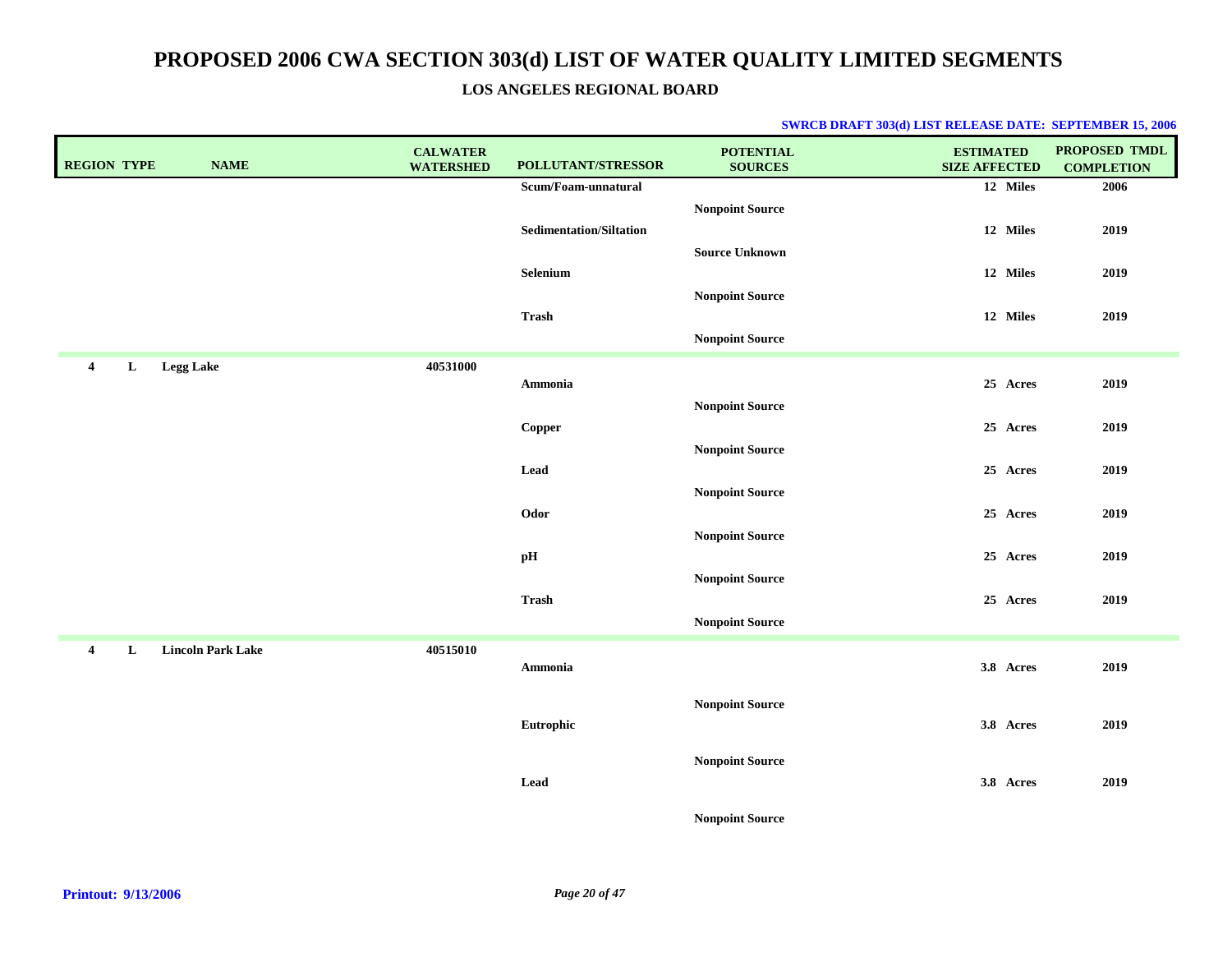# PROPOSED 2006 CWA SECTION 303(d) LIST OF WATER QUALITY LIMITED SEGMENTS

## LOS ANGELES REGIONAL BOARD

**SWRCB DRAFT 303(d) LIST RELEASE DATE: SEPTEMBER 15, 2006**

| REGION | TYPE | NAME | CALWATER WATERSHED | POLLUTANT/STRESSOR | POTENTIAL SOURCES | ESTIMATED SIZE AFFECTED | PROPOSED TMDL COMPLETION |
|---|---|---|---|---|---|---|---|
| | | | | Scum/Foam-unnatural | | 12 Miles | 2006 |
| | | | | | Nonpoint Source | | |
| | | | | Sedimentation/Siltation | | 12 Miles | 2019 |
| | | | | | Source Unknown | | |
| | | | | Selenium | | 12 Miles | 2019 |
| | | | | | Nonpoint Source | | |
| | | | | Trash | | 12 Miles | 2019 |
| | | | | | Nonpoint Source | | |
| 4 | L | Legg Lake | 40531000 | | | | |
| | | | | Ammonia | | 25 Acres | 2019 |
| | | | | | Nonpoint Source | | |
| | | | | Copper | | 25 Acres | 2019 |
| | | | | | Nonpoint Source | | |
| | | | | Lead | | 25 Acres | 2019 |
| | | | | | Nonpoint Source | | |
| | | | | Odor | | 25 Acres | 2019 |
| | | | | | Nonpoint Source | | |
| | | | | pH | | 25 Acres | 2019 |
| | | | | | Nonpoint Source | | |
| | | | | Trash | | 25 Acres | 2019 |
| | | | | | Nonpoint Source | | |
| 4 | L | Lincoln Park Lake | 40515010 | | | | |
| | | | | Ammonia | | 3.8 Acres | 2019 |
| | | | | | Nonpoint Source | | |
| | | | | Eutrophic | | 3.8 Acres | 2019 |
| | | | | | Nonpoint Source | | |
| | | | | Lead | | 3.8 Acres | 2019 |
| | | | | | Nonpoint Source | | |

**Printout: 9/13/2006**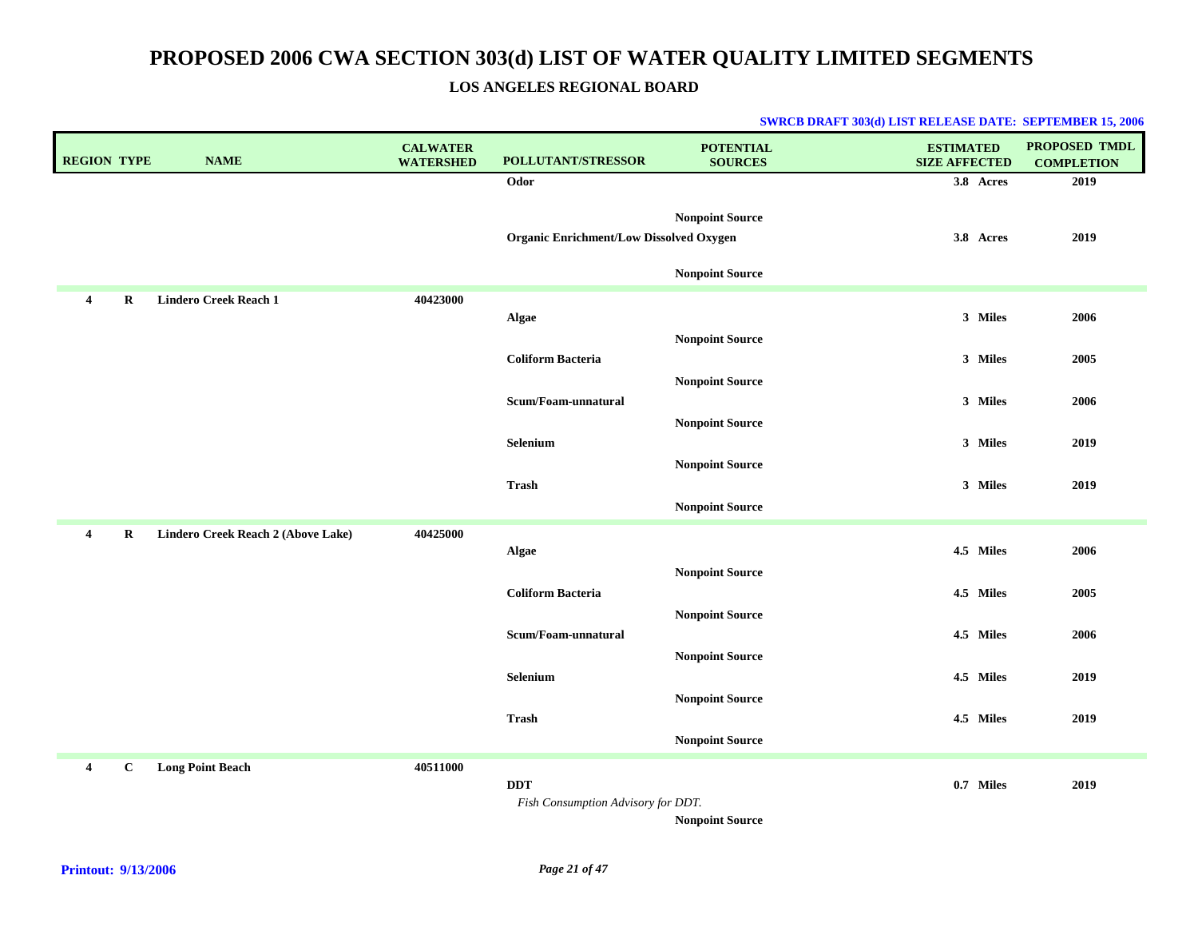# PROPOSED 2006 CWA SECTION 303(d) LIST OF WATER QUALITY LIMITED SEGMENTS

### LOS ANGELES REGIONAL BOARD

**SWRCB DRAFT 303(d) LIST RELEASE DATE: SEPTEMBER 15, 2006**

| REGION | TYPE | NAME | CALWATER WATERSHED | POLLUTANT/STRESSOR | POTENTIAL SOURCES | ESTIMATED SIZE AFFECTED | PROPOSED TMDL COMPLETION |
|---|---|---|---|---|---|---|---|
| | | | | Odor | | 3.8 Acres | 2019 |
| | | | | | Nonpoint Source | | |
| | | | | Organic Enrichment/Low Dissolved Oxygen | | 3.8 Acres | 2019 |
| | | | | | Nonpoint Source | | |
| 4 | R | Lindero Creek Reach 1 | 40423000 | | | | |
| | | | | Algae | | 3 Miles | 2006 |
| | | | | | Nonpoint Source | | |
| | | | | Coliform Bacteria | | 3 Miles | 2005 |
| | | | | | Nonpoint Source | | |
| | | | | Scum/Foam-unnatural | | 3 Miles | 2006 |
| | | | | | Nonpoint Source | | |
| | | | | Selenium | | 3 Miles | 2019 |
| | | | | | Nonpoint Source | | |
| | | | | Trash | | 3 Miles | 2019 |
| | | | | | Nonpoint Source | | |
| 4 | R | Lindero Creek Reach 2 (Above Lake) | 40425000 | | | | |
| | | | | Algae | | 4.5 Miles | 2006 |
| | | | | | Nonpoint Source | | |
| | | | | Coliform Bacteria | | 4.5 Miles | 2005 |
| | | | | | Nonpoint Source | | |
| | | | | Scum/Foam-unnatural | | 4.5 Miles | 2006 |
| | | | | | Nonpoint Source | | |
| | | | | Selenium | | 4.5 Miles | 2019 |
| | | | | | Nonpoint Source | | |
| | | | | Trash | | 4.5 Miles | 2019 |
| | | | | | Nonpoint Source | | |
| 4 | C | Long Point Beach | 40511000 | | | | |
| | | | | DDT | | 0.7 Miles | 2019 |
| | | | | *Fish Consumption Advisory for DDT.* | | | |
| | | | | | Nonpoint Source | | |

**Printout: 9/13/2006**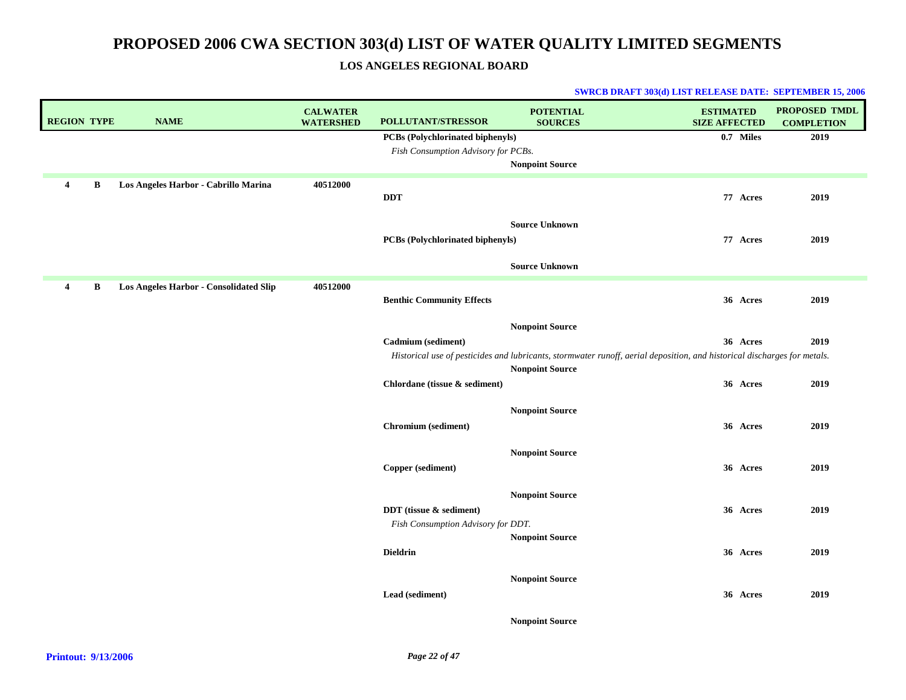# PROPOSED 2006 CWA SECTION 303(d) LIST OF WATER QUALITY LIMITED SEGMENTS

## LOS ANGELES REGIONAL BOARD

**SWRCB DRAFT 303(d) LIST RELEASE DATE: SEPTEMBER 15, 2006**

| REGION | TYPE | NAME | CALWATER WATERSHED | POLLUTANT/STRESSOR | POTENTIAL SOURCES | ESTIMATED SIZE AFFECTED | PROPOSED TMDL COMPLETION |
|---|---|---|---|---|---|---|---|
| | | | | **PCBs (Polychlorinated biphenyls)** | | **0.7 Miles** | **2019** |
| | | | | *Fish Consumption Advisory for PCBs.* | **Nonpoint Source** | | |
| **4** | **B** | **Los Angeles Harbor - Cabrillo Marina** | **40512000** | | | | |
| | | | | **DDT** | | **77 Acres** | **2019** |
| | | | | | **Source Unknown** | | |
| | | | | **PCBs (Polychlorinated biphenyls)** | | **77 Acres** | **2019** |
| | | | | | **Source Unknown** | | |
| **4** | **B** | **Los Angeles Harbor - Consolidated Slip** | **40512000** | | | | |
| | | | | **Benthic Community Effects** | | **36 Acres** | **2019** |
| | | | | | **Nonpoint Source** | | |
| | | | | **Cadmium (sediment)** | | **36 Acres** | **2019** |
| | | | | *Historical use of pesticides and lubricants, stormwater runoff, aerial deposition, and historical discharges for metals.* | **Nonpoint Source** | | |
| | | | | **Chlordane (tissue & sediment)** | | **36 Acres** | **2019** |
| | | | | | **Nonpoint Source** | | |
| | | | | **Chromium (sediment)** | | **36 Acres** | **2019** |
| | | | | | **Nonpoint Source** | | |
| | | | | **Copper (sediment)** | | **36 Acres** | **2019** |
| | | | | | **Nonpoint Source** | | |
| | | | | **DDT (tissue & sediment)** | | **36 Acres** | **2019** |
| | | | | *Fish Consumption Advisory for DDT.* | **Nonpoint Source** | | |
| | | | | **Dieldrin** | | **36 Acres** | **2019** |
| | | | | | **Nonpoint Source** | | |
| | | | | **Lead (sediment)** | | **36 Acres** | **2019** |
| | | | | | **Nonpoint Source** | | |

**Printout: 9/13/2006**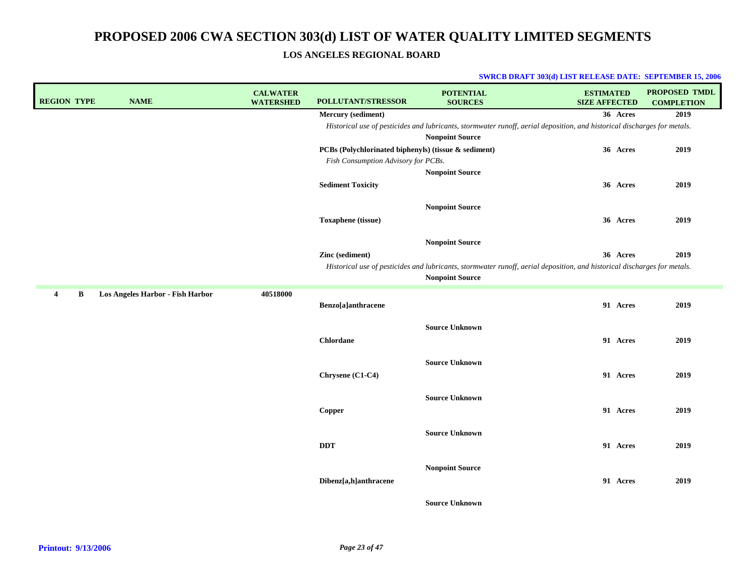# PROPOSED 2006 CWA SECTION 303(d) LIST OF WATER QUALITY LIMITED SEGMENTS

## LOS ANGELES REGIONAL BOARD

**SWRCB DRAFT 303(d) LIST RELEASE DATE: SEPTEMBER 15, 2006**

| REGION | TYPE | NAME | CALWATER WATERSHED | POLLUTANT/STRESSOR | POTENTIAL SOURCES | ESTIMATED SIZE AFFECTED | PROPOSED TMDL COMPLETION |
|---|---|---|---|---|---|---|---|
| | | | | **Mercury (sediment)** | | **36 Acres** | **2019** |
| | | | | *Historical use of pesticides and lubricants, stormwater runoff, aerial deposition, and historical discharges for metals.* | | | |
| | | | | | **Nonpoint Source** | | |
| | | | | **PCBs (Polychlorinated biphenyls) (tissue & sediment)** | | **36 Acres** | **2019** |
| | | | | *Fish Consumption Advisory for PCBs.* | | | |
| | | | | | **Nonpoint Source** | | |
| | | | | **Sediment Toxicity** | | **36 Acres** | **2019** |
| | | | | | **Nonpoint Source** | | |
| | | | | **Toxaphene (tissue)** | | **36 Acres** | **2019** |
| | | | | | **Nonpoint Source** | | |
| | | | | **Zinc (sediment)** | | **36 Acres** | **2019** |
| | | | | *Historical use of pesticides and lubricants, stormwater runoff, aerial deposition, and historical discharges for metals.* | | | |
| | | | | | **Nonpoint Source** | | |
| **4** | **B** | **Los Angeles Harbor - Fish Harbor** | **40518000** | | | | |
| | | | | **Benzo[a]anthracene** | | **91 Acres** | **2019** |
| | | | | | **Source Unknown** | | |
| | | | | **Chlordane** | | **91 Acres** | **2019** |
| | | | | | **Source Unknown** | | |
| | | | | **Chrysene (C1-C4)** | | **91 Acres** | **2019** |
| | | | | | **Source Unknown** | | |
| | | | | **Copper** | | **91 Acres** | **2019** |
| | | | | | **Source Unknown** | | |
| | | | | **DDT** | | **91 Acres** | **2019** |
| | | | | | **Nonpoint Source** | | |
| | | | | **Dibenz[a,h]anthracene** | | **91 Acres** | **2019** |
| | | | | | **Source Unknown** | | |

**Printout: 9/13/2006**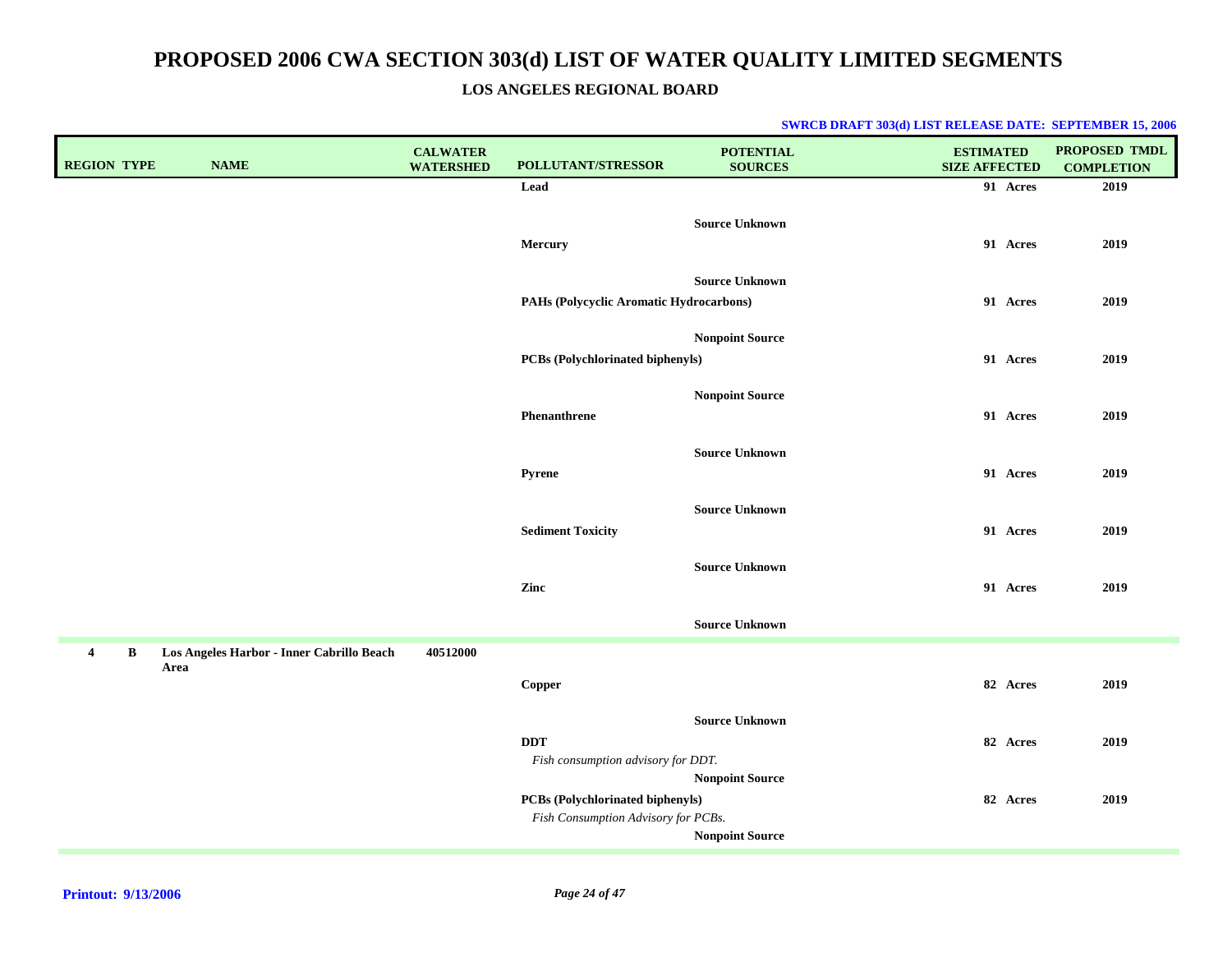# PROPOSED 2006 CWA SECTION 303(d) LIST OF WATER QUALITY LIMITED SEGMENTS

## LOS ANGELES REGIONAL BOARD

**SWRCB DRAFT 303(d) LIST RELEASE DATE: SEPTEMBER 15, 2006**

| REGION | TYPE | NAME | CALWATER WATERSHED | POLLUTANT/STRESSOR | POTENTIAL SOURCES | ESTIMATED SIZE AFFECTED | PROPOSED TMDL COMPLETION |
|---|---|---|---|---|---|---|---|
| | | | | **Lead** | | 91 Acres | 2019 |
| | | | | | Source Unknown | | |
| | | | | **Mercury** | | 91 Acres | 2019 |
| | | | | | Source Unknown | | |
| | | | | **PAHs (Polycyclic Aromatic Hydrocarbons)** | | 91 Acres | 2019 |
| | | | | | Nonpoint Source | | |
| | | | | **PCBs (Polychlorinated biphenyls)** | | 91 Acres | 2019 |
| | | | | | Nonpoint Source | | |
| | | | | **Phenanthrene** | | 91 Acres | 2019 |
| | | | | | Source Unknown | | |
| | | | | **Pyrene** | | 91 Acres | 2019 |
| | | | | | Source Unknown | | |
| | | | | **Sediment Toxicity** | | 91 Acres | 2019 |
| | | | | | Source Unknown | | |
| | | | | **Zinc** | | 91 Acres | 2019 |
| | | | | | Source Unknown | | |
| 4 | B | Los Angeles Harbor - Inner Cabrillo Beach Area | 40512000 | | | | |
| | | | | **Copper** | | 82 Acres | 2019 |
| | | | | | Source Unknown | | |
| | | | | **DDT** *Fish consumption advisory for DDT.* | | 82 Acres | 2019 |
| | | | | | Nonpoint Source | | |
| | | | | **PCBs (Polychlorinated biphenyls)** *Fish Consumption Advisory for PCBs.* | | 82 Acres | 2019 |
| | | | | | Nonpoint Source | | |

**Printout: 9/13/2006**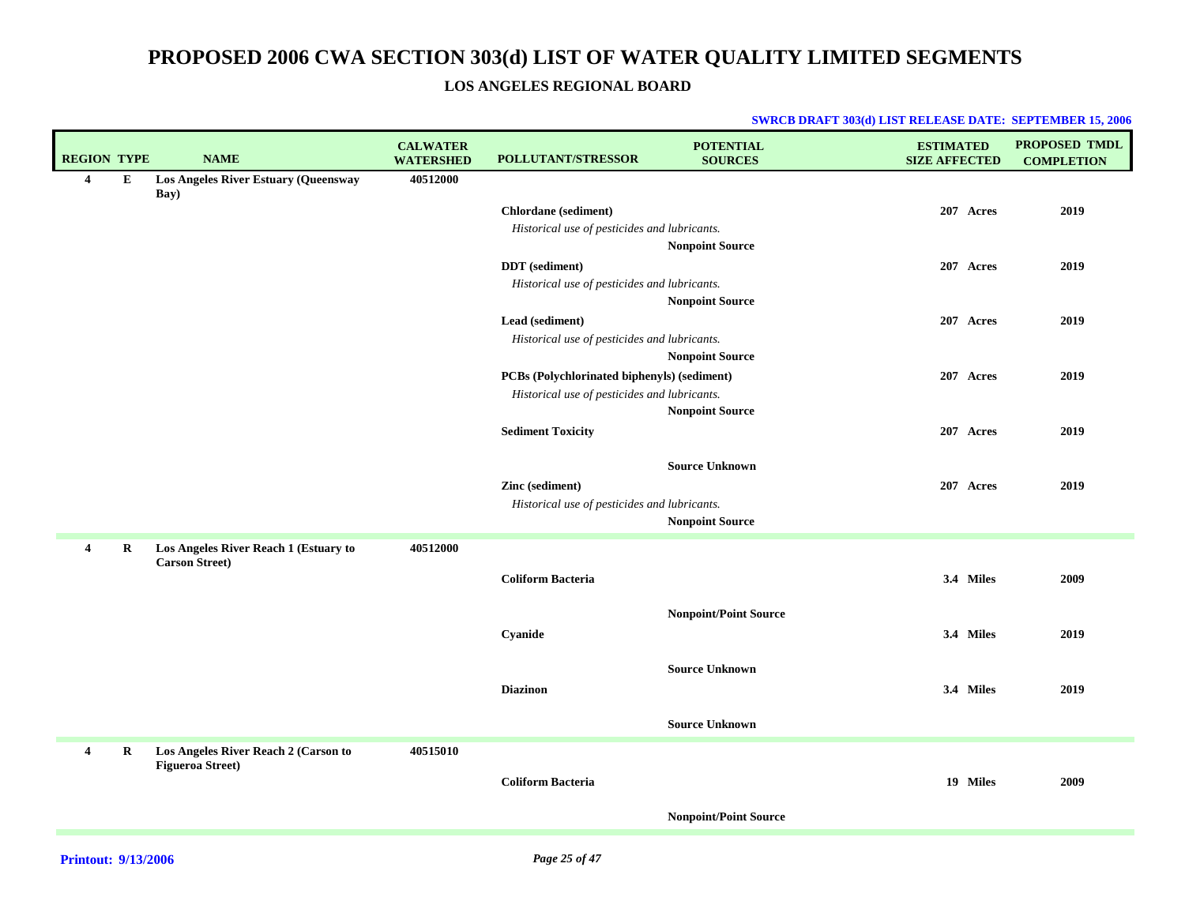# PROPOSED 2006 CWA SECTION 303(d) LIST OF WATER QUALITY LIMITED SEGMENTS

## LOS ANGELES REGIONAL BOARD

**SWRCB DRAFT 303(d) LIST RELEASE DATE: SEPTEMBER 15, 2006**

| REGION | TYPE | NAME | CALWATER WATERSHED | POLLUTANT/STRESSOR | POTENTIAL SOURCES | ESTIMATED SIZE AFFECTED | PROPOSED TMDL COMPLETION |
|---|---|---|---|---|---|---|---|
| **4** | **E** | **Los Angeles River Estuary (Queensway Bay)** | **40512000** | | | | |
| | | | | **Chlordane (sediment)** | | **207 Acres** | **2019** |
| | | | | *Historical use of pesticides and lubricants.* | | | |
| | | | | | **Nonpoint Source** | | |
| | | | | **DDT (sediment)** | | **207 Acres** | **2019** |
| | | | | *Historical use of pesticides and lubricants.* | | | |
| | | | | | **Nonpoint Source** | | |
| | | | | **Lead (sediment)** | | **207 Acres** | **2019** |
| | | | | *Historical use of pesticides and lubricants.* | | | |
| | | | | | **Nonpoint Source** | | |
| | | | | **PCBs (Polychlorinated biphenyls) (sediment)** | | **207 Acres** | **2019** |
| | | | | *Historical use of pesticides and lubricants.* | | | |
| | | | | | **Nonpoint Source** | | |
| | | | | **Sediment Toxicity** | | **207 Acres** | **2019** |
| | | | | | **Source Unknown** | | |
| | | | | **Zinc (sediment)** | | **207 Acres** | **2019** |
| | | | | *Historical use of pesticides and lubricants.* | | | |
| | | | | | **Nonpoint Source** | | |
| **4** | **R** | **Los Angeles River Reach 1 (Estuary to Carson Street)** | **40512000** | | | | |
| | | | | **Coliform Bacteria** | | **3.4 Miles** | **2009** |
| | | | | | **Nonpoint/Point Source** | | |
| | | | | **Cyanide** | | **3.4 Miles** | **2019** |
| | | | | | **Source Unknown** | | |
| | | | | **Diazinon** | | **3.4 Miles** | **2019** |
| | | | | | **Source Unknown** | | |
| **4** | **R** | **Los Angeles River Reach 2 (Carson to Figueroa Street)** | **40515010** | | | | |
| | | | | **Coliform Bacteria** | | **19 Miles** | **2009** |
| | | | | | **Nonpoint/Point Source** | | |

**Printout: 9/13/2006**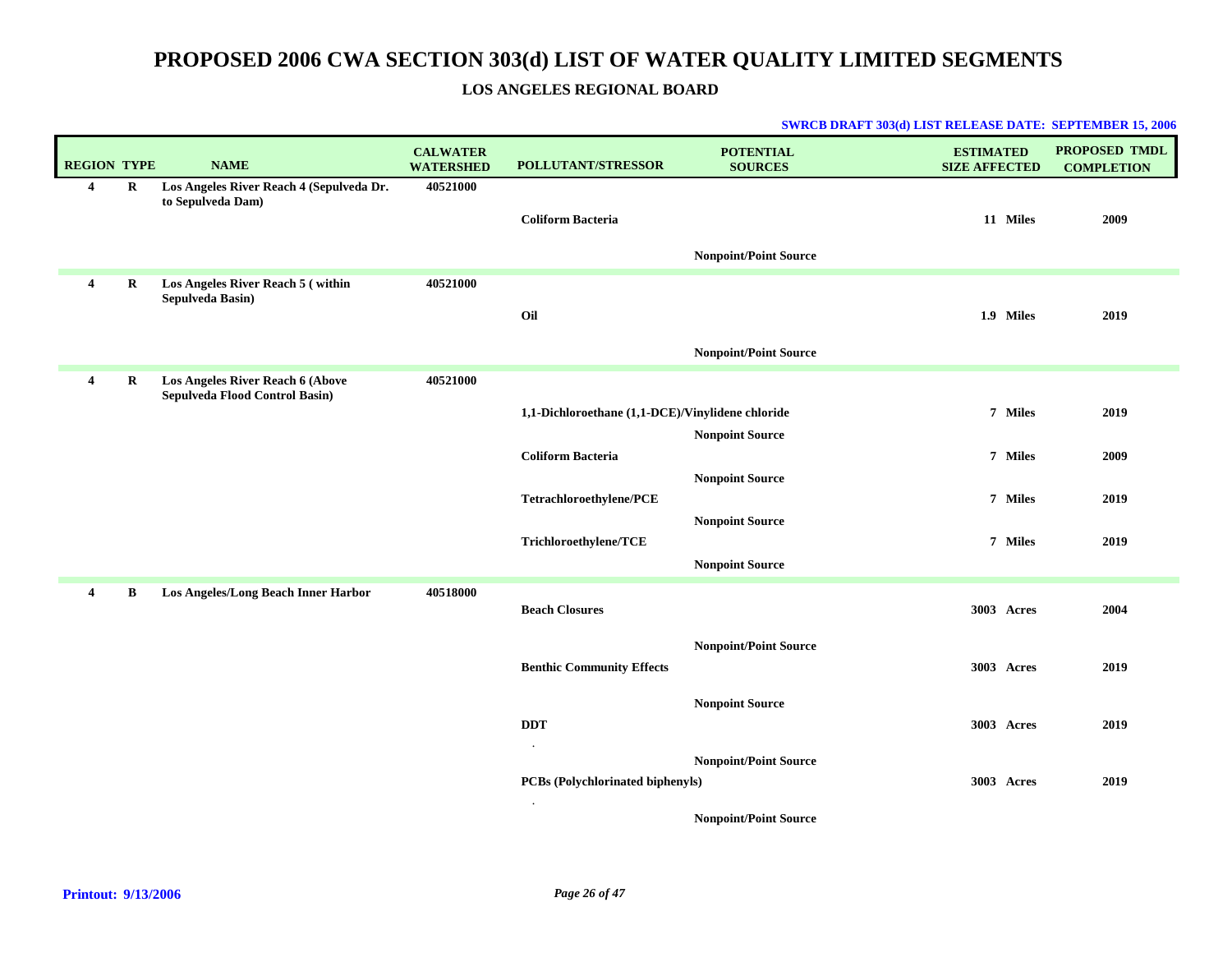# PROPOSED 2006 CWA SECTION 303(d) LIST OF WATER QUALITY LIMITED SEGMENTS

## LOS ANGELES REGIONAL BOARD

**SWRCB DRAFT 303(d) LIST RELEASE DATE: SEPTEMBER 15, 2006**

| REGION | TYPE | NAME | CALWATER WATERSHED | POLLUTANT/STRESSOR | POTENTIAL SOURCES | ESTIMATED SIZE AFFECTED | PROPOSED TMDL COMPLETION |
|---|---|---|---|---|---|---|---|
| 4 | R | Los Angeles River Reach 4 (Sepulveda Dr. to Sepulveda Dam) | 40521000 | | | | |
| | | | | Coliform Bacteria | | 11 Miles | 2009 |
| | | | | | Nonpoint/Point Source | | |
| 4 | R | Los Angeles River Reach 5 ( within Sepulveda Basin) | 40521000 | | | | |
| | | | | Oil | | 1.9 Miles | 2019 |
| | | | | | Nonpoint/Point Source | | |
| 4 | R | Los Angeles River Reach 6 (Above Sepulveda Flood Control Basin) | 40521000 | | | | |
| | | | | 1,1-Dichloroethane (1,1-DCE)/Vinylidene chloride | | 7 Miles | 2019 |
| | | | | | Nonpoint Source | | |
| | | | | Coliform Bacteria | | 7 Miles | 2009 |
| | | | | | Nonpoint Source | | |
| | | | | Tetrachloroethylene/PCE | | 7 Miles | 2019 |
| | | | | | Nonpoint Source | | |
| | | | | Trichloroethylene/TCE | | 7 Miles | 2019 |
| | | | | | Nonpoint Source | | |
| 4 | B | Los Angeles/Long Beach Inner Harbor | 40518000 | | | | |
| | | | | Beach Closures | | 3003 Acres | 2004 |
| | | | | | Nonpoint/Point Source | | |
| | | | | Benthic Community Effects | | 3003 Acres | 2019 |
| | | | | | Nonpoint Source | | |
| | | | | DDT | | 3003 Acres | 2019 |
| | | | | . | | | |
| | | | | | Nonpoint/Point Source | | |
| | | | | PCBs (Polychlorinated biphenyls) | | 3003 Acres | 2019 |
| | | | | . | | | |
| | | | | | Nonpoint/Point Source | | |

**Printout: 9/13/2006**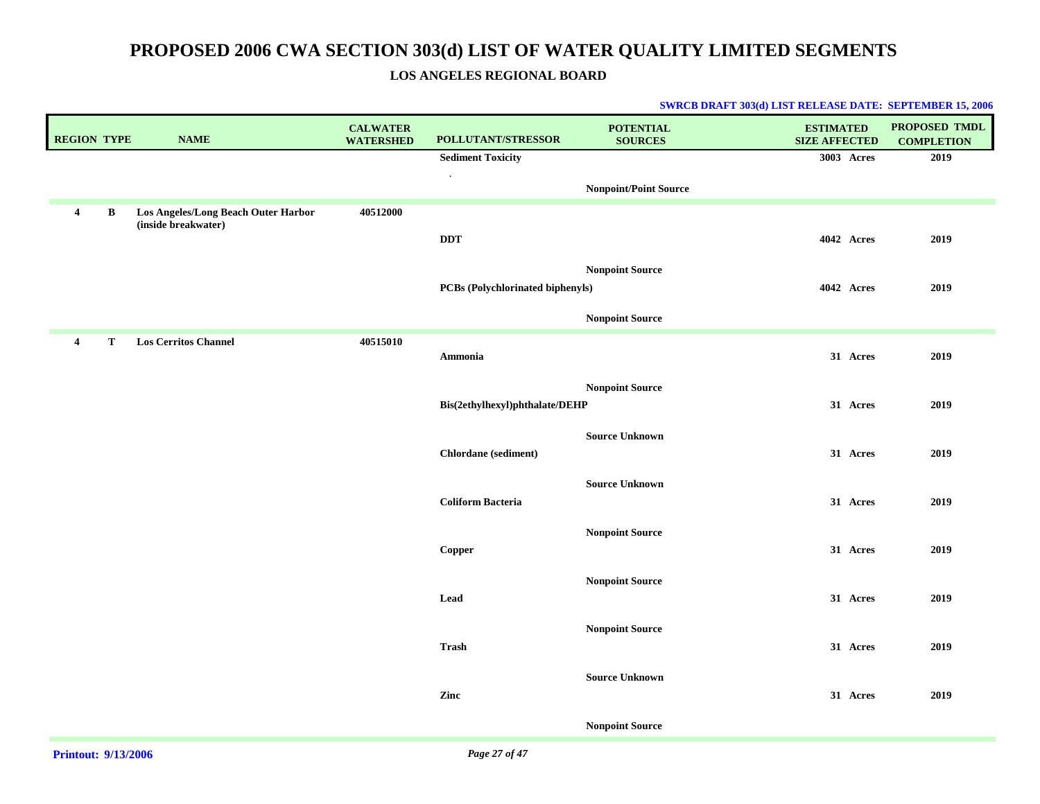# PROPOSED 2006 CWA SECTION 303(d) LIST OF WATER QUALITY LIMITED SEGMENTS

## LOS ANGELES REGIONAL BOARD

**SWRCB DRAFT 303(d) LIST RELEASE DATE: SEPTEMBER 15, 2006**

| REGION | TYPE | NAME | CALWATER WATERSHED | POLLUTANT/STRESSOR | POTENTIAL SOURCES | ESTIMATED SIZE AFFECTED | PROPOSED TMDL COMPLETION |
|---|---|---|---|---|---|---|---|
| | | | | Sediment Toxicity | | 3003 Acres | 2019 |
| | | | | | Nonpoint/Point Source | | |
| 4 | B | Los Angeles/Long Beach Outer Harbor (inside breakwater) | 40512000 | | | | |
| | | | | DDT | | 4042 Acres | 2019 |
| | | | | | Nonpoint Source | | |
| | | | | PCBs (Polychlorinated biphenyls) | | 4042 Acres | 2019 |
| | | | | | Nonpoint Source | | |
| 4 | T | Los Cerritos Channel | 40515010 | | | | |
| | | | | Ammonia | | 31 Acres | 2019 |
| | | | | | Nonpoint Source | | |
| | | | | Bis(2ethylhexyl)phthalate/DEHP | | 31 Acres | 2019 |
| | | | | | Source Unknown | | |
| | | | | Chlordane (sediment) | | 31 Acres | 2019 |
| | | | | | Source Unknown | | |
| | | | | Coliform Bacteria | | 31 Acres | 2019 |
| | | | | | Nonpoint Source | | |
| | | | | Copper | | 31 Acres | 2019 |
| | | | | | Nonpoint Source | | |
| | | | | Lead | | 31 Acres | 2019 |
| | | | | | Nonpoint Source | | |
| | | | | Trash | | 31 Acres | 2019 |
| | | | | | Source Unknown | | |
| | | | | Zinc | | 31 Acres | 2019 |
| | | | | | Nonpoint Source | | |

**Printout: 9/13/2006**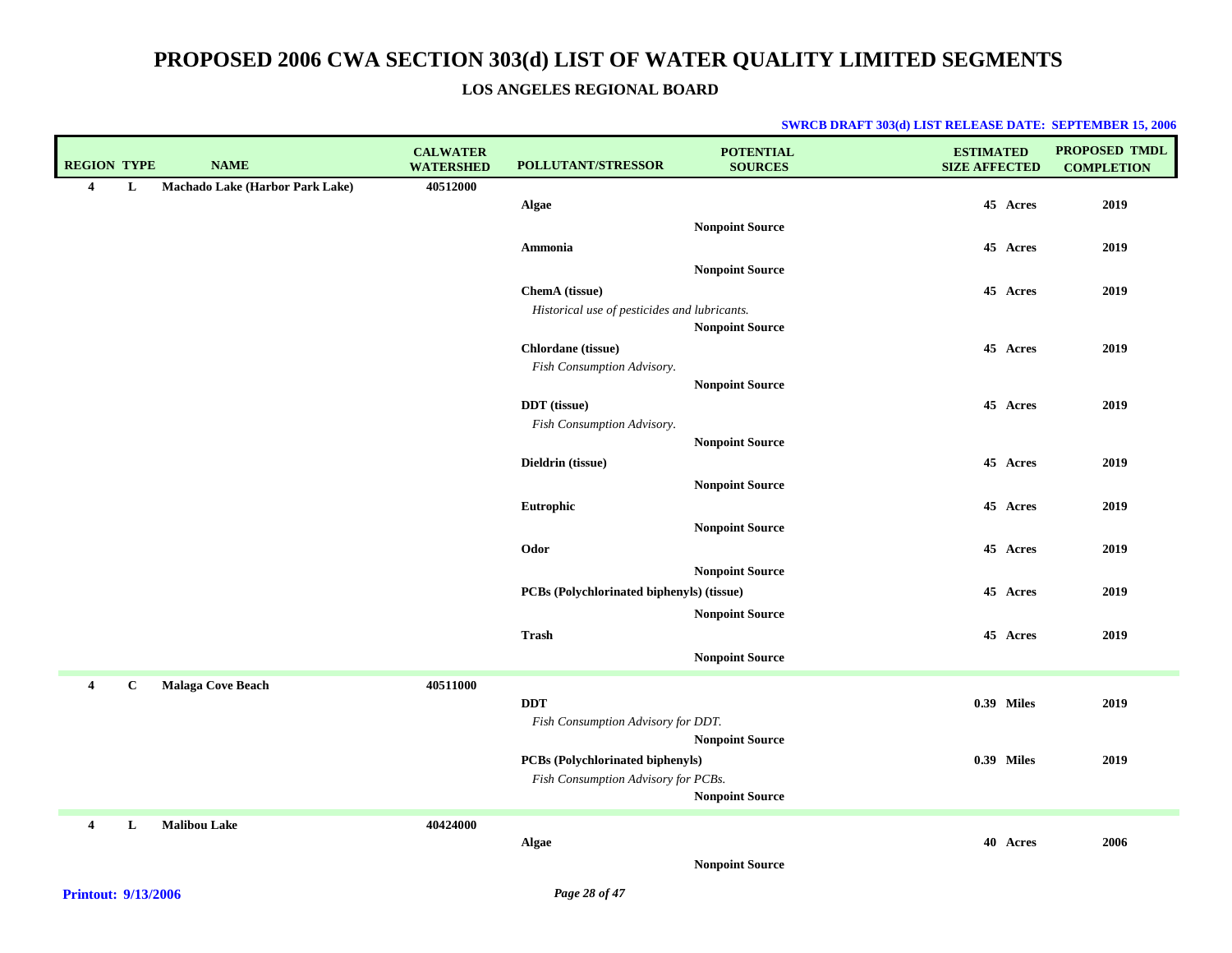# PROPOSED 2006 CWA SECTION 303(d) LIST OF WATER QUALITY LIMITED SEGMENTS

### LOS ANGELES REGIONAL BOARD

**SWRCB DRAFT 303(d) LIST RELEASE DATE: SEPTEMBER 15, 2006**

| REGION | TYPE | NAME | CALWATER WATERSHED | POLLUTANT/STRESSOR | POTENTIAL SOURCES | ESTIMATED SIZE AFFECTED | PROPOSED TMDL COMPLETION |
|---|---|---|---|---|---|---|---|
| 4 | L | Machado Lake (Harbor Park Lake) | 40512000 | | | | |
| | | | | Algae | | 45 Acres | 2019 |
| | | | | | Nonpoint Source | | |
| | | | | Ammonia | | 45 Acres | 2019 |
| | | | | | Nonpoint Source | | |
| | | | | ChemA (tissue) | | 45 Acres | 2019 |
| | | | | *Historical use of pesticides and lubricants.* | | | |
| | | | | | Nonpoint Source | | |
| | | | | Chlordane (tissue) | | 45 Acres | 2019 |
| | | | | *Fish Consumption Advisory.* | | | |
| | | | | | Nonpoint Source | | |
| | | | | DDT (tissue) | | 45 Acres | 2019 |
| | | | | *Fish Consumption Advisory.* | | | |
| | | | | | Nonpoint Source | | |
| | | | | Dieldrin (tissue) | | 45 Acres | 2019 |
| | | | | | Nonpoint Source | | |
| | | | | Eutrophic | | 45 Acres | 2019 |
| | | | | | Nonpoint Source | | |
| | | | | Odor | | 45 Acres | 2019 |
| | | | | | Nonpoint Source | | |
| | | | | PCBs (Polychlorinated biphenyls) (tissue) | | 45 Acres | 2019 |
| | | | | | Nonpoint Source | | |
| | | | | Trash | | 45 Acres | 2019 |
| | | | | | Nonpoint Source | | |
| 4 | C | Malaga Cove Beach | 40511000 | | | | |
| | | | | DDT | | 0.39 Miles | 2019 |
| | | | | *Fish Consumption Advisory for DDT.* | | | |
| | | | | | Nonpoint Source | | |
| | | | | PCBs (Polychlorinated biphenyls) | | 0.39 Miles | 2019 |
| | | | | *Fish Consumption Advisory for PCBs.* | | | |
| | | | | | Nonpoint Source | | |
| 4 | L | Malibou Lake | 40424000 | | | | |
| | | | | Algae | | 40 Acres | 2006 |
| | | | | | Nonpoint Source | | |

**Printout: 9/13/2006**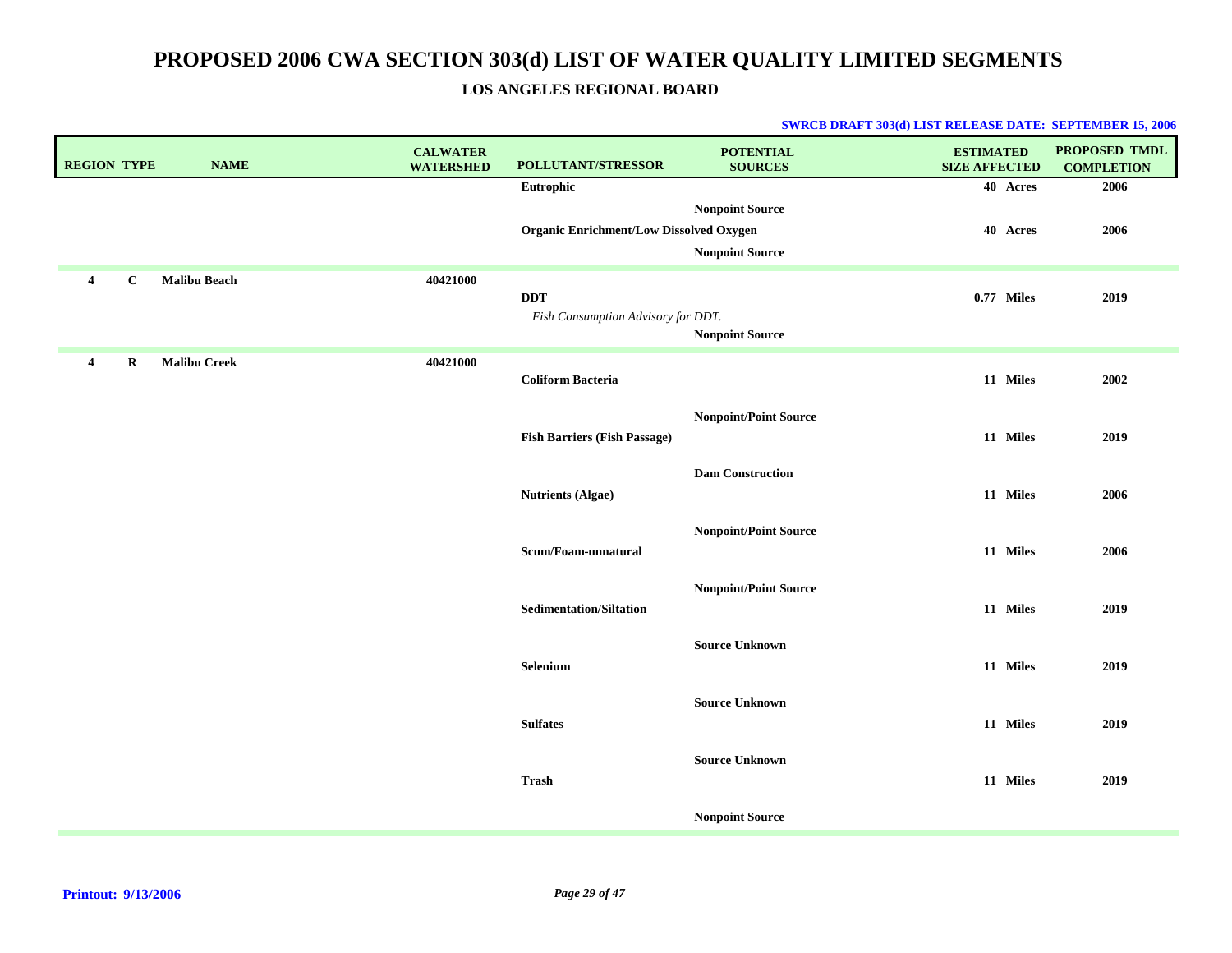# PROPOSED 2006 CWA SECTION 303(d) LIST OF WATER QUALITY LIMITED SEGMENTS

## LOS ANGELES REGIONAL BOARD

**SWRCB DRAFT 303(d) LIST RELEASE DATE: SEPTEMBER 15, 2006**

| REGION | TYPE | NAME | CALWATER WATERSHED | POLLUTANT/STRESSOR | POTENTIAL SOURCES | ESTIMATED SIZE AFFECTED | PROPOSED TMDL COMPLETION |
|---|---|---|---|---|---|---|---|
| | | | | Eutrophic | | 40 Acres | 2006 |
| | | | | | Nonpoint Source | | |
| | | | | Organic Enrichment/Low Dissolved Oxygen | | 40 Acres | 2006 |
| | | | | | Nonpoint Source | | |
| 4 | C | Malibu Beach | 40421000 | | | | |
| | | | | DDT | | 0.77 Miles | 2019 |
| | | | | *Fish Consumption Advisory for DDT.* | | | |
| | | | | | Nonpoint Source | | |
| 4 | R | Malibu Creek | 40421000 | | | | |
| | | | | Coliform Bacteria | | 11 Miles | 2002 |
| | | | | | Nonpoint/Point Source | | |
| | | | | Fish Barriers (Fish Passage) | | 11 Miles | 2019 |
| | | | | | Dam Construction | | |
| | | | | Nutrients (Algae) | | 11 Miles | 2006 |
| | | | | | Nonpoint/Point Source | | |
| | | | | Scum/Foam-unnatural | | 11 Miles | 2006 |
| | | | | | Nonpoint/Point Source | | |
| | | | | Sedimentation/Siltation | | 11 Miles | 2019 |
| | | | | | Source Unknown | | |
| | | | | Selenium | | 11 Miles | 2019 |
| | | | | | Source Unknown | | |
| | | | | Sulfates | | 11 Miles | 2019 |
| | | | | | Source Unknown | | |
| | | | | Trash | | 11 Miles | 2019 |
| | | | | | Nonpoint Source | | |

**Printout: 9/13/2006**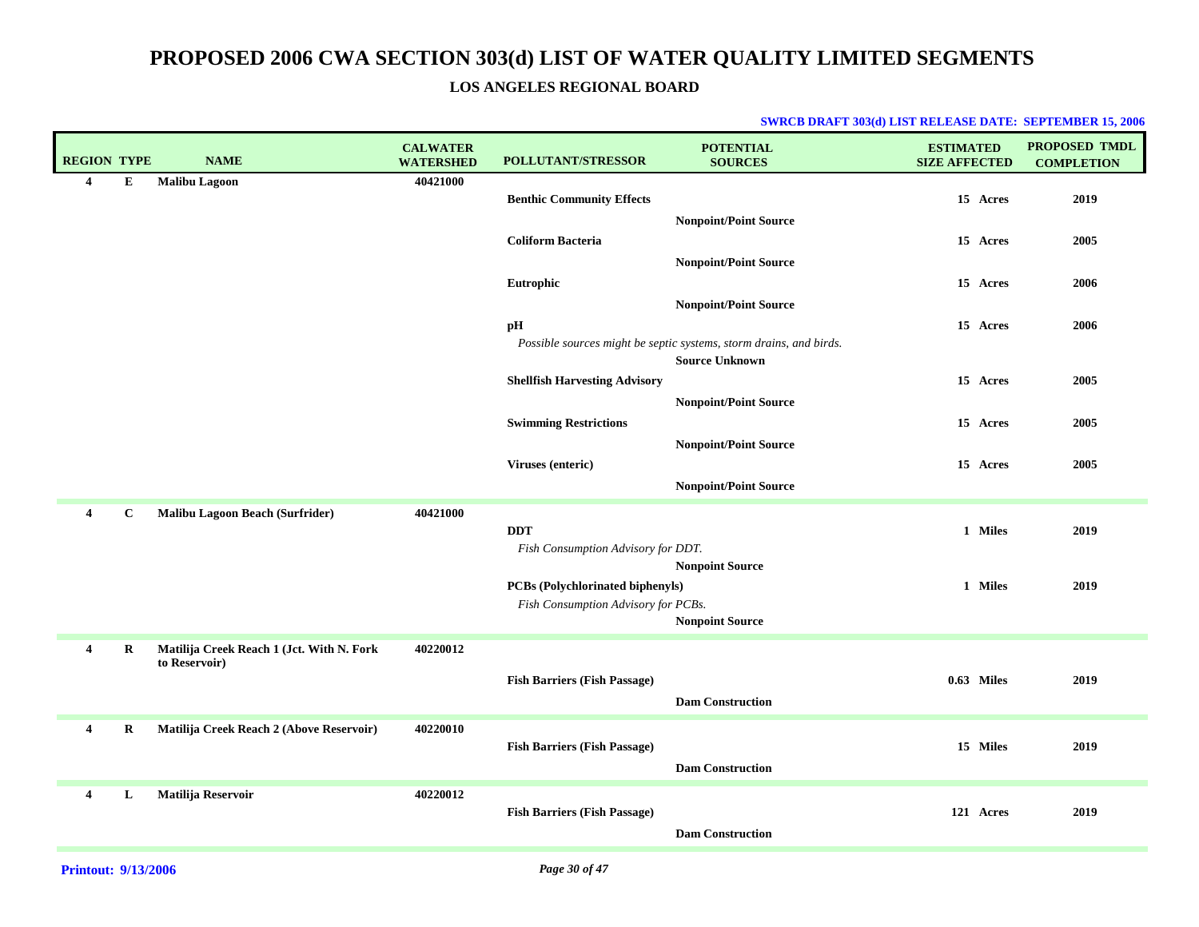# PROPOSED 2006 CWA SECTION 303(d) LIST OF WATER QUALITY LIMITED SEGMENTS

## LOS ANGELES REGIONAL BOARD

**SWRCB DRAFT 303(d) LIST RELEASE DATE: SEPTEMBER 15, 2006**

| REGION | TYPE | NAME | CALWATER WATERSHED | POLLUTANT/STRESSOR | POTENTIAL SOURCES | ESTIMATED SIZE AFFECTED | PROPOSED TMDL COMPLETION |
|---|---|---|---|---|---|---|---|
| 4 | E | Malibu Lagoon | 40421000 | | | | |
| | | | | Benthic Community Effects | | 15 Acres | 2019 |
| | | | | | Nonpoint/Point Source | | |
| | | | | Coliform Bacteria | | 15 Acres | 2005 |
| | | | | | Nonpoint/Point Source | | |
| | | | | Eutrophic | | 15 Acres | 2006 |
| | | | | | Nonpoint/Point Source | | |
| | | | | pH<br>*Possible sources might be septic systems, storm drains, and birds.* | | 15 Acres | 2006 |
| | | | | | Source Unknown | | |
| | | | | Shellfish Harvesting Advisory | | 15 Acres | 2005 |
| | | | | | Nonpoint/Point Source | | |
| | | | | Swimming Restrictions | | 15 Acres | 2005 |
| | | | | | Nonpoint/Point Source | | |
| | | | | Viruses (enteric) | | 15 Acres | 2005 |
| | | | | | Nonpoint/Point Source | | |
| 4 | C | Malibu Lagoon Beach (Surfrider) | 40421000 | | | | |
| | | | | DDT<br>*Fish Consumption Advisory for DDT.* | | 1 Miles | 2019 |
| | | | | | Nonpoint Source | | |
| | | | | PCBs (Polychlorinated biphenyls)<br>*Fish Consumption Advisory for PCBs.* | | 1 Miles | 2019 |
| | | | | | Nonpoint Source | | |
| 4 | R | Matilija Creek Reach 1 (Jct. With N. Fork to Reservoir) | 40220012 | | | | |
| | | | | Fish Barriers (Fish Passage) | | 0.63 Miles | 2019 |
| | | | | | Dam Construction | | |
| 4 | R | Matilija Creek Reach 2 (Above Reservoir) | 40220010 | | | | |
| | | | | Fish Barriers (Fish Passage) | | 15 Miles | 2019 |
| | | | | | Dam Construction | | |
| 4 | L | Matilija Reservoir | 40220012 | | | | |
| | | | | Fish Barriers (Fish Passage) | | 121 Acres | 2019 |
| | | | | | Dam Construction | | |

Printout: 9/13/2006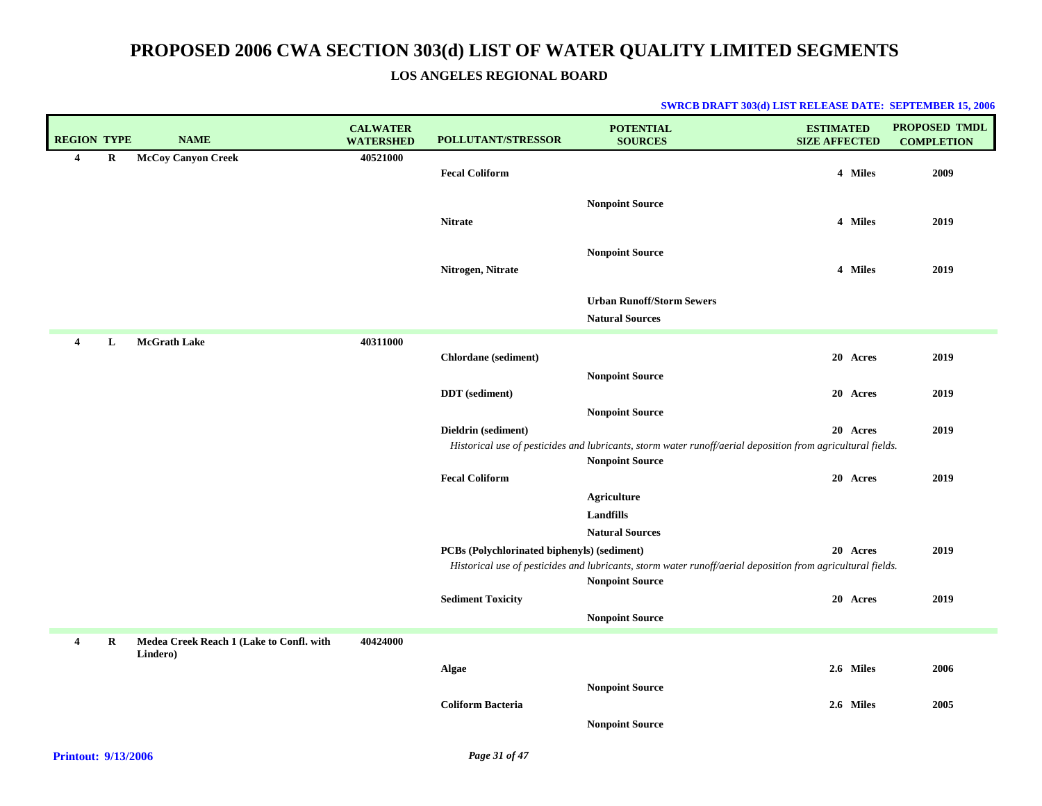# PROPOSED 2006 CWA SECTION 303(d) LIST OF WATER QUALITY LIMITED SEGMENTS

### LOS ANGELES REGIONAL BOARD

**SWRCB DRAFT 303(d) LIST RELEASE DATE: SEPTEMBER 15, 2006**

| REGION | TYPE | NAME | CALWATER WATERSHED | POLLUTANT/STRESSOR | POTENTIAL SOURCES | ESTIMATED SIZE AFFECTED | PROPOSED TMDL COMPLETION |
|---|---|---|---|---|---|---|---|
| **4** | **R** | **McCoy Canyon Creek** | **40521000** | | | | |
| | | | | **Fecal Coliform** | | **4 Miles** | **2009** |
| | | | | | **Nonpoint Source** | | |
| | | | | **Nitrate** | | **4 Miles** | **2019** |
| | | | | | **Nonpoint Source** | | |
| | | | | **Nitrogen, Nitrate** | | **4 Miles** | **2019** |
| | | | | | **Urban Runoff/Storm Sewers** | | |
| | | | | | **Natural Sources** | | |
| **4** | **L** | **McGrath Lake** | **40311000** | | | | |
| | | | | **Chlordane (sediment)** | | **20 Acres** | **2019** |
| | | | | | **Nonpoint Source** | | |
| | | | | **DDT (sediment)** | | **20 Acres** | **2019** |
| | | | | | **Nonpoint Source** | | |
| | | | | **Dieldrin (sediment)** | | **20 Acres** | **2019** |
| | | | | *Historical use of pesticides and lubricants, storm water runoff/aerial deposition from agricultural fields.* | | | |
| | | | | | **Nonpoint Source** | | |
| | | | | **Fecal Coliform** | | **20 Acres** | **2019** |
| | | | | | **Agriculture** | | |
| | | | | | **Landfills** | | |
| | | | | | **Natural Sources** | | |
| | | | | **PCBs (Polychlorinated biphenyls) (sediment)** | | **20 Acres** | **2019** |
| | | | | *Historical use of pesticides and lubricants, storm water runoff/aerial deposition from agricultural fields.* | | | |
| | | | | | **Nonpoint Source** | | |
| | | | | **Sediment Toxicity** | | **20 Acres** | **2019** |
| | | | | | **Nonpoint Source** | | |
| **4** | **R** | **Medea Creek Reach 1 (Lake to Confl. with Lindero)** | **40424000** | | | | |
| | | | | **Algae** | | **2.6 Miles** | **2006** |
| | | | | | **Nonpoint Source** | | |
| | | | | **Coliform Bacteria** | | **2.6 Miles** | **2005** |
| | | | | | **Nonpoint Source** | | |

**Printout: 9/13/2006**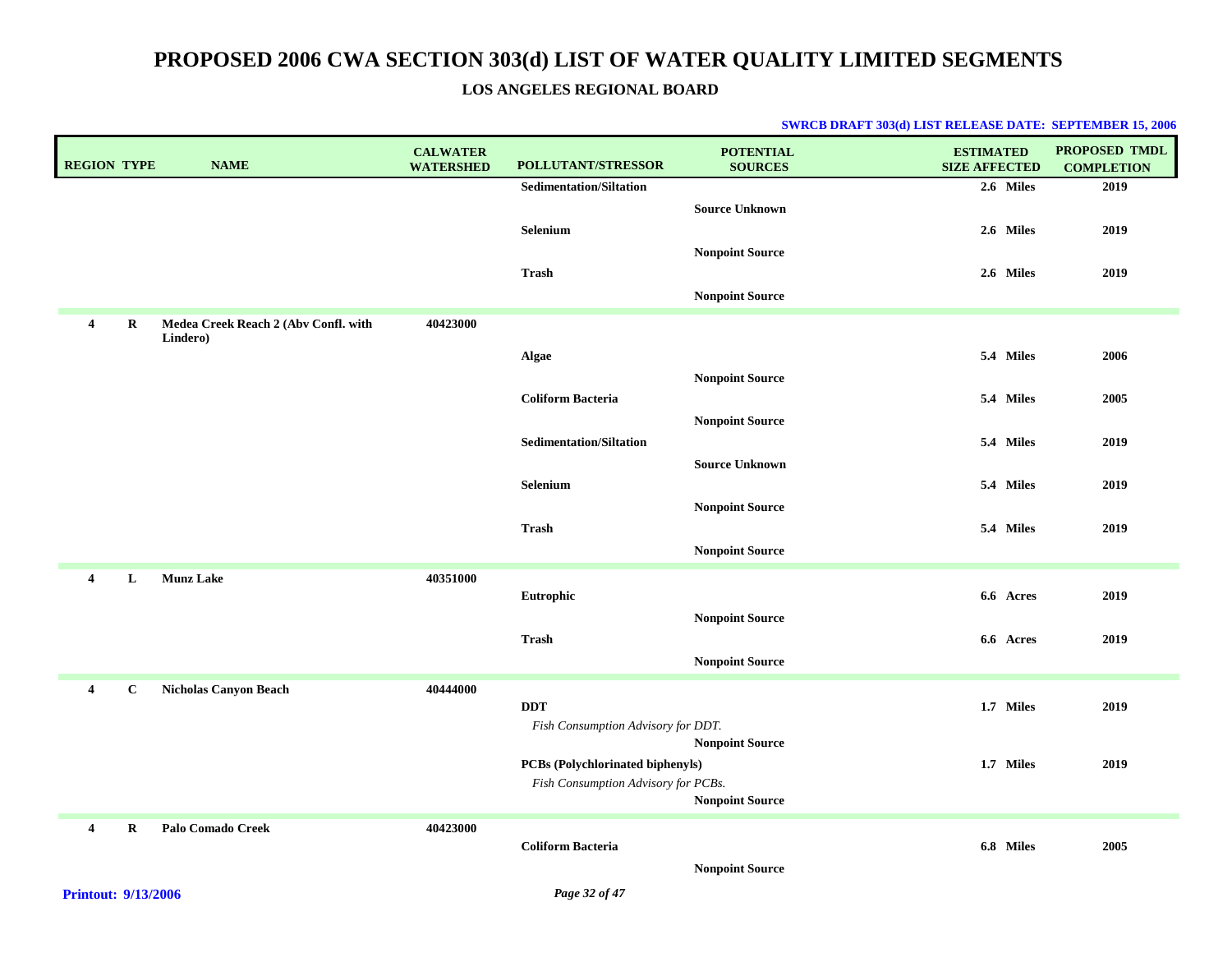# PROPOSED 2006 CWA SECTION 303(d) LIST OF WATER QUALITY LIMITED SEGMENTS

## LOS ANGELES REGIONAL BOARD

**SWRCB DRAFT 303(d) LIST RELEASE DATE: SEPTEMBER 15, 2006**

| REGION | TYPE | NAME | CALWATER WATERSHED | POLLUTANT/STRESSOR | POTENTIAL SOURCES | ESTIMATED SIZE AFFECTED | PROPOSED TMDL COMPLETION |
|---|---|---|---|---|---|---|---|
| | | | | **Sedimentation/Siltation** | | **2.6 Miles** | **2019** |
| | | | | | **Source Unknown** | | |
| | | | | **Selenium** | | **2.6 Miles** | **2019** |
| | | | | | **Nonpoint Source** | | |
| | | | | **Trash** | | **2.6 Miles** | **2019** |
| | | | | | **Nonpoint Source** | | |
| **4** | **R** | **Medea Creek Reach 2 (Abv Confl. with Lindero)** | **40423000** | | | | |
| | | | | **Algae** | | **5.4 Miles** | **2006** |
| | | | | | **Nonpoint Source** | | |
| | | | | **Coliform Bacteria** | | **5.4 Miles** | **2005** |
| | | | | | **Nonpoint Source** | | |
| | | | | **Sedimentation/Siltation** | | **5.4 Miles** | **2019** |
| | | | | | **Source Unknown** | | |
| | | | | **Selenium** | | **5.4 Miles** | **2019** |
| | | | | | **Nonpoint Source** | | |
| | | | | **Trash** | | **5.4 Miles** | **2019** |
| | | | | | **Nonpoint Source** | | |
| **4** | **L** | **Munz Lake** | **40351000** | | | | |
| | | | | **Eutrophic** | | **6.6 Acres** | **2019** |
| | | | | | **Nonpoint Source** | | |
| | | | | **Trash** | | **6.6 Acres** | **2019** |
| | | | | | **Nonpoint Source** | | |
| **4** | **C** | **Nicholas Canyon Beach** | **40444000** | | | | |
| | | | | **DDT** | | **1.7 Miles** | **2019** |
| | | | | *Fish Consumption Advisory for DDT.* | | | |
| | | | | | **Nonpoint Source** | | |
| | | | | **PCBs (Polychlorinated biphenyls)** | | **1.7 Miles** | **2019** |
| | | | | *Fish Consumption Advisory for PCBs.* | | | |
| | | | | | **Nonpoint Source** | | |
| **4** | **R** | **Palo Comado Creek** | **40423000** | | | | |
| | | | | **Coliform Bacteria** | | **6.8 Miles** | **2005** |
| | | | | | **Nonpoint Source** | | |

**Printout: 9/13/2006**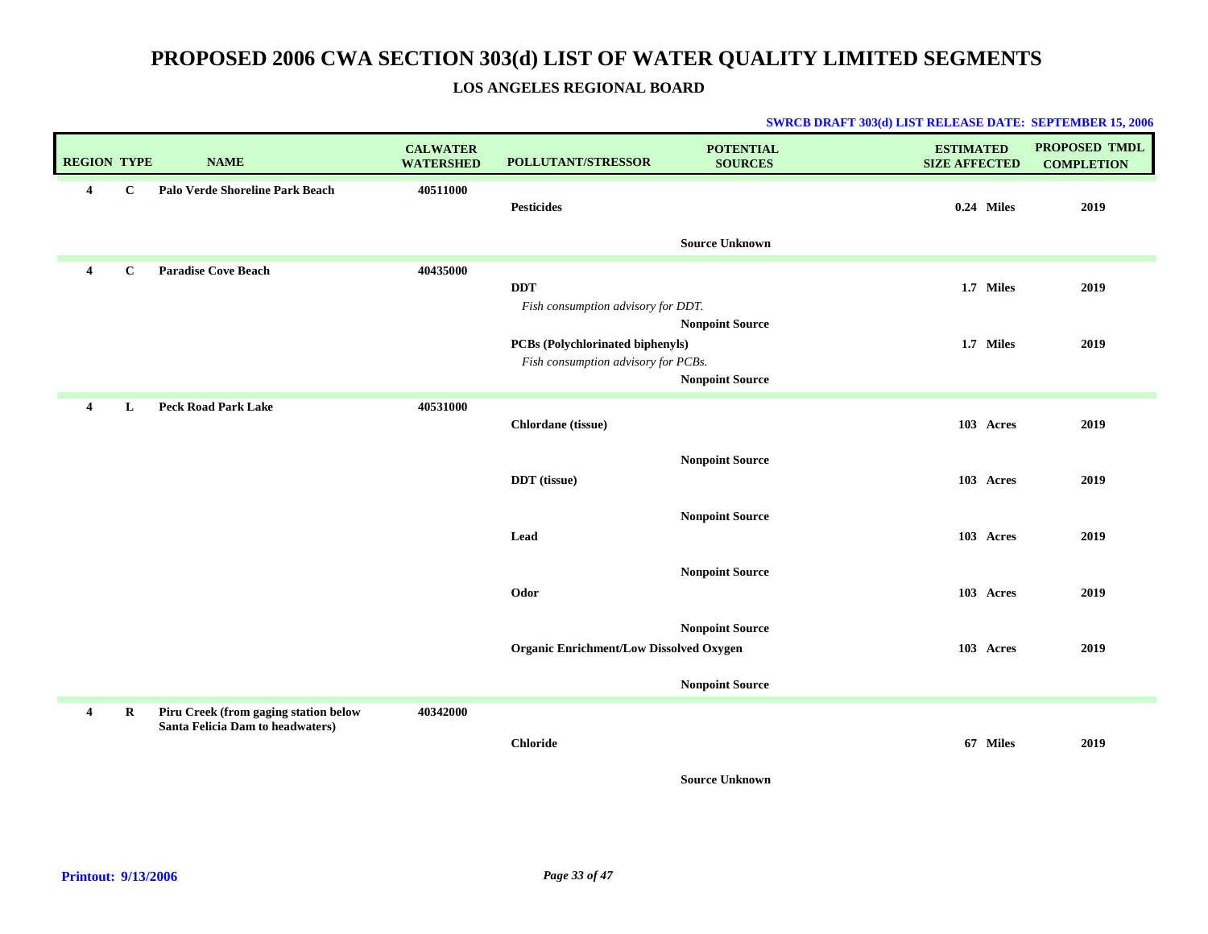# PROPOSED 2006 CWA SECTION 303(d) LIST OF WATER QUALITY LIMITED SEGMENTS

## LOS ANGELES REGIONAL BOARD

**SWRCB DRAFT 303(d) LIST RELEASE DATE: SEPTEMBER 15, 2006**

| REGION | TYPE | NAME | CALWATER WATERSHED | POLLUTANT/STRESSOR | POTENTIAL SOURCES | ESTIMATED SIZE AFFECTED | PROPOSED TMDL COMPLETION |
|---|---|---|---|---|---|---|---|
| 4 | C | Palo Verde Shoreline Park Beach | 40511000 | Pesticides | Source Unknown | 0.24 Miles | 2019 |
| 4 | C | Paradise Cove Beach | 40435000 | DDT<br>*Fish consumption advisory for DDT.* | Nonpoint Source | 1.7 Miles | 2019 |
| | | | | PCBs (Polychlorinated biphenyls)<br>*Fish consumption advisory for PCBs.* | Nonpoint Source | 1.7 Miles | 2019 |
| 4 | L | Peck Road Park Lake | 40531000 | Chlordane (tissue) | Nonpoint Source | 103 Acres | 2019 |
| | | | | DDT (tissue) | Nonpoint Source | 103 Acres | 2019 |
| | | | | Lead | Nonpoint Source | 103 Acres | 2019 |
| | | | | Odor | Nonpoint Source | 103 Acres | 2019 |
| | | | | Organic Enrichment/Low Dissolved Oxygen | Nonpoint Source | 103 Acres | 2019 |
| 4 | R | Piru Creek (from gaging station below Santa Felicia Dam to headwaters) | 40342000 | Chloride | Source Unknown | 67 Miles | 2019 |

**Printout: 9/13/2006**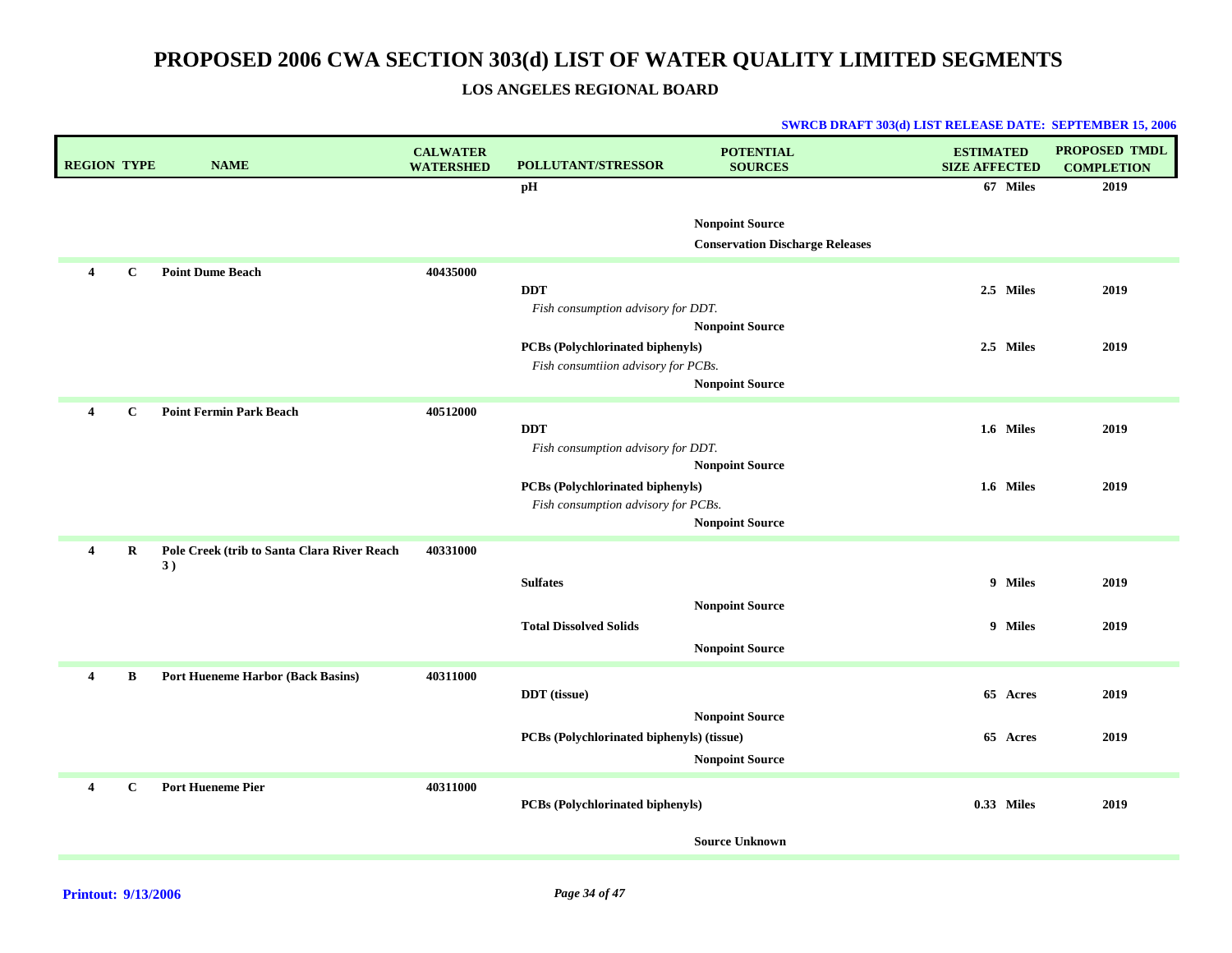# PROPOSED 2006 CWA SECTION 303(d) LIST OF WATER QUALITY LIMITED SEGMENTS

## LOS ANGELES REGIONAL BOARD

**SWRCB DRAFT 303(d) LIST RELEASE DATE: SEPTEMBER 15, 2006**

| REGION | TYPE | NAME | CALWATER WATERSHED | POLLUTANT/STRESSOR | POTENTIAL SOURCES | ESTIMATED SIZE AFFECTED | PROPOSED TMDL COMPLETION |
|---|---|---|---|---|---|---|---|
| | | | | **pH** | | **67 Miles** | **2019** |
| | | | | | **Nonpoint Source** | | |
| | | | | | **Conservation Discharge Releases** | | |
| **4** | **C** | **Point Dume Beach** | **40435000** | | | | |
| | | | | **DDT** | | **2.5 Miles** | **2019** |
| | | | | *Fish consumption advisory for DDT.* | | | |
| | | | | | **Nonpoint Source** | | |
| | | | | **PCBs (Polychlorinated biphenyls)** | | **2.5 Miles** | **2019** |
| | | | | *Fish consumtiion advisory for PCBs.* | | | |
| | | | | | **Nonpoint Source** | | |
| **4** | **C** | **Point Fermin Park Beach** | **40512000** | | | | |
| | | | | **DDT** | | **1.6 Miles** | **2019** |
| | | | | *Fish consumption advisory for DDT.* | | | |
| | | | | | **Nonpoint Source** | | |
| | | | | **PCBs (Polychlorinated biphenyls)** | | **1.6 Miles** | **2019** |
| | | | | *Fish consumption advisory for PCBs.* | | | |
| | | | | | **Nonpoint Source** | | |
| **4** | **R** | **Pole Creek (trib to Santa Clara River Reach 3 )** | **40331000** | | | | |
| | | | | **Sulfates** | | **9 Miles** | **2019** |
| | | | | | **Nonpoint Source** | | |
| | | | | **Total Dissolved Solids** | | **9 Miles** | **2019** |
| | | | | | **Nonpoint Source** | | |
| **4** | **B** | **Port Hueneme Harbor (Back Basins)** | **40311000** | | | | |
| | | | | **DDT (tissue)** | | **65 Acres** | **2019** |
| | | | | | **Nonpoint Source** | | |
| | | | | **PCBs (Polychlorinated biphenyls) (tissue)** | | **65 Acres** | **2019** |
| | | | | | **Nonpoint Source** | | |
| **4** | **C** | **Port Hueneme Pier** | **40311000** | | | | |
| | | | | **PCBs (Polychlorinated biphenyls)** | | **0.33 Miles** | **2019** |
| | | | | | **Source Unknown** | | |

**Printout: 9/13/2006**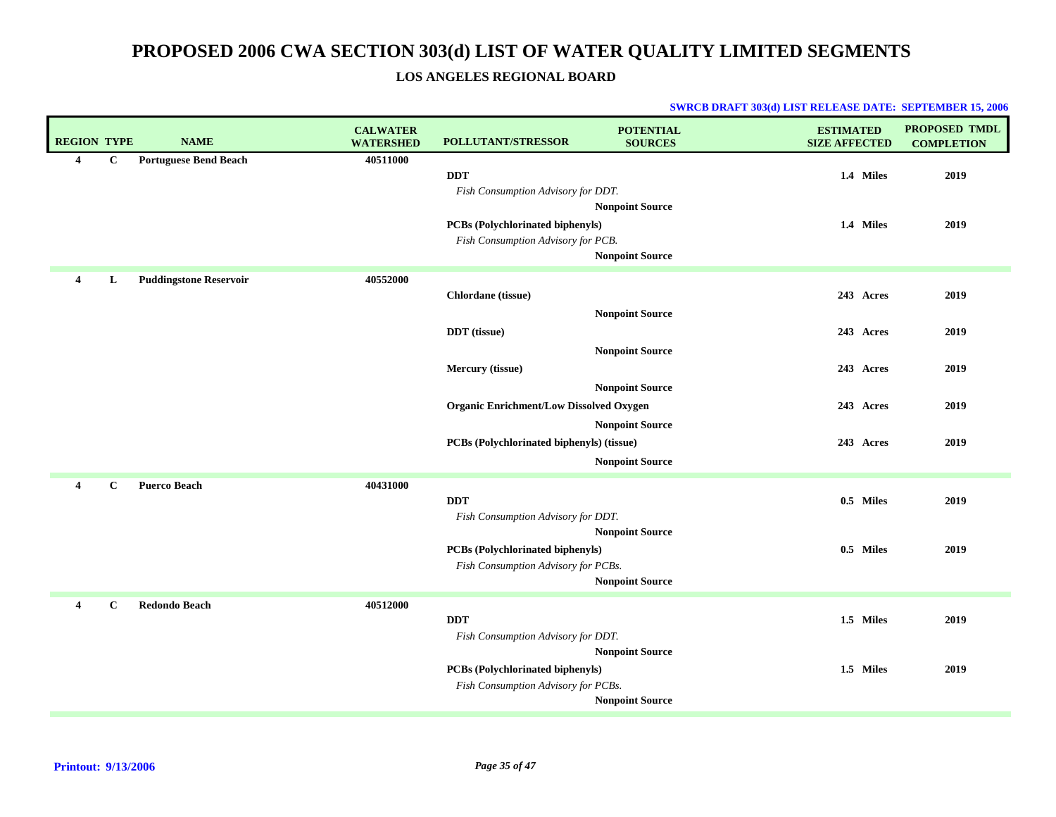# PROPOSED 2006 CWA SECTION 303(d) LIST OF WATER QUALITY LIMITED SEGMENTS

## LOS ANGELES REGIONAL BOARD

**SWRCB DRAFT 303(d) LIST RELEASE DATE: SEPTEMBER 15, 2006**

| REGION | TYPE | NAME | CALWATER WATERSHED | POLLUTANT/STRESSOR | POTENTIAL SOURCES | ESTIMATED SIZE AFFECTED | PROPOSED TMDL COMPLETION |
|---|---|---|---|---|---|---|---|
| **4** | **C** | **Portuguese Bend Beach** | **40511000** | | | | |
| | | | | **DDT** | | **1.4 Miles** | **2019** |
| | | | | *Fish Consumption Advisory for DDT.* | | | |
| | | | | | **Nonpoint Source** | | |
| | | | | **PCBs (Polychlorinated biphenyls)** | | **1.4 Miles** | **2019** |
| | | | | *Fish Consumption Advisory for PCB.* | | | |
| | | | | | **Nonpoint Source** | | |
| **4** | **L** | **Puddingstone Reservoir** | **40552000** | | | | |
| | | | | **Chlordane (tissue)** | | **243 Acres** | **2019** |
| | | | | | **Nonpoint Source** | | |
| | | | | **DDT (tissue)** | | **243 Acres** | **2019** |
| | | | | | **Nonpoint Source** | | |
| | | | | **Mercury (tissue)** | | **243 Acres** | **2019** |
| | | | | | **Nonpoint Source** | | |
| | | | | **Organic Enrichment/Low Dissolved Oxygen** | | **243 Acres** | **2019** |
| | | | | | **Nonpoint Source** | | |
| | | | | **PCBs (Polychlorinated biphenyls) (tissue)** | | **243 Acres** | **2019** |
| | | | | | **Nonpoint Source** | | |
| **4** | **C** | **Puerco Beach** | **40431000** | | | | |
| | | | | **DDT** | | **0.5 Miles** | **2019** |
| | | | | *Fish Consumption Advisory for DDT.* | | | |
| | | | | | **Nonpoint Source** | | |
| | | | | **PCBs (Polychlorinated biphenyls)** | | **0.5 Miles** | **2019** |
| | | | | *Fish Consumption Advisory for PCBs.* | | | |
| | | | | | **Nonpoint Source** | | |
| **4** | **C** | **Redondo Beach** | **40512000** | | | | |
| | | | | **DDT** | | **1.5 Miles** | **2019** |
| | | | | *Fish Consumption Advisory for DDT.* | | | |
| | | | | | **Nonpoint Source** | | |
| | | | | **PCBs (Polychlorinated biphenyls)** | | **1.5 Miles** | **2019** |
| | | | | *Fish Consumption Advisory for PCBs.* | | | |
| | | | | | **Nonpoint Source** | | |

**Printout: 9/13/2006**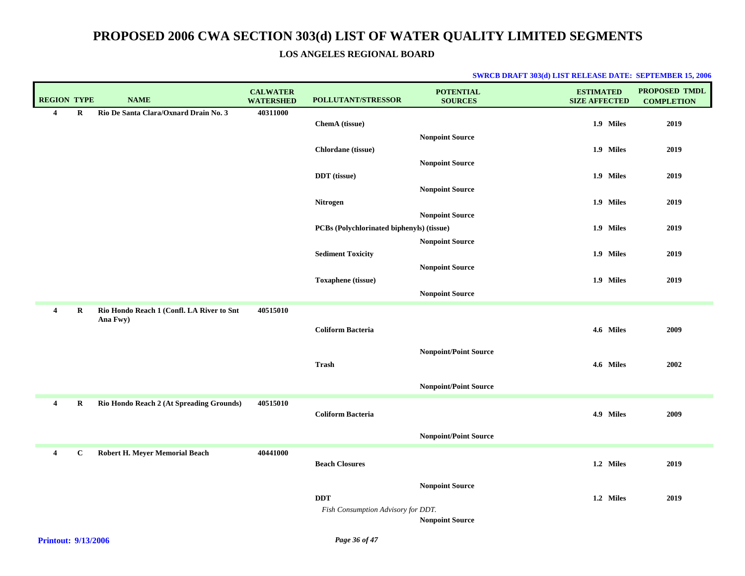# PROPOSED 2006 CWA SECTION 303(d) LIST OF WATER QUALITY LIMITED SEGMENTS

## LOS ANGELES REGIONAL BOARD

**SWRCB DRAFT 303(d) LIST RELEASE DATE: SEPTEMBER 15, 2006**

| REGION | TYPE | NAME | CALWATER WATERSHED | POLLUTANT/STRESSOR | POTENTIAL SOURCES | ESTIMATED SIZE AFFECTED | PROPOSED TMDL COMPLETION |
|---|---|---|---|---|---|---|---|
| 4 | R | Rio De Santa Clara/Oxnard Drain No. 3 | 40311000 | | | | |
| | | | | ChemA (tissue) | | 1.9 Miles | 2019 |
| | | | | | Nonpoint Source | | |
| | | | | Chlordane (tissue) | | 1.9 Miles | 2019 |
| | | | | | Nonpoint Source | | |
| | | | | DDT (tissue) | | 1.9 Miles | 2019 |
| | | | | | Nonpoint Source | | |
| | | | | Nitrogen | | 1.9 Miles | 2019 |
| | | | | | Nonpoint Source | | |
| | | | | PCBs (Polychlorinated biphenyls) (tissue) | | 1.9 Miles | 2019 |
| | | | | | Nonpoint Source | | |
| | | | | Sediment Toxicity | | 1.9 Miles | 2019 |
| | | | | | Nonpoint Source | | |
| | | | | Toxaphene (tissue) | | 1.9 Miles | 2019 |
| | | | | | Nonpoint Source | | |
| 4 | R | Rio Hondo Reach 1 (Confl. LA River to Snt Ana Fwy) | 40515010 | | | | |
| | | | | Coliform Bacteria | | 4.6 Miles | 2009 |
| | | | | | Nonpoint/Point Source | | |
| | | | | Trash | | 4.6 Miles | 2002 |
| | | | | | Nonpoint/Point Source | | |
| 4 | R | Rio Hondo Reach 2 (At Spreading Grounds) | 40515010 | | | | |
| | | | | Coliform Bacteria | | 4.9 Miles | 2009 |
| | | | | | Nonpoint/Point Source | | |
| 4 | C | Robert H. Meyer Memorial Beach | 40441000 | | | | |
| | | | | Beach Closures | | 1.2 Miles | 2019 |
| | | | | | Nonpoint Source | | |
| | | | | DDT<br>*Fish Consumption Advisory for DDT.* | | 1.2 Miles | 2019 |
| | | | | | Nonpoint Source | | |

Printout: 9/13/2006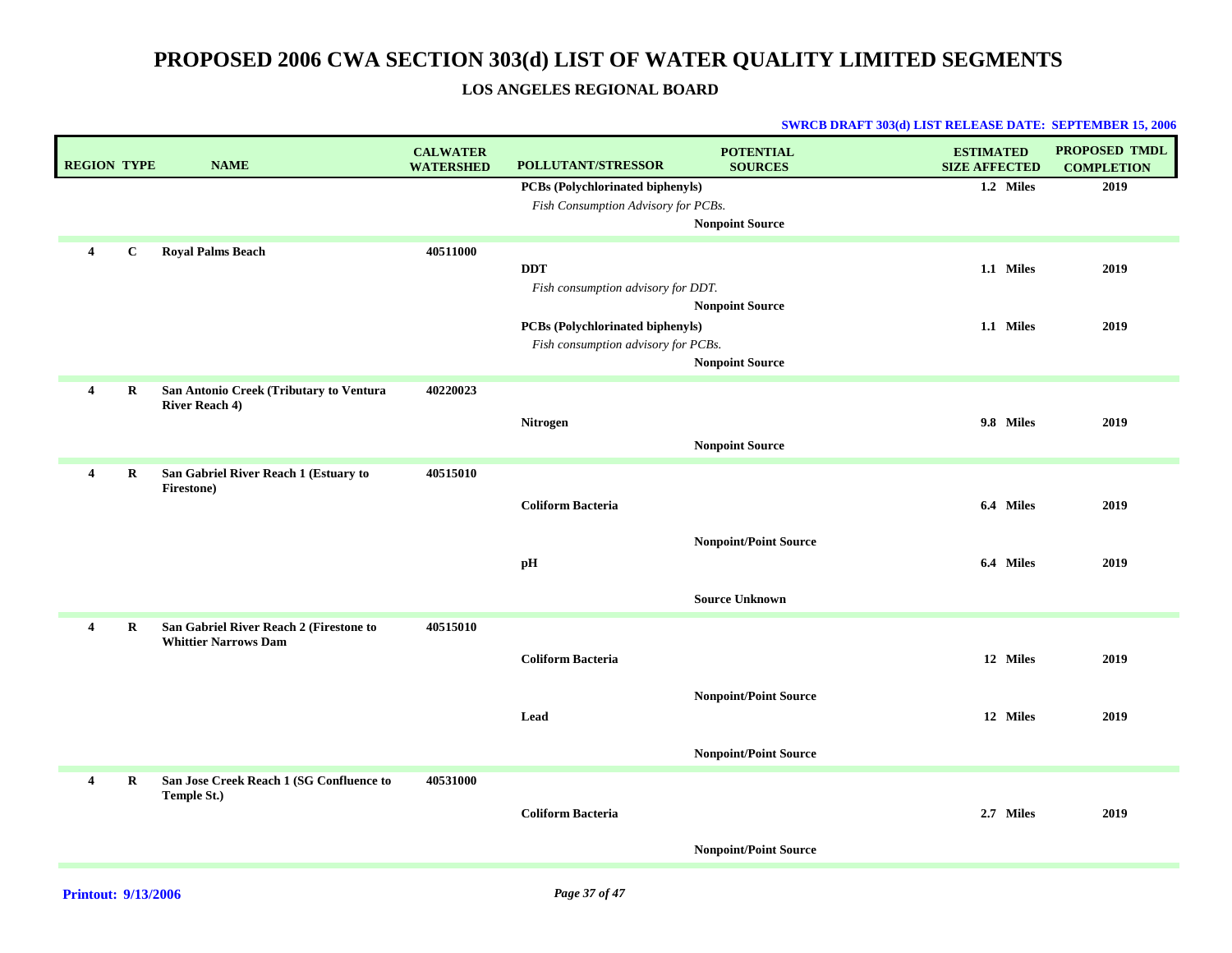# PROPOSED 2006 CWA SECTION 303(d) LIST OF WATER QUALITY LIMITED SEGMENTS

## LOS ANGELES REGIONAL BOARD

**SWRCB DRAFT 303(d) LIST RELEASE DATE: SEPTEMBER 15, 2006**

| REGION | TYPE | NAME | CALWATER WATERSHED | POLLUTANT/STRESSOR | POTENTIAL SOURCES | ESTIMATED SIZE AFFECTED | PROPOSED TMDL COMPLETION |
|---|---|---|---|---|---|---|---|
| | | | | **PCBs (Polychlorinated biphenyls)** | | **1.2 Miles** | **2019** |
| | | | | *Fish Consumption Advisory for PCBs.* | | | |
| | | | | | **Nonpoint Source** | | |
| **4** | **C** | **Royal Palms Beach** | **40511000** | | | | |
| | | | | **DDT** | | **1.1 Miles** | **2019** |
| | | | | *Fish consumption advisory for DDT.* | | | |
| | | | | | **Nonpoint Source** | | |
| | | | | **PCBs (Polychlorinated biphenyls)** | | **1.1 Miles** | **2019** |
| | | | | *Fish consumption advisory for PCBs.* | | | |
| | | | | | **Nonpoint Source** | | |
| **4** | **R** | **San Antonio Creek (Tributary to Ventura River Reach 4)** | **40220023** | | | | |
| | | | | **Nitrogen** | | **9.8 Miles** | **2019** |
| | | | | | **Nonpoint Source** | | |
| **4** | **R** | **San Gabriel River Reach 1 (Estuary to Firestone)** | **40515010** | | | | |
| | | | | **Coliform Bacteria** | | **6.4 Miles** | **2019** |
| | | | | | **Nonpoint/Point Source** | | |
| | | | | **pH** | | **6.4 Miles** | **2019** |
| | | | | | **Source Unknown** | | |
| **4** | **R** | **San Gabriel River Reach 2 (Firestone to Whittier Narrows Dam** | **40515010** | | | | |
| | | | | **Coliform Bacteria** | | **12 Miles** | **2019** |
| | | | | | **Nonpoint/Point Source** | | |
| | | | | **Lead** | | **12 Miles** | **2019** |
| | | | | | **Nonpoint/Point Source** | | |
| **4** | **R** | **San Jose Creek Reach 1 (SG Confluence to Temple St.)** | **40531000** | | | | |
| | | | | **Coliform Bacteria** | | **2.7 Miles** | **2019** |
| | | | | | **Nonpoint/Point Source** | | |

**Printout: 9/13/2006**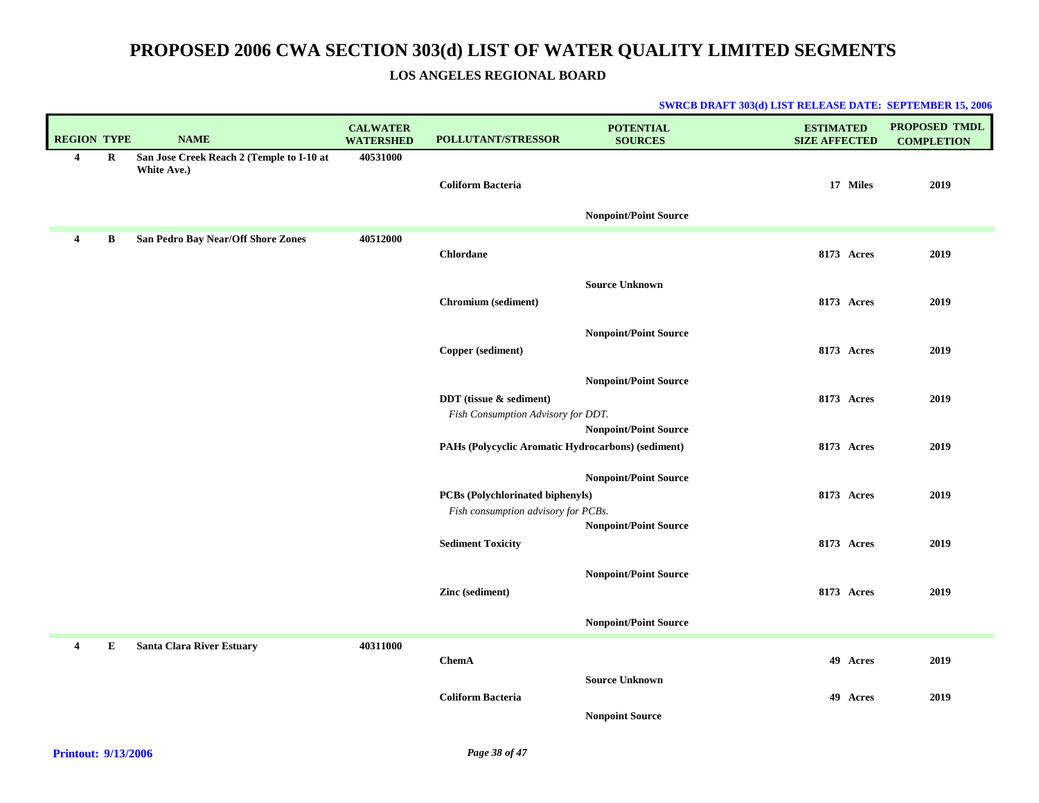# PROPOSED 2006 CWA SECTION 303(d) LIST OF WATER QUALITY LIMITED SEGMENTS

## LOS ANGELES REGIONAL BOARD

**SWRCB DRAFT 303(d) LIST RELEASE DATE: SEPTEMBER 15, 2006**

| REGION | TYPE | NAME | CALWATER WATERSHED | POLLUTANT/STRESSOR | POTENTIAL SOURCES | ESTIMATED SIZE AFFECTED | PROPOSED TMDL COMPLETION |
|---|---|---|---|---|---|---|---|
| 4 | R | San Jose Creek Reach 2 (Temple to I-10 at White Ave.) | 40531000 | | | | |
| | | | | Coliform Bacteria | | 17 Miles | 2019 |
| | | | | | Nonpoint/Point Source | | |
| 4 | B | San Pedro Bay Near/Off Shore Zones | 40512000 | | | | |
| | | | | Chlordane | | 8173 Acres | 2019 |
| | | | | | Source Unknown | | |
| | | | | Chromium (sediment) | | 8173 Acres | 2019 |
| | | | | | Nonpoint/Point Source | | |
| | | | | Copper (sediment) | | 8173 Acres | 2019 |
| | | | | | Nonpoint/Point Source | | |
| | | | | DDT (tissue & sediment)<br>*Fish Consumption Advisory for DDT.* | | 8173 Acres | 2019 |
| | | | | | Nonpoint/Point Source | | |
| | | | | PAHs (Polycyclic Aromatic Hydrocarbons) (sediment) | | 8173 Acres | 2019 |
| | | | | | Nonpoint/Point Source | | |
| | | | | PCBs (Polychlorinated biphenyls)<br>*Fish consumption advisory for PCBs.* | | 8173 Acres | 2019 |
| | | | | | Nonpoint/Point Source | | |
| | | | | Sediment Toxicity | | 8173 Acres | 2019 |
| | | | | | Nonpoint/Point Source | | |
| | | | | Zinc (sediment) | | 8173 Acres | 2019 |
| | | | | | Nonpoint/Point Source | | |
| 4 | E | Santa Clara River Estuary | 40311000 | | | | |
| | | | | ChemA | | 49 Acres | 2019 |
| | | | | | Source Unknown | | |
| | | | | Coliform Bacteria | | 49 Acres | 2019 |
| | | | | | Nonpoint Source | | |

**Printout: 9/13/2006**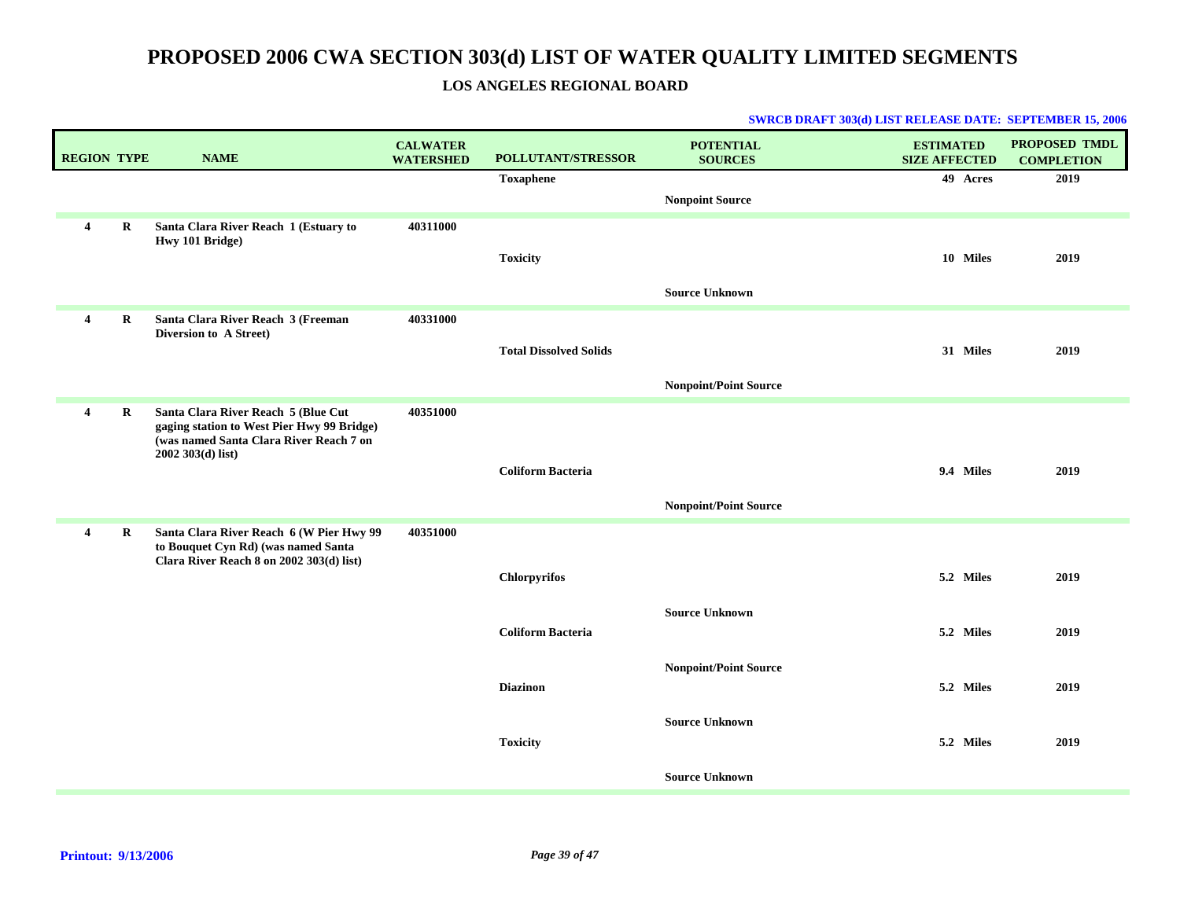# PROPOSED 2006 CWA SECTION 303(d) LIST OF WATER QUALITY LIMITED SEGMENTS

## LOS ANGELES REGIONAL BOARD

**SWRCB DRAFT 303(d) LIST RELEASE DATE: SEPTEMBER 15, 2006**

| REGION | TYPE | NAME | CALWATER WATERSHED | POLLUTANT/STRESSOR | POTENTIAL SOURCES | ESTIMATED SIZE AFFECTED | PROPOSED TMDL COMPLETION |
|---|---|---|---|---|---|---|---|
| | | | | Toxaphene | | 49 Acres | 2019 |
| | | | | | Nonpoint Source | | |
| 4 | R | Santa Clara River Reach 1 (Estuary to Hwy 101 Bridge) | 40311000 | | | | |
| | | | | Toxicity | | 10 Miles | 2019 |
| | | | | | Source Unknown | | |
| 4 | R | Santa Clara River Reach 3 (Freeman Diversion to A Street) | 40331000 | | | | |
| | | | | Total Dissolved Solids | | 31 Miles | 2019 |
| | | | | | Nonpoint/Point Source | | |
| 4 | R | Santa Clara River Reach 5 (Blue Cut gaging station to West Pier Hwy 99 Bridge) (was named Santa Clara River Reach 7 on 2002 303(d) list) | 40351000 | | | | |
| | | | | Coliform Bacteria | | 9.4 Miles | 2019 |
| | | | | | Nonpoint/Point Source | | |
| 4 | R | Santa Clara River Reach 6 (W Pier Hwy 99 to Bouquet Cyn Rd) (was named Santa Clara River Reach 8 on 2002 303(d) list) | 40351000 | | | | |
| | | | | Chlorpyrifos | | 5.2 Miles | 2019 |
| | | | | | Source Unknown | | |
| | | | | Coliform Bacteria | | 5.2 Miles | 2019 |
| | | | | | Nonpoint/Point Source | | |
| | | | | Diazinon | | 5.2 Miles | 2019 |
| | | | | | Source Unknown | | |
| | | | | Toxicity | | 5.2 Miles | 2019 |
| | | | | | Source Unknown | | |

Printout: 9/13/2006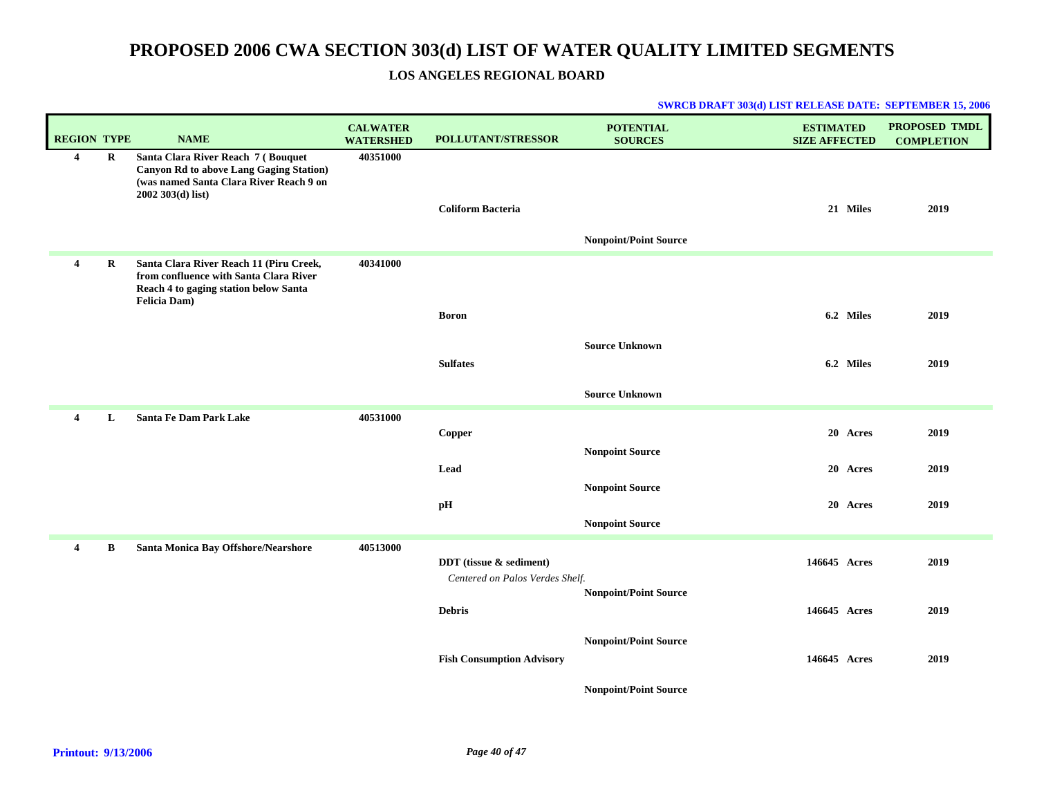# PROPOSED 2006 CWA SECTION 303(d) LIST OF WATER QUALITY LIMITED SEGMENTS

## LOS ANGELES REGIONAL BOARD

**SWRCB DRAFT 303(d) LIST RELEASE DATE: SEPTEMBER 15, 2006**

| REGION | TYPE | NAME | CALWATER WATERSHED | POLLUTANT/STRESSOR | POTENTIAL SOURCES | ESTIMATED SIZE AFFECTED | PROPOSED TMDL COMPLETION |
|---|---|---|---|---|---|---|---|
| **4** | **R** | **Santa Clara River Reach 7 ( Bouquet Canyon Rd to above Lang Gaging Station) (was named Santa Clara River Reach 9 on 2002 303(d) list)** | **40351000** | | | | |
| | | | | **Coliform Bacteria** | | **21 Miles** | **2019** |
| | | | | | **Nonpoint/Point Source** | | |
| **4** | **R** | **Santa Clara River Reach 11 (Piru Creek, from confluence with Santa Clara River Reach 4 to gaging station below Santa Felicia Dam)** | **40341000** | | | | |
| | | | | **Boron** | | **6.2 Miles** | **2019** |
| | | | | | **Source Unknown** | | |
| | | | | **Sulfates** | | **6.2 Miles** | **2019** |
| | | | | | **Source Unknown** | | |
| **4** | **L** | **Santa Fe Dam Park Lake** | **40531000** | | | | |
| | | | | **Copper** | | **20 Acres** | **2019** |
| | | | | | **Nonpoint Source** | | |
| | | | | **Lead** | | **20 Acres** | **2019** |
| | | | | | **Nonpoint Source** | | |
| | | | | **pH** | | **20 Acres** | **2019** |
| | | | | | **Nonpoint Source** | | |
| **4** | **B** | **Santa Monica Bay Offshore/Nearshore** | **40513000** | | | | |
| | | | | **DDT (tissue & sediment)** *Centered on Palos Verdes Shelf.* | | **146645 Acres** | **2019** |
| | | | | | **Nonpoint/Point Source** | | |
| | | | | **Debris** | | **146645 Acres** | **2019** |
| | | | | | **Nonpoint/Point Source** | | |
| | | | | **Fish Consumption Advisory** | | **146645 Acres** | **2019** |
| | | | | | **Nonpoint/Point Source** | | |

**Printout: 9/13/2006**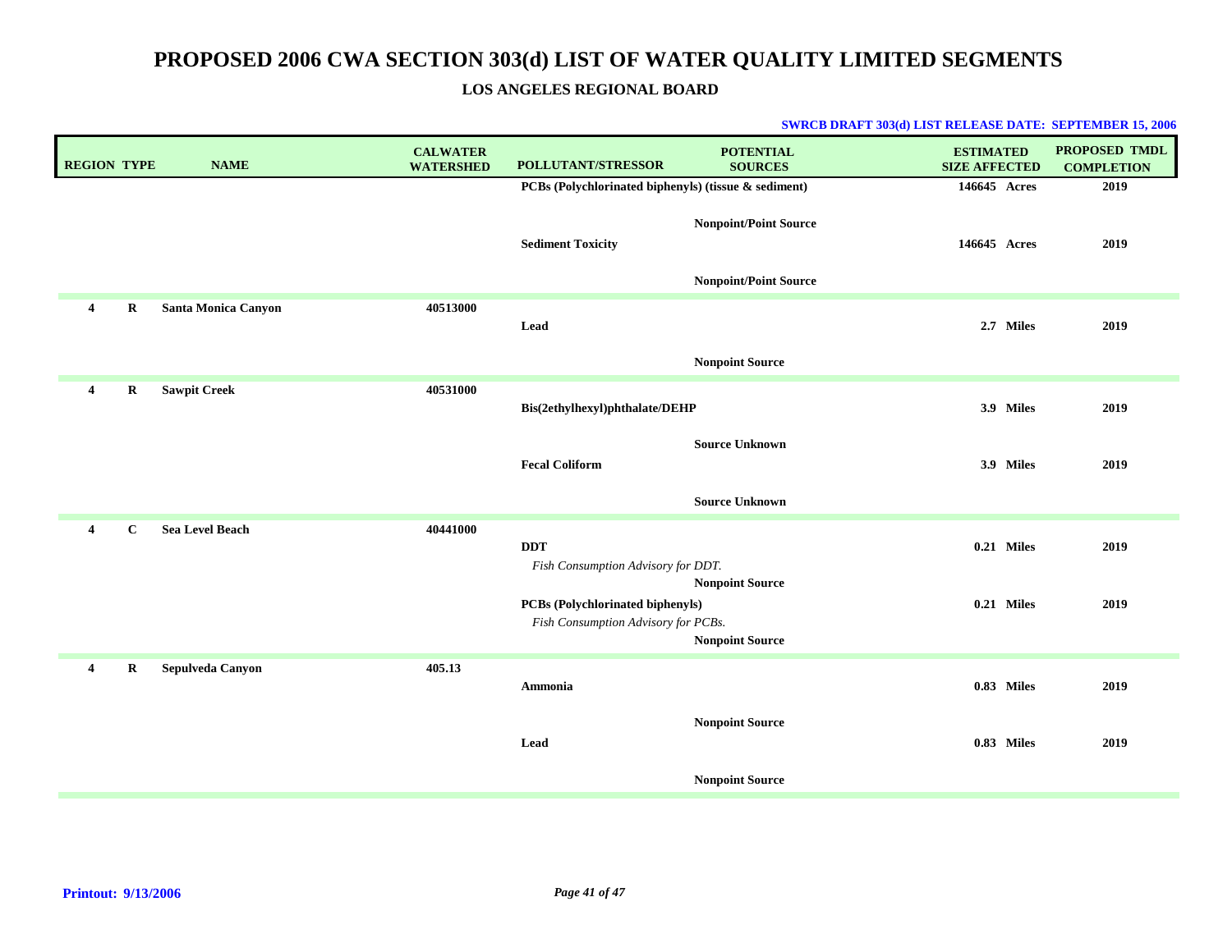# PROPOSED 2006 CWA SECTION 303(d) LIST OF WATER QUALITY LIMITED SEGMENTS

## LOS ANGELES REGIONAL BOARD

**SWRCB DRAFT 303(d) LIST RELEASE DATE: SEPTEMBER 15, 2006**

| REGION | TYPE | NAME | CALWATER WATERSHED | POLLUTANT/STRESSOR | POTENTIAL SOURCES | ESTIMATED SIZE AFFECTED | PROPOSED TMDL COMPLETION |
|---|---|---|---|---|---|---|---|
| | | | | PCBs (Polychlorinated biphenyls) (tissue & sediment) | | 146645 Acres | 2019 |
| | | | | | Nonpoint/Point Source | | |
| | | | | Sediment Toxicity | | 146645 Acres | 2019 |
| | | | | | Nonpoint/Point Source | | |
| 4 | R | Santa Monica Canyon | 40513000 | | | | |
| | | | | Lead | | 2.7 Miles | 2019 |
| | | | | | Nonpoint Source | | |
| 4 | R | Sawpit Creek | 40531000 | | | | |
| | | | | Bis(2ethylhexyl)phthalate/DEHP | | 3.9 Miles | 2019 |
| | | | | | Source Unknown | | |
| | | | | Fecal Coliform | | 3.9 Miles | 2019 |
| | | | | | Source Unknown | | |
| 4 | C | Sea Level Beach | 40441000 | | | | |
| | | | | DDT<br>*Fish Consumption Advisory for DDT.* | | 0.21 Miles | 2019 |
| | | | | | Nonpoint Source | | |
| | | | | PCBs (Polychlorinated biphenyls)<br>*Fish Consumption Advisory for PCBs.* | | 0.21 Miles | 2019 |
| | | | | | Nonpoint Source | | |
| 4 | R | Sepulveda Canyon | 405.13 | | | | |
| | | | | Ammonia | | 0.83 Miles | 2019 |
| | | | | | Nonpoint Source | | |
| | | | | Lead | | 0.83 Miles | 2019 |
| | | | | | Nonpoint Source | | |

Printout: 9/13/2006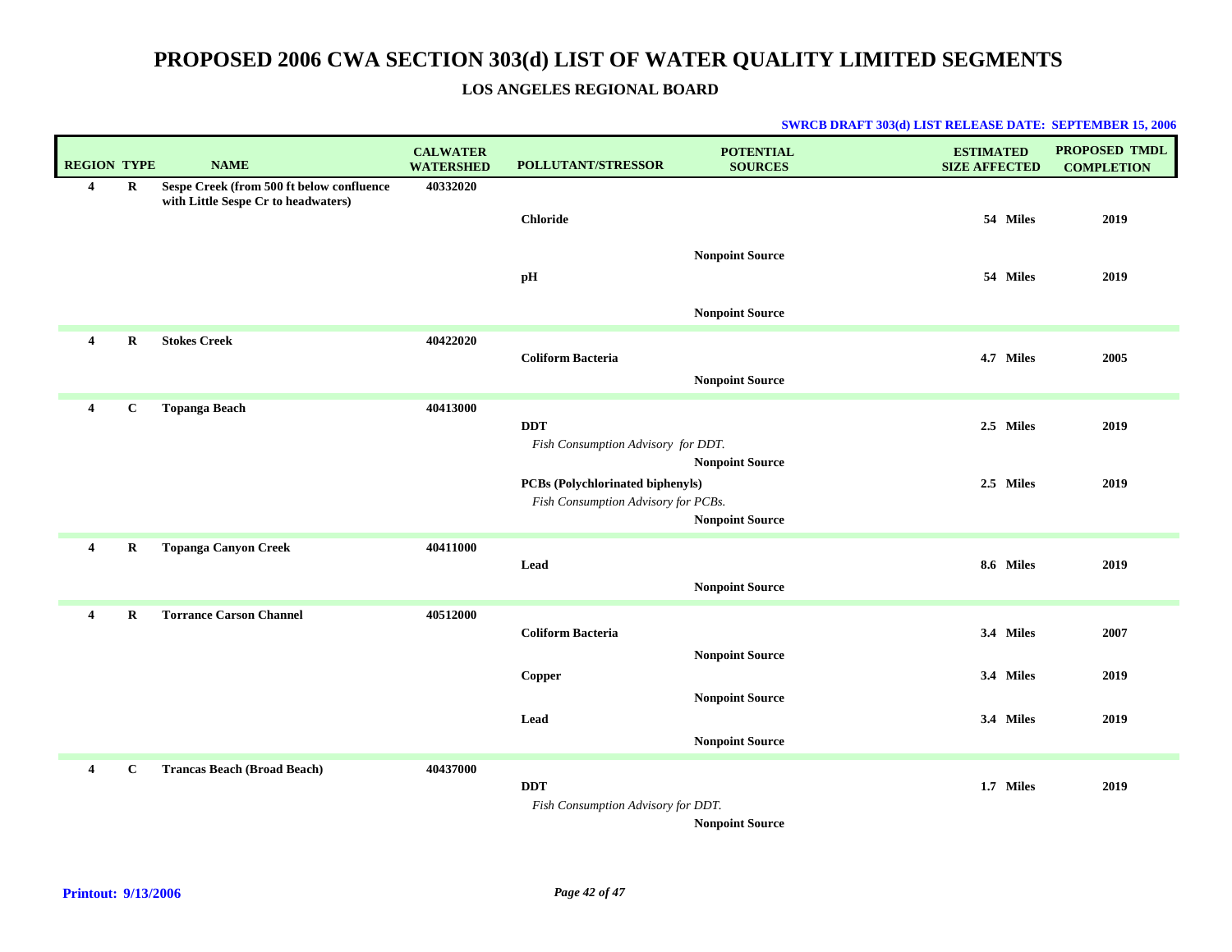# PROPOSED 2006 CWA SECTION 303(d) LIST OF WATER QUALITY LIMITED SEGMENTS

## LOS ANGELES REGIONAL BOARD

**SWRCB DRAFT 303(d) LIST RELEASE DATE: SEPTEMBER 15, 2006**

| REGION | TYPE | NAME | CALWATER WATERSHED | POLLUTANT/STRESSOR | POTENTIAL SOURCES | ESTIMATED SIZE AFFECTED | PROPOSED TMDL COMPLETION |
|---|---|---|---|---|---|---|---|
| **4** | **R** | **Sespe Creek (from 500 ft below confluence with Little Sespe Cr to headwaters)** | **40332020** | | | | |
| | | | | **Chloride** | | **54 Miles** | **2019** |
| | | | | | **Nonpoint Source** | | |
| | | | | **pH** | | **54 Miles** | **2019** |
| | | | | | **Nonpoint Source** | | |
| **4** | **R** | **Stokes Creek** | **40422020** | | | | |
| | | | | **Coliform Bacteria** | | **4.7 Miles** | **2005** |
| | | | | | **Nonpoint Source** | | |
| **4** | **C** | **Topanga Beach** | **40413000** | | | | |
| | | | | **DDT** *Fish Consumption Advisory for DDT.* | | **2.5 Miles** | **2019** |
| | | | | | **Nonpoint Source** | | |
| | | | | **PCBs (Polychlorinated biphenyls)** *Fish Consumption Advisory for PCBs.* | | **2.5 Miles** | **2019** |
| | | | | | **Nonpoint Source** | | |
| **4** | **R** | **Topanga Canyon Creek** | **40411000** | | | | |
| | | | | **Lead** | | **8.6 Miles** | **2019** |
| | | | | | **Nonpoint Source** | | |
| **4** | **R** | **Torrance Carson Channel** | **40512000** | | | | |
| | | | | **Coliform Bacteria** | | **3.4 Miles** | **2007** |
| | | | | | **Nonpoint Source** | | |
| | | | | **Copper** | | **3.4 Miles** | **2019** |
| | | | | | **Nonpoint Source** | | |
| | | | | **Lead** | | **3.4 Miles** | **2019** |
| | | | | | **Nonpoint Source** | | |
| **4** | **C** | **Trancas Beach (Broad Beach)** | **40437000** | | | | |
| | | | | **DDT** *Fish Consumption Advisory for DDT.* | | **1.7 Miles** | **2019** |
| | | | | | **Nonpoint Source** | | |

**Printout: 9/13/2006**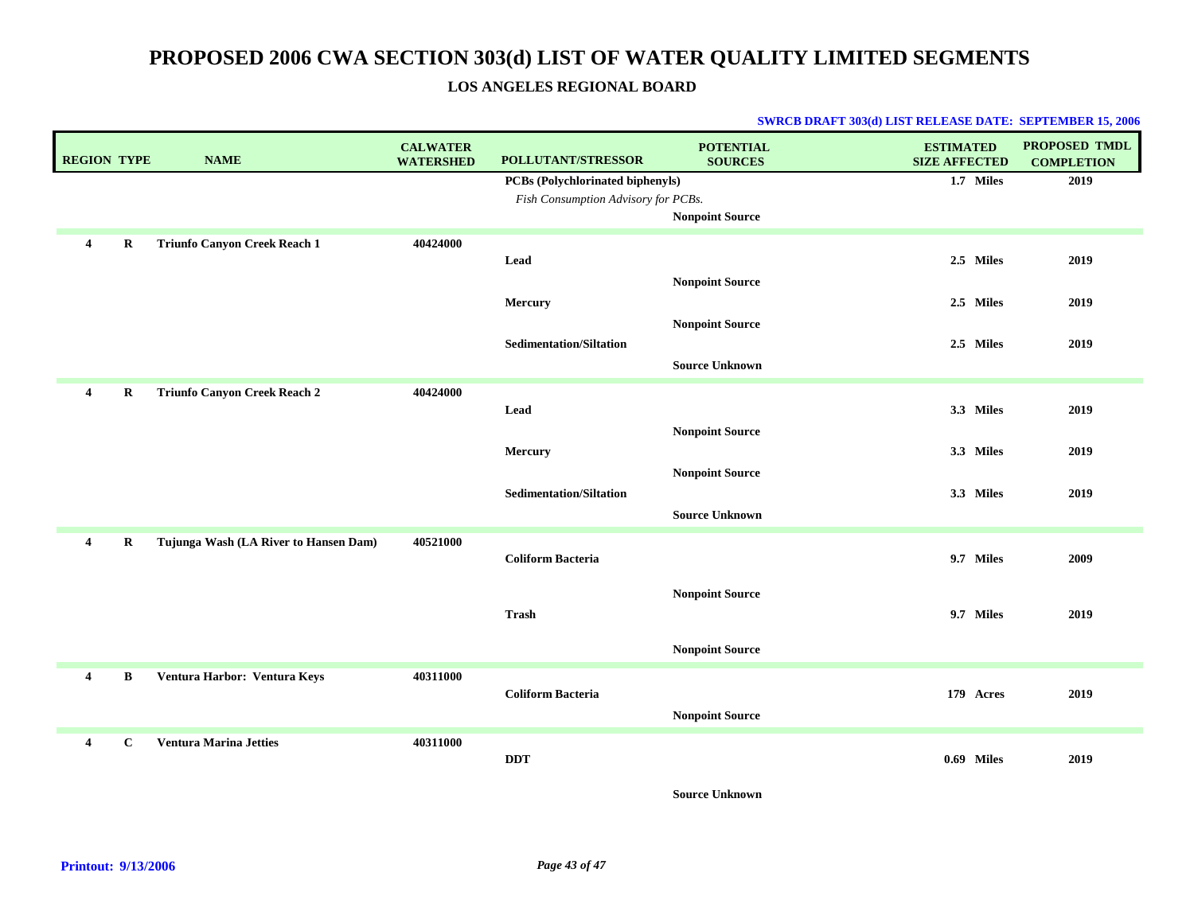# PROPOSED 2006 CWA SECTION 303(d) LIST OF WATER QUALITY LIMITED SEGMENTS

## LOS ANGELES REGIONAL BOARD

**SWRCB DRAFT 303(d) LIST RELEASE DATE: SEPTEMBER 15, 2006**

| REGION | TYPE | NAME | CALWATER WATERSHED | POLLUTANT/STRESSOR | POTENTIAL SOURCES | ESTIMATED SIZE AFFECTED | PROPOSED TMDL COMPLETION |
|---|---|---|---|---|---|---|---|
| | | | | **PCBs (Polychlorinated biphenyls)** | | **1.7 Miles** | **2019** |
| | | | | *Fish Consumption Advisory for PCBs.* | | | |
| | | | | | **Nonpoint Source** | | |
| **4** | **R** | **Triunfo Canyon Creek Reach 1** | **40424000** | | | | |
| | | | | **Lead** | | **2.5 Miles** | **2019** |
| | | | | | **Nonpoint Source** | | |
| | | | | **Mercury** | | **2.5 Miles** | **2019** |
| | | | | | **Nonpoint Source** | | |
| | | | | **Sedimentation/Siltation** | | **2.5 Miles** | **2019** |
| | | | | | **Source Unknown** | | |
| **4** | **R** | **Triunfo Canyon Creek Reach 2** | **40424000** | | | | |
| | | | | **Lead** | | **3.3 Miles** | **2019** |
| | | | | | **Nonpoint Source** | | |
| | | | | **Mercury** | | **3.3 Miles** | **2019** |
| | | | | | **Nonpoint Source** | | |
| | | | | **Sedimentation/Siltation** | | **3.3 Miles** | **2019** |
| | | | | | **Source Unknown** | | |
| **4** | **R** | **Tujunga Wash (LA River to Hansen Dam)** | **40521000** | | | | |
| | | | | **Coliform Bacteria** | | **9.7 Miles** | **2009** |
| | | | | | **Nonpoint Source** | | |
| | | | | **Trash** | | **9.7 Miles** | **2019** |
| | | | | | **Nonpoint Source** | | |
| **4** | **B** | **Ventura Harbor: Ventura Keys** | **40311000** | | | | |
| | | | | **Coliform Bacteria** | | **179 Acres** | **2019** |
| | | | | | **Nonpoint Source** | | |
| **4** | **C** | **Ventura Marina Jetties** | **40311000** | | | | |
| | | | | **DDT** | | **0.69 Miles** | **2019** |
| | | | | | **Source Unknown** | | |

**Printout: 9/13/2006**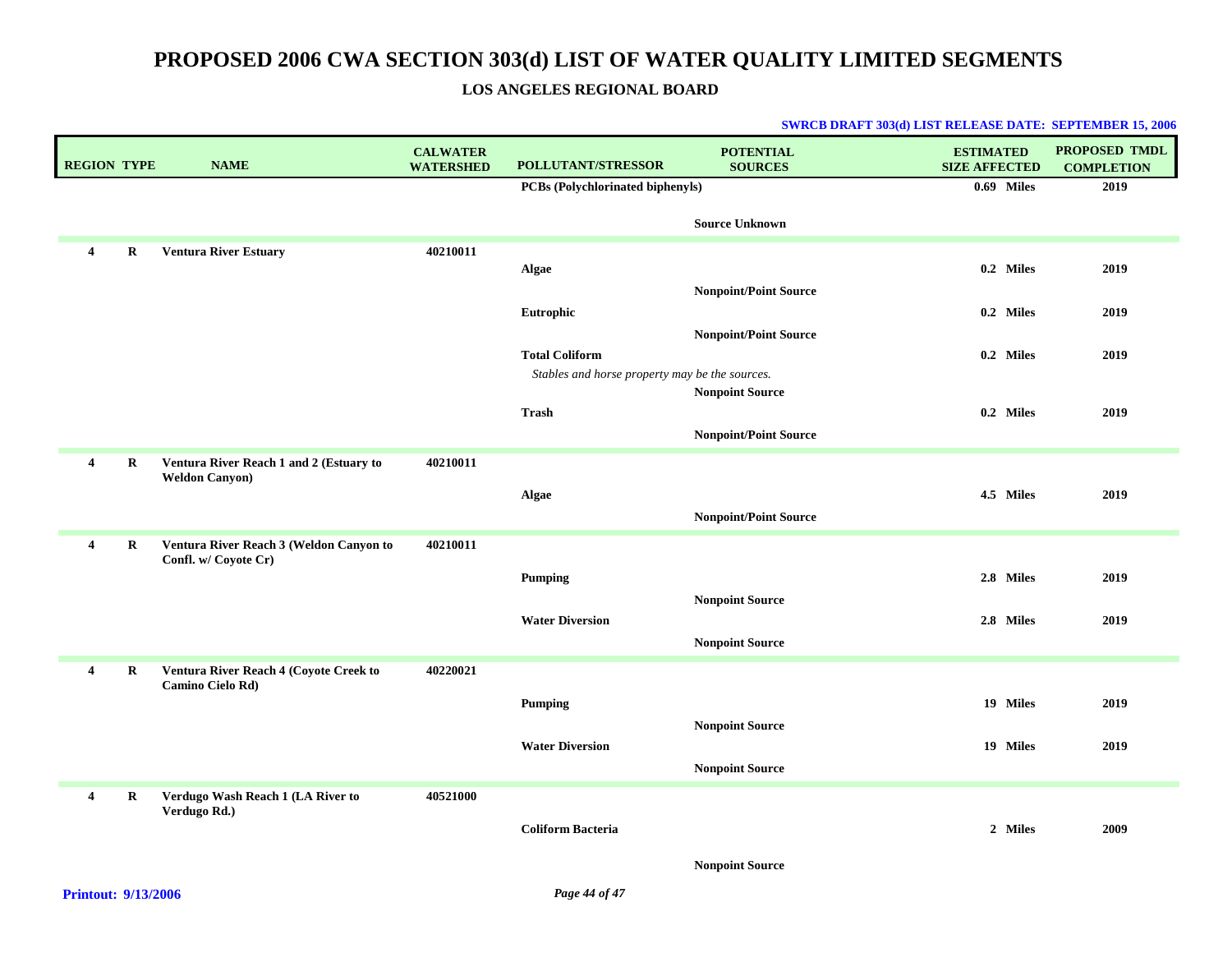# PROPOSED 2006 CWA SECTION 303(d) LIST OF WATER QUALITY LIMITED SEGMENTS

## LOS ANGELES REGIONAL BOARD

**SWRCB DRAFT 303(d) LIST RELEASE DATE: SEPTEMBER 15, 2006**

| REGION | TYPE | NAME | CALWATER WATERSHED | POLLUTANT/STRESSOR | POTENTIAL SOURCES | ESTIMATED SIZE AFFECTED | PROPOSED TMDL COMPLETION |
|---|---|---|---|---|---|---|---|
| | | | | **PCBs (Polychlorinated biphenyls)** | | **0.69 Miles** | **2019** |
| | | | | | **Source Unknown** | | |
| **4** | **R** | **Ventura River Estuary** | **40210011** | | | | |
| | | | | **Algae** | | **0.2 Miles** | **2019** |
| | | | | | **Nonpoint/Point Source** | | |
| | | | | **Eutrophic** | | **0.2 Miles** | **2019** |
| | | | | | **Nonpoint/Point Source** | | |
| | | | | **Total Coliform** | | **0.2 Miles** | **2019** |
| | | | | *Stables and horse property may be the sources.* | | | |
| | | | | | **Nonpoint Source** | | |
| | | | | **Trash** | | **0.2 Miles** | **2019** |
| | | | | | **Nonpoint/Point Source** | | |
| **4** | **R** | **Ventura River Reach 1 and 2 (Estuary to Weldon Canyon)** | **40210011** | | | | |
| | | | | **Algae** | | **4.5 Miles** | **2019** |
| | | | | | **Nonpoint/Point Source** | | |
| **4** | **R** | **Ventura River Reach 3 (Weldon Canyon to Confl. w/ Coyote Cr)** | **40210011** | | | | |
| | | | | **Pumping** | | **2.8 Miles** | **2019** |
| | | | | | **Nonpoint Source** | | |
| | | | | **Water Diversion** | | **2.8 Miles** | **2019** |
| | | | | | **Nonpoint Source** | | |
| **4** | **R** | **Ventura River Reach 4 (Coyote Creek to Camino Cielo Rd)** | **40220021** | | | | |
| | | | | **Pumping** | | **19 Miles** | **2019** |
| | | | | | **Nonpoint Source** | | |
| | | | | **Water Diversion** | | **19 Miles** | **2019** |
| | | | | | **Nonpoint Source** | | |
| **4** | **R** | **Verdugo Wash Reach 1 (LA River to Verdugo Rd.)** | **40521000** | | | | |
| | | | | **Coliform Bacteria** | | **2 Miles** | **2009** |
| | | | | | **Nonpoint Source** | | |

**Printout: 9/13/2006**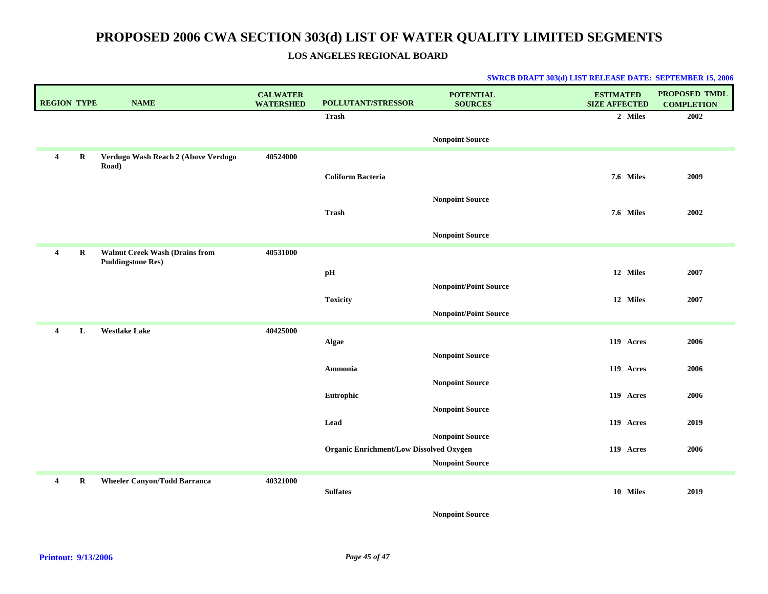# PROPOSED 2006 CWA SECTION 303(d) LIST OF WATER QUALITY LIMITED SEGMENTS

## LOS ANGELES REGIONAL BOARD

**SWRCB DRAFT 303(d) LIST RELEASE DATE: SEPTEMBER 15, 2006**

| REGION | TYPE | NAME | CALWATER WATERSHED | POLLUTANT/STRESSOR | POTENTIAL SOURCES | ESTIMATED SIZE AFFECTED | PROPOSED TMDL COMPLETION |
|---|---|---|---|---|---|---|---|
| | | | | Trash | | 2 Miles | 2002 |
| | | | | | Nonpoint Source | | |
| 4 | R | Verdugo Wash Reach 2 (Above Verdugo Road) | 40524000 | | | | |
| | | | | Coliform Bacteria | | 7.6 Miles | 2009 |
| | | | | | Nonpoint Source | | |
| | | | | Trash | | 7.6 Miles | 2002 |
| | | | | | Nonpoint Source | | |
| 4 | R | Walnut Creek Wash (Drains from Puddingstone Res) | 40531000 | | | | |
| | | | | pH | | 12 Miles | 2007 |
| | | | | | Nonpoint/Point Source | | |
| | | | | Toxicity | | 12 Miles | 2007 |
| | | | | | Nonpoint/Point Source | | |
| 4 | L | Westlake Lake | 40425000 | | | | |
| | | | | Algae | | 119 Acres | 2006 |
| | | | | | Nonpoint Source | | |
| | | | | Ammonia | | 119 Acres | 2006 |
| | | | | | Nonpoint Source | | |
| | | | | Eutrophic | | 119 Acres | 2006 |
| | | | | | Nonpoint Source | | |
| | | | | Lead | | 119 Acres | 2019 |
| | | | | | Nonpoint Source | | |
| | | | | Organic Enrichment/Low Dissolved Oxygen | | 119 Acres | 2006 |
| | | | | | Nonpoint Source | | |
| 4 | R | Wheeler Canyon/Todd Barranca | 40321000 | | | | |
| | | | | Sulfates | | 10 Miles | 2019 |
| | | | | | Nonpoint Source | | |

Printout: 9/13/2006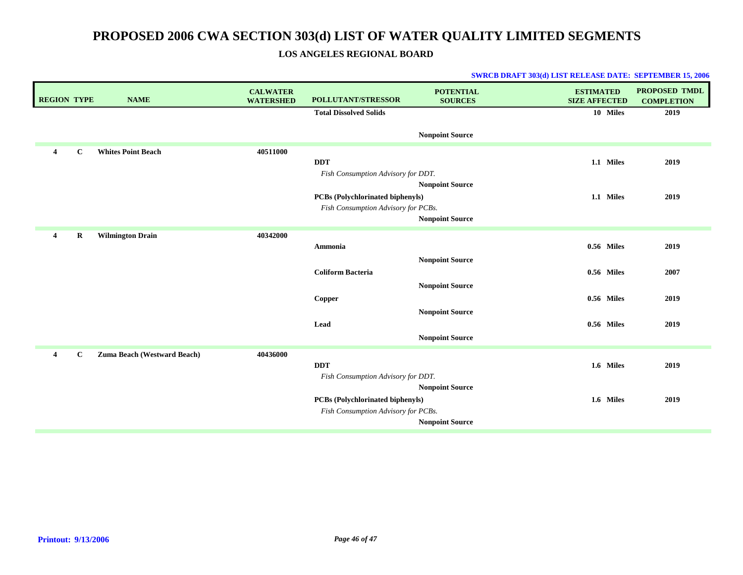# PROPOSED 2006 CWA SECTION 303(d) LIST OF WATER QUALITY LIMITED SEGMENTS

## LOS ANGELES REGIONAL BOARD

**SWRCB DRAFT 303(d) LIST RELEASE DATE: SEPTEMBER 15, 2006**

| REGION | TYPE | NAME | CALWATER WATERSHED | POLLUTANT/STRESSOR | POTENTIAL SOURCES | ESTIMATED SIZE AFFECTED | PROPOSED TMDL COMPLETION |
|---|---|---|---|---|---|---|---|
| | | | | **Total Dissolved Solids** | | **10 Miles** | **2019** |
| | | | | | **Nonpoint Source** | | |
| **4** | **C** | **Whites Point Beach** | **40511000** | | | | |
| | | | | **DDT** | | **1.1 Miles** | **2019** |
| | | | | *Fish Consumption Advisory for DDT.* | | | |
| | | | | | **Nonpoint Source** | | |
| | | | | **PCBs (Polychlorinated biphenyls)** | | **1.1 Miles** | **2019** |
| | | | | *Fish Consumption Advisory for PCBs.* | | | |
| | | | | | **Nonpoint Source** | | |
| **4** | **R** | **Wilmington Drain** | **40342000** | | | | |
| | | | | **Ammonia** | | **0.56 Miles** | **2019** |
| | | | | | **Nonpoint Source** | | |
| | | | | **Coliform Bacteria** | | **0.56 Miles** | **2007** |
| | | | | | **Nonpoint Source** | | |
| | | | | **Copper** | | **0.56 Miles** | **2019** |
| | | | | | **Nonpoint Source** | | |
| | | | | **Lead** | | **0.56 Miles** | **2019** |
| | | | | | **Nonpoint Source** | | |
| **4** | **C** | **Zuma Beach (Westward Beach)** | **40436000** | | | | |
| | | | | **DDT** | | **1.6 Miles** | **2019** |
| | | | | *Fish Consumption Advisory for DDT.* | | | |
| | | | | | **Nonpoint Source** | | |
| | | | | **PCBs (Polychlorinated biphenyls)** | | **1.6 Miles** | **2019** |
| | | | | *Fish Consumption Advisory for PCBs.* | | | |
| | | | | | **Nonpoint Source** | | |

**Printout: 9/13/2006**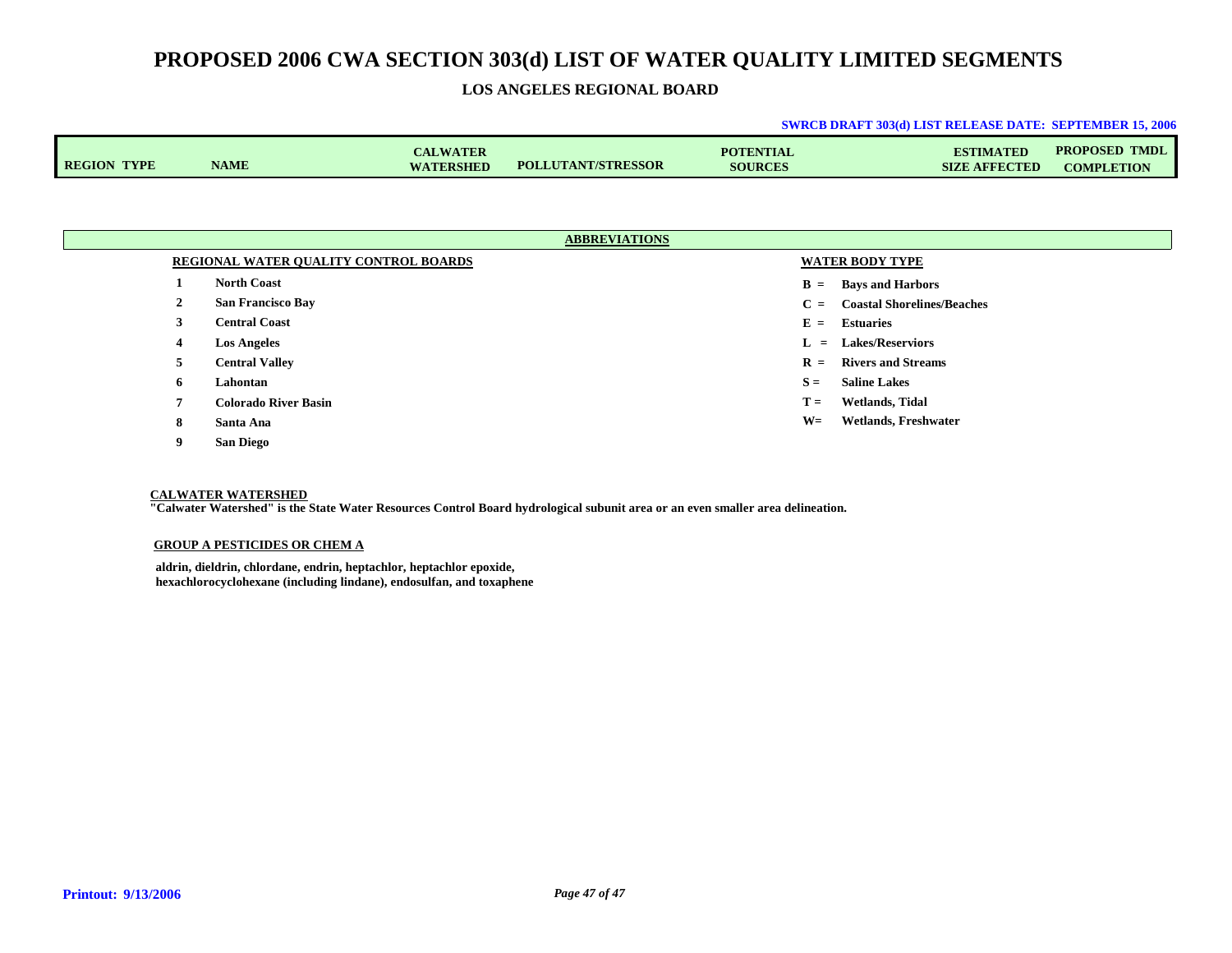# PROPOSED 2006 CWA SECTION 303(d) LIST OF WATER QUALITY LIMITED SEGMENTS

## LOS ANGELES REGIONAL BOARD

**SWRCB DRAFT 303(d) LIST RELEASE DATE: SEPTEMBER 15, 2006**

| REGION | TYPE | NAME | CALWATER WATERSHED | POLLUTANT/STRESSOR | POTENTIAL SOURCES | ESTIMATED SIZE AFFECTED | PROPOSED TMDL COMPLETION |
|---|---|---|---|---|---|---|---|

## ABBREVIATIONS

**REGIONAL WATER QUALITY CONTROL BOARDS**

| | |
|---|---|
| **1** | **North Coast** |
| **2** | **San Francisco Bay** |
| **3** | **Central Coast** |
| **4** | **Los Angeles** |
| **5** | **Central Valley** |
| **6** | **Lahontan** |
| **7** | **Colorado River Basin** |
| **8** | **Santa Ana** |
| **9** | **San Diego** |

**WATER BODY TYPE**

| | |
|---|---|
| **B =** | **Bays and Harbors** |
| **C =** | **Coastal Shorelines/Beaches** |
| **E =** | **Estuaries** |
| **L =** | **Lakes/Reserviors** |
| **R =** | **Rivers and Streams** |
| **S =** | **Saline Lakes** |
| **T =** | **Wetlands, Tidal** |
| **W=** | **Wetlands, Freshwater** |

**CALWATER WATERSHED**

**"Calwater Watershed" is the State Water Resources Control Board hydrological subunit area or an even smaller area delineation.**

**GROUP A PESTICIDES OR CHEM A**

**aldrin, dieldrin, chlordane, endrin, heptachlor, heptachlor epoxide, hexachlorocyclohexane (including lindane), endosulfan, and toxaphene**

**Printout: 9/13/2006**